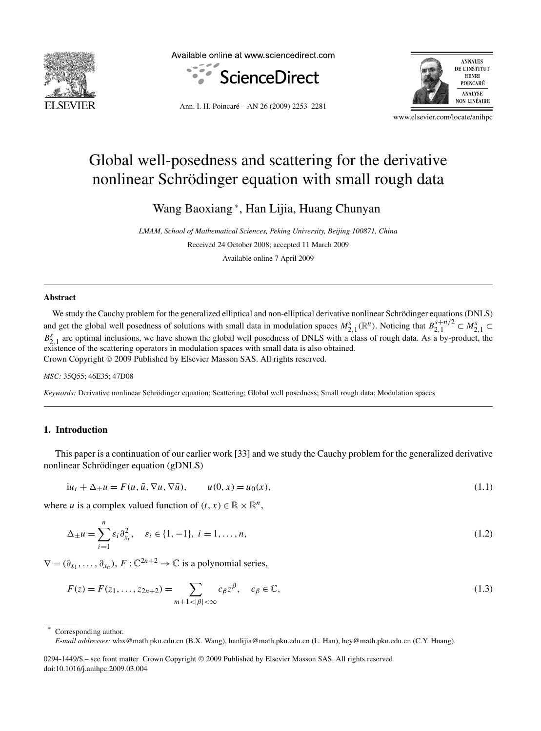# Global well-posedness and scattering for the derivative nonlinear Schrödinger equation with small rough data

Wang Baoxiang *, Han Lijia, Huang Chunyan

*LMAM, School of Mathematical Sciences, Peking University, Beijing 100871, China*

Received 24 October 2008; accepted 11 March 2009

Available online 7 April 2009

---

### Abstract

We study the Cauchy problem for the generalized elliptical and non-elliptical derivative nonlinear Schrödinger equations (DNLS) and get the global well posedness of solutions with small data in modulation spaces $M^s_{2,1}(\mathbb{R}^n)$. Noticing that $B^{s+n/2}_{2,1} \subset M^s_{2,1} \subset B^s_{2,1}$ are optimal inclusions, we have shown the global well posedness of DNLS with a class of rough data. As a by-product, the existence of the scattering operators in modulation spaces with small data is also obtained.
Crown Copyright © 2009 Published by Elsevier Masson SAS. All rights reserved.

*MSC:* 35Q55; 46E35; 47D08

*Keywords:* Derivative nonlinear Schrödinger equation; Scattering; Global well posedness; Small rough data; Modulation spaces

---

## 1. Introduction

This paper is a continuation of our earlier work [33] and we study the Cauchy problem for the generalized derivative nonlinear Schrödinger equation (gDNLS)

$$\mathrm{i}u_t + \Delta_\pm u = F(u, \bar{u}, \nabla u, \nabla \bar{u}), \qquad u(0,x) = u_0(x), \tag{1.1}$$

where $u$ is a complex valued function of $(t,x) \in \mathbb{R} \times \mathbb{R}^n$,

$$\Delta_\pm u = \sum_{i=1}^{n} \varepsilon_i \partial^2_{x_i}, \quad \varepsilon_i \in \{1, -1\},\ i = 1, \dots, n, \tag{1.2}$$

$\nabla = (\partial_{x_1}, \dots, \partial_{x_n})$, $F : \mathbb{C}^{2n+2} \to \mathbb{C}$ is a polynomial series,

$$F(z) = F(z_1, \dots, z_{2n+2}) = \sum_{m+1 < |\beta| < \infty} c_\beta z^\beta, \quad c_\beta \in \mathbb{C}, \tag{1.3}$$

---

\* Corresponding author.
*E-mail addresses:* wbx@math.pku.edu.cn (B.X. Wang), hanlijia@math.pku.edu.cn (L. Han), hcy@math.pku.edu.cn (C.Y. Huang).

0294-1449/$ – see front matter Crown Copyright © 2009 Published by Elsevier Masson SAS. All rights reserved.
doi:10.1016/j.anihpc.2009.03.004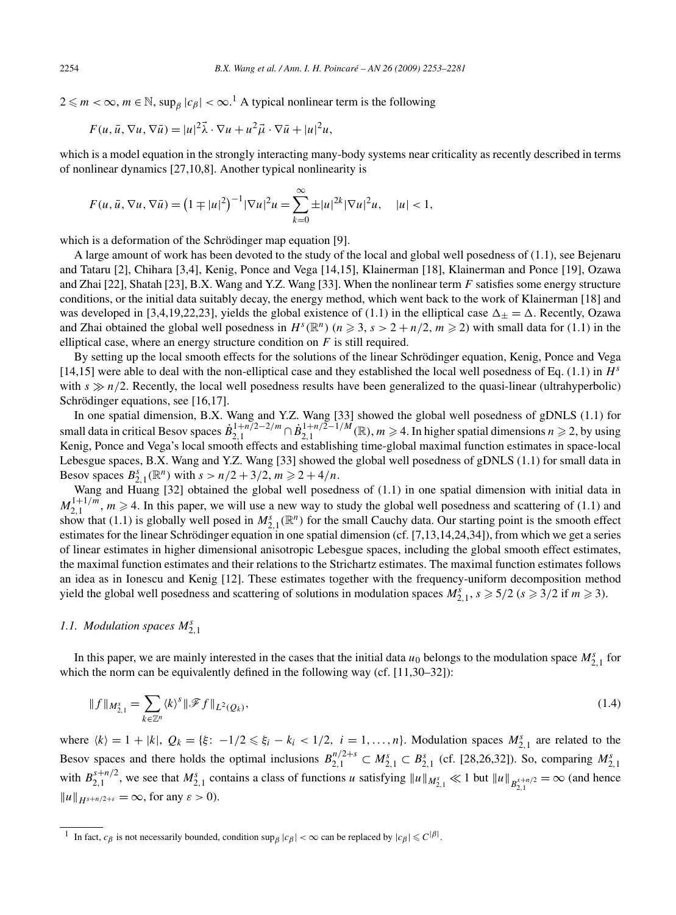$2 \leqslant m < \infty$, $m \in \mathbb{N}$, $\sup_\beta |c_\beta| < \infty$.[1] A typical nonlinear term is the following

$$F(u, \bar{u}, \nabla u, \nabla \bar{u}) = |u|^2 \vec{\lambda} \cdot \nabla u + u^2 \vec{\mu} \cdot \nabla \bar{u} + |u|^2 u,$$

which is a model equation in the strongly interacting many-body systems near criticality as recently described in terms of nonlinear dynamics [27,10,8]. Another typical nonlinearity is

$$F(u, \bar{u}, \nabla u, \nabla \bar{u}) = \left(1 \mp |u|^2\right)^{-1} |\nabla u|^2 u = \sum_{k=0}^{\infty} \pm |u|^{2k} |\nabla u|^2 u, \quad |u| < 1,$$

which is a deformation of the Schrödinger map equation [9].

A large amount of work has been devoted to the study of the local and global well posedness of (1.1), see Bejenaru and Tataru [2], Chihara [3,4], Kenig, Ponce and Vega [14,15], Klainerman [18], Klainerman and Ponce [19], Ozawa and Zhai [22], Shatah [23], B.X. Wang and Y.Z. Wang [33]. When the nonlinear term $F$ satisfies some energy structure conditions, or the initial data suitably decay, the energy method, which went back to the work of Klainerman [18] and was developed in [3,4,19,22,23], yields the global existence of (1.1) in the elliptical case $\Delta_\pm = \Delta$. Recently, Ozawa and Zhai obtained the global well posedness in $H^s(\mathbb{R}^n)$ ($n \geqslant 3$, $s > 2 + n/2$, $m \geqslant 2$) with small data for (1.1) in the elliptical case, where an energy structure condition on $F$ is still required.

By setting up the local smooth effects for the solutions of the linear Schrödinger equation, Kenig, Ponce and Vega [14,15] were able to deal with the non-elliptical case and they established the local well posedness of Eq. (1.1) in $H^s$ with $s \gg n/2$. Recently, the local well posedness results have been generalized to the quasi-linear (ultrahyperbolic) Schrödinger equations, see [16,17].

In one spatial dimension, B.X. Wang and Y.Z. Wang [33] showed the global well posedness of gDNLS (1.1) for small data in critical Besov spaces $\dot{B}^{1+n/2-2/m}_{2,1} \cap \dot{B}^{1+n/2-1/M}_{2,1}(\mathbb{R})$, $m \geqslant 4$. In higher spatial dimensions $n \geqslant 2$, by using Kenig, Ponce and Vega's local smooth effects and establishing time-global maximal function estimates in space-local Lebesgue spaces, B.X. Wang and Y.Z. Wang [33] showed the global well posedness of gDNLS (1.1) for small data in Besov spaces $B^s_{2,1}(\mathbb{R}^n)$ with $s > n/2 + 3/2$, $m \geqslant 2 + 4/n$.

Wang and Huang [32] obtained the global well posedness of (1.1) in one spatial dimension with initial data in $M^{1+1/m}_{2,1}$, $m \geqslant 4$. In this paper, we will use a new way to study the global well posedness and scattering of (1.1) and show that (1.1) is globally well posed in $M^s_{2,1}(\mathbb{R}^n)$ for the small Cauchy data. Our starting point is the smooth effect estimates for the linear Schrödinger equation in one spatial dimension (cf. [7,13,14,24,34]), from which we get a series of linear estimates in higher dimensional anisotropic Lebesgue spaces, including the global smooth effect estimates, the maximal function estimates and their relations to the Strichartz estimates. The maximal function estimates follows an idea as in Ionescu and Kenig [12]. These estimates together with the frequency-uniform decomposition method yield the global well posedness and scattering of solutions in modulation spaces $M^s_{2,1}$, $s \geqslant 5/2$ ($s \geqslant 3/2$ if $m \geqslant 3$).

### 1.1. Modulation spaces $M^s_{2,1}$

In this paper, we are mainly interested in the cases that the initial data $u_0$ belongs to the modulation space $M^s_{2,1}$ for which the norm can be equivalently defined in the following way (cf. [11,30–32]):

$$\|f\|_{M^s_{2,1}} = \sum_{k \in \mathbb{Z}^n} \langle k \rangle^s \|\mathscr{F} f\|_{L^2(Q_k)}, \tag{1.4}$$

where $\langle k \rangle = 1 + |k|$, $Q_k = \{\xi\colon -1/2 \leqslant \xi_i - k_i < 1/2, \ i = 1, \ldots, n\}$. Modulation spaces $M^s_{2,1}$ are related to the Besov spaces and there holds the optimal inclusions $B^{n/2+s}_{2,1} \subset M^s_{2,1} \subset B^s_{2,1}$ (cf. [28,26,32]). So, comparing $M^s_{2,1}$ with $B^{s+n/2}_{2,1}$, we see that $M^s_{2,1}$ contains a class of functions $u$ satisfying $\|u\|_{M^s_{2,1}} \ll 1$ but $\|u\|_{B^{s+n/2}_{2,1}} = \infty$ (and hence $\|u\|_{H^{s+n/2+\varepsilon}} = \infty$, for any $\varepsilon > 0$).

---

[1] In fact, $c_\beta$ is not necessarily bounded, condition $\sup_\beta |c_\beta| < \infty$ can be replaced by $|c_\beta| \leqslant C^{|\beta|}$.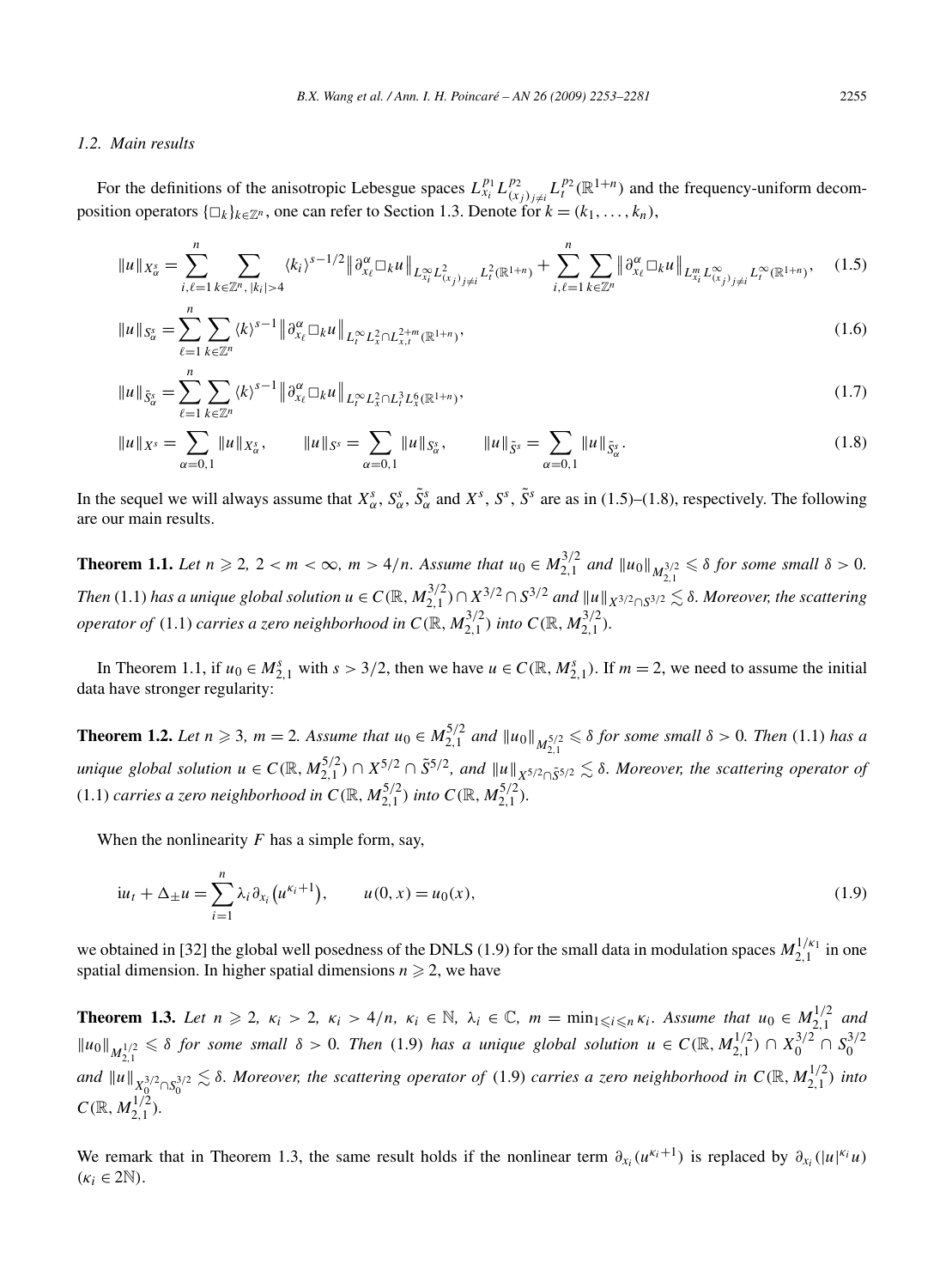### 1.2. Main results

For the definitions of the anisotropic Lebesgue spaces $L^{p_1}_{x_i} L^{p_2}_{(x_j)_{j\neq i}} L^{p_2}_t(\mathbb{R}^{1+n})$ and the frequency-uniform decomposition operators $\{\Box_k\}_{k\in\mathbb{Z}^n}$, one can refer to Section 1.3. Denote for $k=(k_1,\dots,k_n)$,

$$\|u\|_{X^s_\alpha} = \sum_{i,\ell=1}^n \sum_{k\in\mathbb{Z}^n,\,|k_i|>4} \langle k_i\rangle^{s-1/2} \big\|\partial^\alpha_{x_\ell} \Box_k u\big\|_{L^\infty_{x_i} L^2_{(x_j)_{j\neq i}} L^2_t(\mathbb{R}^{1+n})} + \sum_{i,\ell=1}^n \sum_{k\in\mathbb{Z}^n} \big\|\partial^\alpha_{x_\ell} \Box_k u\big\|_{L^m_{x_i} L^\infty_{(x_j)_{j\neq i}} L^\infty_t(\mathbb{R}^{1+n})}, \tag{1.5}$$

$$\|u\|_{S^s_\alpha} = \sum_{\ell=1}^n \sum_{k\in\mathbb{Z}^n} \langle k\rangle^{s-1} \big\|\partial^\alpha_{x_\ell} \Box_k u\big\|_{L^\infty_t L^2_x \cap L^{2+m}_{x,t}(\mathbb{R}^{1+n})}, \tag{1.6}$$

$$\|u\|_{\tilde{S}^s_\alpha} = \sum_{\ell=1}^n \sum_{k\in\mathbb{Z}^n} \langle k\rangle^{s-1} \big\|\partial^\alpha_{x_\ell} \Box_k u\big\|_{L^\infty_t L^2_x \cap L^3_t L^6_x(\mathbb{R}^{1+n})}, \tag{1.7}$$

$$\|u\|_{X^s} = \sum_{\alpha=0,1} \|u\|_{X^s_\alpha}, \qquad \|u\|_{S^s} = \sum_{\alpha=0,1} \|u\|_{S^s_\alpha}, \qquad \|u\|_{\tilde{S}^s} = \sum_{\alpha=0,1} \|u\|_{\tilde{S}^s_\alpha}. \tag{1.8}$$

In the sequel we will always assume that $X^s_\alpha$, $S^s_\alpha$, $\tilde{S}^s_\alpha$ and $X^s$, $S^s$, $\tilde{S}^s$ are as in (1.5)–(1.8), respectively. The following are our main results.

**Theorem 1.1.** *Let $n \geqslant 2$, $2 < m < \infty$, $m > 4/n$. Assume that $u_0 \in M^{3/2}_{2,1}$ and $\|u_0\|_{M^{3/2}_{2,1}} \leqslant \delta$ for some small $\delta > 0$. Then* (1.1) *has a unique global solution $u \in C(\mathbb{R}, M^{3/2}_{2,1}) \cap X^{3/2} \cap S^{3/2}$ and $\|u\|_{X^{3/2}\cap S^{3/2}} \lesssim \delta$. Moreover, the scattering operator of* (1.1) *carries a zero neighborhood in $C(\mathbb{R}, M^{3/2}_{2,1})$ into $C(\mathbb{R}, M^{3/2}_{2,1})$.*

In Theorem 1.1, if $u_0 \in M^s_{2,1}$ with $s > 3/2$, then we have $u \in C(\mathbb{R}, M^s_{2,1})$. If $m = 2$, we need to assume the initial data have stronger regularity:

**Theorem 1.2.** *Let $n \geqslant 3$, $m = 2$. Assume that $u_0 \in M^{5/2}_{2,1}$ and $\|u_0\|_{M^{5/2}_{2,1}} \leqslant \delta$ for some small $\delta > 0$. Then* (1.1) *has a unique global solution $u \in C(\mathbb{R}, M^{5/2}_{2,1}) \cap X^{5/2} \cap \tilde{S}^{5/2}$, and $\|u\|_{X^{5/2}\cap\tilde{S}^{5/2}} \lesssim \delta$. Moreover, the scattering operator of* (1.1) *carries a zero neighborhood in $C(\mathbb{R}, M^{5/2}_{2,1})$ into $C(\mathbb{R}, M^{5/2}_{2,1})$.*

When the nonlinearity $F$ has a simple form, say,

$$\mathrm{i}u_t + \Delta_\pm u = \sum_{i=1}^n \lambda_i \partial_{x_i}\big(u^{\kappa_i+1}\big), \qquad u(0,x) = u_0(x), \tag{1.9}$$

we obtained in [32] the global well posedness of the DNLS (1.9) for the small data in modulation spaces $M^{1/\kappa_1}_{2,1}$ in one spatial dimension. In higher spatial dimensions $n \geqslant 2$, we have

**Theorem 1.3.** *Let $n \geqslant 2$, $\kappa_i > 2$, $\kappa_i > 4/n$, $\kappa_i \in \mathbb{N}$, $\lambda_i \in \mathbb{C}$, $m = \min_{1\leqslant i\leqslant n} \kappa_i$. Assume that $u_0 \in M^{1/2}_{2,1}$ and $\|u_0\|_{M^{1/2}_{2,1}} \leqslant \delta$ for some small $\delta > 0$. Then* (1.9) *has a unique global solution $u \in C(\mathbb{R}, M^{1/2}_{2,1}) \cap X^{3/2}_0 \cap S^{3/2}_0$ and $\|u\|_{X^{3/2}_0\cap S^{3/2}_0} \lesssim \delta$. Moreover, the scattering operator of* (1.9) *carries a zero neighborhood in $C(\mathbb{R}, M^{1/2}_{2,1})$ into $C(\mathbb{R}, M^{1/2}_{2,1})$.*

We remark that in Theorem 1.3, the same result holds if the nonlinear term $\partial_{x_i}(u^{\kappa_i+1})$ is replaced by $\partial_{x_i}(|u|^{\kappa_i}u)$ ($\kappa_i \in 2\mathbb{N}$).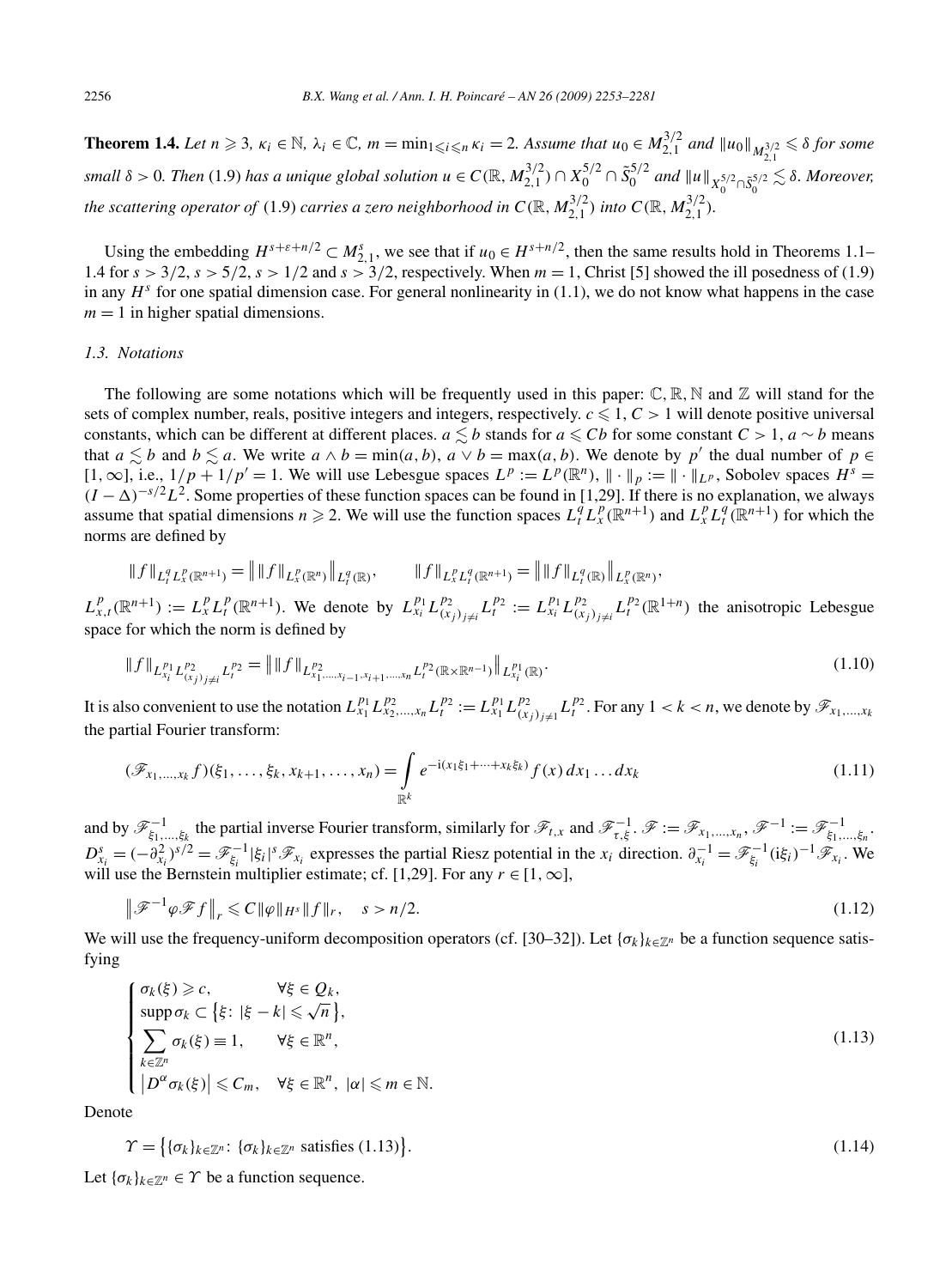**Theorem 1.4.** *Let $n \geqslant 3$, $\kappa_i \in \mathbb{N}$, $\lambda_i \in \mathbb{C}$, $m = \min_{1\leqslant i\leqslant n} \kappa_i = 2$. Assume that $u_0 \in M^{3/2}_{2,1}$ and $\|u_0\|_{M^{3/2}_{2,1}} \leqslant \delta$ for some small $\delta > 0$. Then* (1.9) *has a unique global solution $u \in C(\mathbb{R}, M^{3/2}_{2,1}) \cap X^{5/2}_0 \cap \tilde{S}^{5/2}_0$ and $\|u\|_{X^{5/2}_0 \cap \tilde{S}^{5/2}_0} \lesssim \delta$. Moreover, the scattering operator of* (1.9) *carries a zero neighborhood in $C(\mathbb{R}, M^{3/2}_{2,1})$ into $C(\mathbb{R}, M^{3/2}_{2,1})$.*

Using the embedding $H^{s+\varepsilon+n/2} \subset M^s_{2,1}$, we see that if $u_0 \in H^{s+n/2}$, then the same results hold in Theorems 1.1–1.4 for $s > 3/2$, $s > 5/2$, $s > 1/2$ and $s > 3/2$, respectively. When $m = 1$, Christ [5] showed the ill posedness of (1.9) in any $H^s$ for one spatial dimension case. For general nonlinearity in (1.1), we do not know what happens in the case $m = 1$ in higher spatial dimensions.

### 1.3. Notations

The following are some notations which will be frequently used in this paper: $\mathbb{C}$, $\mathbb{R}$, $\mathbb{N}$ and $\mathbb{Z}$ will stand for the sets of complex number, reals, positive integers and integers, respectively. $c \leqslant 1$, $C > 1$ will denote positive universal constants, which can be different at different places. $a \lesssim b$ stands for $a \leqslant Cb$ for some constant $C > 1$, $a \sim b$ means that $a \lesssim b$ and $b \lesssim a$. We write $a \wedge b = \min(a, b)$, $a \vee b = \max(a, b)$. We denote by $p'$ the dual number of $p \in [1, \infty]$, i.e., $1/p + 1/p' = 1$. We will use Lebesgue spaces $L^p := L^p(\mathbb{R}^n)$, $\|\cdot\|_p := \|\cdot\|_{L^p}$, Sobolev spaces $H^s = (I - \Delta)^{-s/2} L^2$. Some properties of these function spaces can be found in [1,29]. If there is no explanation, we always assume that spatial dimensions $n \geqslant 2$. We will use the function spaces $L^q_t L^p_x(\mathbb{R}^{n+1})$ and $L^p_x L^q_t(\mathbb{R}^{n+1})$ for which the norms are defined by

$$\|f\|_{L^q_t L^p_x(\mathbb{R}^{n+1})} = \big\| \|f\|_{L^p_x(\mathbb{R}^n)} \big\|_{L^q_t(\mathbb{R})}, \qquad \|f\|_{L^p_x L^q_t(\mathbb{R}^{n+1})} = \big\| \|f\|_{L^q_t(\mathbb{R})} \big\|_{L^p_x(\mathbb{R}^n)},$$

$L^p_{x,t}(\mathbb{R}^{n+1}) := L^p_x L^p_t(\mathbb{R}^{n+1})$. We denote by $L^{p_1}_{x_i} L^{p_2}_{(x_j)_{j\neq i}} L^{p_2}_t := L^{p_1}_{x_i} L^{p_2}_{(x_j)_{j\neq i}} L^{p_2}_t(\mathbb{R}^{1+n})$ the anisotropic Lebesgue space for which the norm is defined by

$$\|f\|_{L^{p_1}_{x_i} L^{p_2}_{(x_j)_{j\neq i}} L^{p_2}_t} = \big\| \|f\|_{L^{p_2}_{x_1,\dots,x_{i-1},x_{i+1},\dots,x_n} L^{p_2}_t(\mathbb{R}\times\mathbb{R}^{n-1})} \big\|_{L^{p_1}_{x_i}(\mathbb{R})}. \tag{1.10}$$

It is also convenient to use the notation $L^{p_1}_{x_1} L^{p_2}_{x_2,\dots,x_n} L^{p_2}_t := L^{p_1}_{x_1} L^{p_2}_{(x_j)_{j\neq 1}} L^{p_2}_t$. For any $1 < k < n$, we denote by $\mathscr{F}_{x_1,\dots,x_k}$ the partial Fourier transform:

$$(\mathscr{F}_{x_1,\dots,x_k} f)(\xi_1, \dots, \xi_k, x_{k+1}, \dots, x_n) = \int_{\mathbb{R}^k} e^{-\mathrm{i}(x_1\xi_1+\cdots+x_k\xi_k)} f(x)\, dx_1 \dots dx_k \tag{1.11}$$

and by $\mathscr{F}^{-1}_{\xi_1,\dots,\xi_k}$ the partial inverse Fourier transform, similarly for $\mathscr{F}_{t,x}$ and $\mathscr{F}^{-1}_{\tau,\xi}$. $\mathscr{F} := \mathscr{F}_{x_1,\dots,x_n}$, $\mathscr{F}^{-1} := \mathscr{F}^{-1}_{\xi_1,\dots,\xi_n}$. $D^s_{x_i} = (-\partial^2_{x_i})^{s/2} = \mathscr{F}^{-1}_{\xi_i} |\xi_i|^s \mathscr{F}_{x_i}$ expresses the partial Riesz potential in the $x_i$ direction. $\partial^{-1}_{x_i} = \mathscr{F}^{-1}_{\xi_i} (\mathrm{i}\xi_i)^{-1} \mathscr{F}_{x_i}$. We will use the Bernstein multiplier estimate; cf. [1,29]. For any $r \in [1, \infty]$,

$$\big\| \mathscr{F}^{-1} \varphi \mathscr{F} f \big\|_r \leqslant C \|\varphi\|_{H^s} \|f\|_r, \quad s > n/2. \tag{1.12}$$

We will use the frequency-uniform decomposition operators (cf. [30–32]). Let $\{\sigma_k\}_{k\in\mathbb{Z}^n}$ be a function sequence satisfying

$$\begin{cases} \sigma_k(\xi) \geqslant c, & \forall \xi \in Q_k, \\ \operatorname{supp} \sigma_k \subset \{\xi\colon |\xi - k| \leqslant \sqrt{n}\}, \\ \displaystyle\sum_{k\in\mathbb{Z}^n} \sigma_k(\xi) \equiv 1, & \forall \xi \in \mathbb{R}^n, \\ |D^\alpha \sigma_k(\xi)| \leqslant C_m, & \forall \xi \in \mathbb{R}^n,\ |\alpha| \leqslant m \in \mathbb{N}. \end{cases} \tag{1.13}$$

Denote

$$\Upsilon = \big\{ \{\sigma_k\}_{k\in\mathbb{Z}^n}\colon \{\sigma_k\}_{k\in\mathbb{Z}^n} \text{ satisfies (1.13)} \big\}. \tag{1.14}$$

Let $\{\sigma_k\}_{k\in\mathbb{Z}^n} \in \Upsilon$ be a function sequence.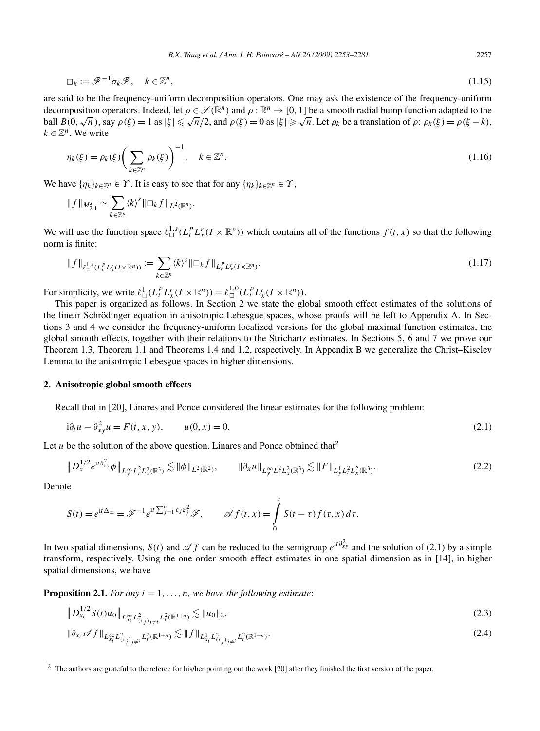$$\square_k := \mathscr{F}^{-1}\sigma_k\mathscr{F}, \quad k \in \mathbb{Z}^n, \tag{1.15}$$

are said to be the frequency-uniform decomposition operators. One may ask the existence of the frequency-uniform decomposition operators. Indeed, let $\rho \in \mathscr{S}(\mathbb{R}^n)$ and $\rho: \mathbb{R}^n \to [0,1]$ be a smooth radial bump function adapted to the ball $B(0,\sqrt{n})$, say $\rho(\xi) = 1$ as $|\xi| \leqslant \sqrt{n}/2$, and $\rho(\xi) = 0$ as $|\xi| \geqslant \sqrt{n}$. Let $\rho_k$ be a translation of $\rho$: $\rho_k(\xi) = \rho(\xi - k)$, $k \in \mathbb{Z}^n$. We write

$$\eta_k(\xi) = \rho_k(\xi)\left(\sum_{k\in\mathbb{Z}^n}\rho_k(\xi)\right)^{-1}, \quad k \in \mathbb{Z}^n. \tag{1.16}$$

We have $\{\eta_k\}_{k\in\mathbb{Z}^n} \in \Upsilon$. It is easy to see that for any $\{\eta_k\}_{k\in\mathbb{Z}^n} \in \Upsilon$,

$$\|f\|_{M^s_{2,1}} \sim \sum_{k\in\mathbb{Z}^n} \langle k\rangle^s \|\square_k f\|_{L^2(\mathbb{R}^n)}.$$

We will use the function space $\ell^{1,s}_\square(L^p_t L^r_x(I\times\mathbb{R}^n))$ which contains all of the functions $f(t,x)$ so that the following norm is finite:

$$\|f\|_{\ell^{1,s}_\square(L^p_t L^r_x(I\times\mathbb{R}^n))} := \sum_{k\in\mathbb{Z}^n} \langle k\rangle^s \|\square_k f\|_{L^p_t L^r_x(I\times\mathbb{R}^n)}. \tag{1.17}$$

For simplicity, we write $\ell^1_\square(L^p_t L^r_x(I\times\mathbb{R}^n)) = \ell^{1,0}_\square(L^p_t L^r_x(I\times\mathbb{R}^n))$.

This paper is organized as follows. In Section 2 we state the global smooth effect estimates of the solutions of the linear Schrödinger equation in anisotropic Lebesgue spaces, whose proofs will be left to Appendix A. In Sections 3 and 4 we consider the frequency-uniform localized versions for the global maximal function estimates, the global smooth effects, together with their relations to the Strichartz estimates. In Sections 5, 6 and 7 we prove our Theorem 1.3, Theorem 1.1 and Theorems 1.4 and 1.2, respectively. In Appendix B we generalize the Christ–Kiselev Lemma to the anisotropic Lebesgue spaces in higher dimensions.

## 2. Anisotropic global smooth effects

Recall that in [20], Linares and Ponce considered the linear estimates for the following problem:

$$\mathrm{i}\partial_t u - \partial^2_{xy}u = F(t,x,y), \qquad u(0,x) = 0. \tag{2.1}$$

Let $u$ be the solution of the above question. Linares and Ponce obtained that[2]

$$\left\|D_x^{1/2}e^{\mathrm{i}t\partial^2_{xy}}\phi\right\|_{L^\infty_y L^2_t L^2_x(\mathbb{R}^3)} \lesssim \|\phi\|_{L^2(\mathbb{R}^2)}, \qquad \|\partial_x u\|_{L^\infty_y L^2_t L^2_x(\mathbb{R}^3)} \lesssim \|F\|_{L^1_y L^2_t L^2_x(\mathbb{R}^3)}. \tag{2.2}$$

Denote

$$S(t) = e^{\mathrm{i}t\Delta_\pm} = \mathscr{F}^{-1}e^{\mathrm{i}t\sum_{j=1}^n \varepsilon_j\xi_j^2}\mathscr{F}, \qquad \mathscr{A}f(t,x) = \int_0^t S(t-\tau)f(\tau,x)\,d\tau.$$

In two spatial dimensions, $S(t)$ and $\mathscr{A}f$ can be reduced to the semigroup $e^{\mathrm{i}t\partial^2_{xy}}$ and the solution of (2.1) by a simple transform, respectively. Using the one order smooth effect estimates in one spatial dimension as in [14], in higher spatial dimensions, we have

**Proposition 2.1.** *For any $i = 1,\dots,n$, we have the following estimate*:

$$\left\|D_{x_i}^{1/2}S(t)u_0\right\|_{L^\infty_{x_i}L^2_{(x_j)_{j\neq i}}L^2_t(\mathbb{R}^{1+n})} \lesssim \|u_0\|_2. \tag{2.3}$$

$$\|\partial_{x_i}\mathscr{A}f\|_{L^\infty_{x_i}L^2_{(x_j)_{j\neq i}}L^2_t(\mathbb{R}^{1+n})} \lesssim \|f\|_{L^1_{x_i}L^2_{(x_j)_{j\neq i}}L^2_t(\mathbb{R}^{1+n})}. \tag{2.4}$$

[2] The authors are grateful to the referee for his/her pointing out the work [20] after they finished the first version of the paper.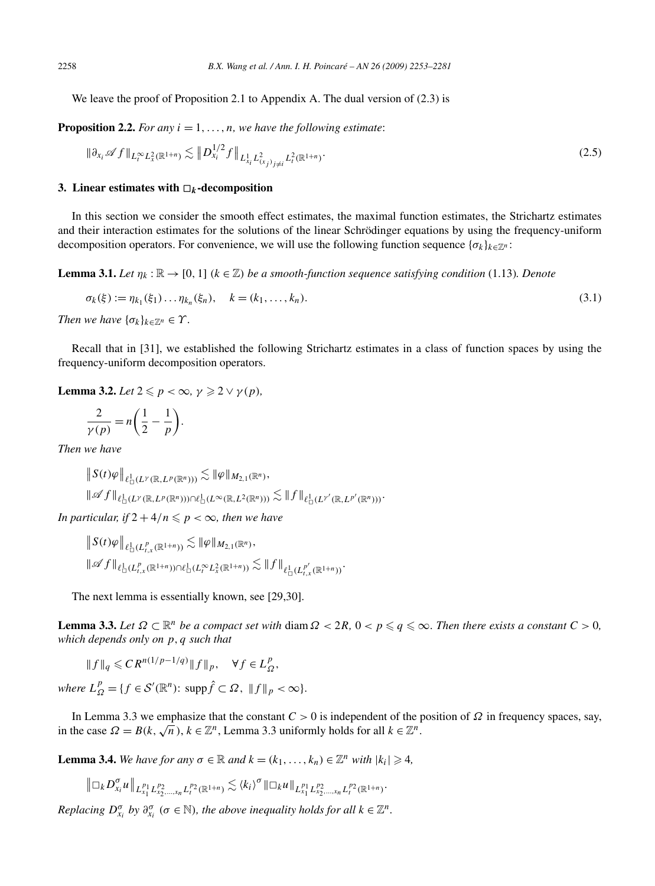We leave the proof of Proposition 2.1 to Appendix A. The dual version of (2.3) is

**Proposition 2.2.** *For any $i = 1, \dots, n$, we have the following estimate*:

$$\|\partial_{x_i} \mathscr{A} f\|_{L_t^\infty L_x^2(\mathbb{R}^{1+n})} \lesssim \big\| D_{x_i}^{1/2} f \big\|_{L^1_{x_i} L^2_{(x_j)_{j \neq i}} L^2_t(\mathbb{R}^{1+n})}. \tag{2.5}$$

## 3. Linear estimates with $\square_k$-decomposition

In this section we consider the smooth effect estimates, the maximal function estimates, the Strichartz estimates and their interaction estimates for the solutions of the linear Schrödinger equations by using the frequency-uniform decomposition operators. For convenience, we will use the following function sequence $\{\sigma_k\}_{k \in \mathbb{Z}^n}$:

**Lemma 3.1.** *Let $\eta_k : \mathbb{R} \to [0,1]$ ($k \in \mathbb{Z}$) be a smooth-function sequence satisfying condition* (1.13)*. Denote*

$$\sigma_k(\xi) := \eta_{k_1}(\xi_1) \dots \eta_{k_n}(\xi_n), \quad k = (k_1, \dots, k_n). \tag{3.1}$$

*Then we have $\{\sigma_k\}_{k \in \mathbb{Z}^n} \in \Upsilon$.*

Recall that in [31], we established the following Strichartz estimates in a class of function spaces by using the frequency-uniform decomposition operators.

**Lemma 3.2.** *Let $2 \leqslant p < \infty$, $\gamma \geqslant 2 \vee \gamma(p)$,*

$$\frac{2}{\gamma(p)} = n\left(\frac{1}{2} - \frac{1}{p}\right).$$

*Then we have*

$$\big\|S(t)\varphi\big\|_{\ell^1_\square(L^\gamma(\mathbb{R}, L^p(\mathbb{R}^n)))} \lesssim \|\varphi\|_{M_{2,1}(\mathbb{R}^n)},$$

$$\|\mathscr{A} f\|_{\ell^1_\square(L^\gamma(\mathbb{R}, L^p(\mathbb{R}^n))) \cap \ell^1_\square(L^\infty(\mathbb{R}, L^2(\mathbb{R}^n)))} \lesssim \|f\|_{\ell^1_\square(L^{\gamma'}(\mathbb{R}, L^{p'}(\mathbb{R}^n)))}.$$

*In particular, if $2 + 4/n \leqslant p < \infty$, then we have*

$$\big\|S(t)\varphi\big\|_{\ell^1_\square(L^p_{t,x}(\mathbb{R}^{1+n}))} \lesssim \|\varphi\|_{M_{2,1}(\mathbb{R}^n)},$$

$$\|\mathscr{A} f\|_{\ell^1_\square(L^p_{t,x}(\mathbb{R}^{1+n})) \cap \ell^1_\square(L^\infty_t L^2_x(\mathbb{R}^{1+n}))} \lesssim \|f\|_{\ell^1_\square(L^{p'}_{t,x}(\mathbb{R}^{1+n}))}.$$

The next lemma is essentially known, see [29,30].

**Lemma 3.3.** *Let $\Omega \subset \mathbb{R}^n$ be a compact set with $\operatorname{diam} \Omega < 2R$, $0 < p \leqslant q \leqslant \infty$. Then there exists a constant $C > 0$, which depends only on $p, q$ such that*

$$\|f\|_q \leqslant C R^{n(1/p - 1/q)} \|f\|_p, \quad \forall f \in L^p_\Omega,$$

*where $L^p_\Omega = \{f \in \mathcal{S}'(\mathbb{R}^n):\ \operatorname{supp} \hat{f} \subset \Omega,\ \|f\|_p < \infty\}$.*

In Lemma 3.3 we emphasize that the constant $C > 0$ is independent of the position of $\Omega$ in frequency spaces, say, in the case $\Omega = B(k, \sqrt{n})$, $k \in \mathbb{Z}^n$, Lemma 3.3 uniformly holds for all $k \in \mathbb{Z}^n$.

**Lemma 3.4.** *We have for any $\sigma \in \mathbb{R}$ and $k = (k_1, \dots, k_n) \in \mathbb{Z}^n$ with $|k_i| \geqslant 4$,*

$$\big\|\square_k D^\sigma_{x_i} u\big\|_{L^{p_1}_{x_1} L^{p_2}_{x_2, \dots, x_n} L^{p_2}_t(\mathbb{R}^{1+n})} \lesssim \langle k_i \rangle^\sigma \|\square_k u\|_{L^{p_1}_{x_1} L^{p_2}_{x_2, \dots, x_n} L^{p_2}_t(\mathbb{R}^{1+n})}.$$

*Replacing $D^\sigma_{x_i}$ by $\partial^\sigma_{x_i}$ ($\sigma \in \mathbb{N}$), the above inequality holds for all $k \in \mathbb{Z}^n$.*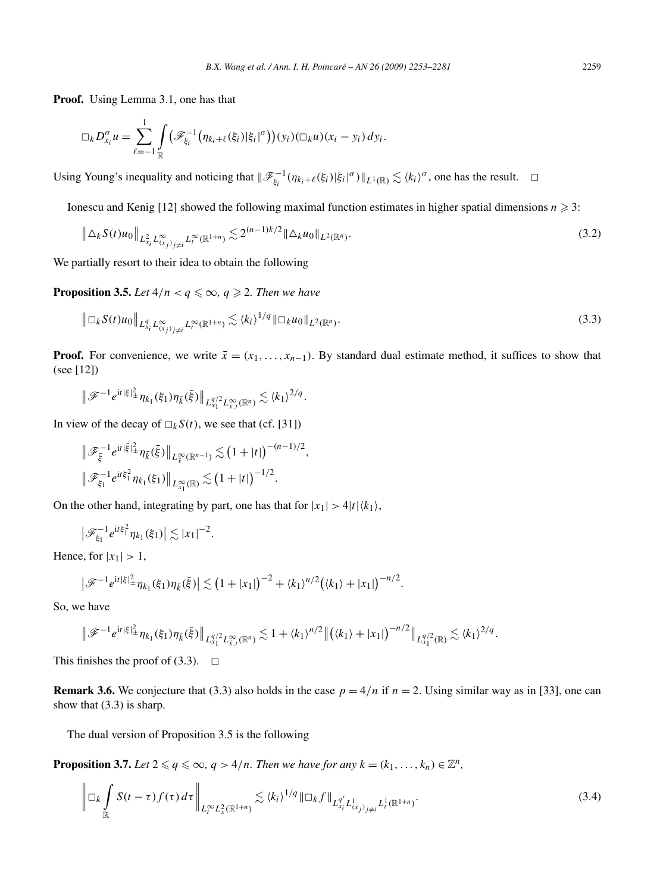**Proof.** Using Lemma 3.1, one has that

$$\Box_k D^{\sigma}_{x_i} u = \sum_{\ell=-1}^{1} \int_{\mathbb{R}} \big(\mathscr{F}^{-1}_{\xi_i}\big(\eta_{k_i+\ell}(\xi_i)|\xi_i|^{\sigma}\big)\big)(y_i)(\Box_k u)(x_i - y_i)\, dy_i.$$

Using Young's inequality and noticing that $\|\mathscr{F}^{-1}_{\xi_i}(\eta_{k_i+\ell}(\xi_i)|\xi_i|^{\sigma})\|_{L^1(\mathbb{R})} \lesssim \langle k_i\rangle^{\sigma}$, one has the result. $\Box$

Ionescu and Kenig [12] showed the following maximal function estimates in higher spatial dimensions $n \geqslant 3$:

$$\big\|\triangle_k S(t) u_0\big\|_{L^2_{x_i} L^\infty_{(x_j)_{j\neq i}} L^\infty_t(\mathbb{R}^{1+n})} \lesssim 2^{(n-1)k/2} \|\triangle_k u_0\|_{L^2(\mathbb{R}^n)}. \tag{3.2}$$

We partially resort to their idea to obtain the following

**Proposition 3.5.** *Let $4/n < q \leqslant \infty$, $q \geqslant 2$. Then we have*

$$\big\|\Box_k S(t) u_0\big\|_{L^q_{x_i} L^\infty_{(x_j)_{j\neq i}} L^\infty_t(\mathbb{R}^{1+n})} \lesssim \langle k_i\rangle^{1/q} \|\Box_k u_0\|_{L^2(\mathbb{R}^n)}. \tag{3.3}$$

**Proof.** For convenience, we write $\bar{x} = (x_1, \ldots, x_{n-1})$. By standard dual estimate method, it suffices to show that (see [12])

$$\big\|\mathscr{F}^{-1} e^{it|\xi|^2_{\pm}} \eta_{k_1}(\xi_1)\eta_{\bar{k}}(\bar{\xi})\big\|_{L^{q/2}_{x_1} L^\infty_{\bar{x},t}(\mathbb{R}^n)} \lesssim \langle k_1\rangle^{2/q}.$$

In view of the decay of $\Box_k S(t)$, we see that (cf. [31])

$$\big\|\mathscr{F}^{-1}_{\bar{\xi}} e^{it|\bar{\xi}|^2_{\pm}} \eta_{\bar{k}}(\bar{\xi})\big\|_{L^\infty_{\bar{x}}(\mathbb{R}^{n-1})} \lesssim \big(1+|t|\big)^{-(n-1)/2},$$
$$\big\|\mathscr{F}^{-1}_{\xi_1} e^{it\xi_1^2} \eta_{k_1}(\xi_1)\big\|_{L^\infty_{x_1}(\mathbb{R})} \lesssim \big(1+|t|\big)^{-1/2}.$$

On the other hand, integrating by part, one has that for $|x_1| > 4|t|\langle k_1\rangle$,

$$\big|\mathscr{F}^{-1}_{\xi_1} e^{it\xi_1^2} \eta_{k_1}(\xi_1)\big| \lesssim |x_1|^{-2}.$$

Hence, for $|x_1| > 1$,

$$\big|\mathscr{F}^{-1} e^{it|\xi|^2_{\pm}} \eta_{k_1}(\xi_1)\eta_{\bar{k}}(\bar{\xi})\big| \lesssim \big(1+|x_1|\big)^{-2} + \langle k_1\rangle^{n/2}\big(\langle k_1\rangle + |x_1|\big)^{-n/2}.$$

So, we have

$$\big\|\mathscr{F}^{-1} e^{it|\xi|^2_{\pm}} \eta_{k_1}(\xi_1)\eta_{\bar{k}}(\bar{\xi})\big\|_{L^{q/2}_{x_1} L^\infty_{\bar{x},t}(\mathbb{R}^n)} \lesssim 1 + \langle k_1\rangle^{n/2} \big\|\big(\langle k_1\rangle + |x_1|\big)^{-n/2}\big\|_{L^{q/2}_{x_1}(\mathbb{R})} \lesssim \langle k_1\rangle^{2/q}.$$

This finishes the proof of (3.3). $\Box$

**Remark 3.6.** We conjecture that (3.3) also holds in the case $p = 4/n$ if $n = 2$. Using similar way as in [33], one can show that (3.3) is sharp.

The dual version of Proposition 3.5 is the following

**Proposition 3.7.** *Let $2 \leqslant q \leqslant \infty$, $q > 4/n$. Then we have for any $k = (k_1, \ldots, k_n) \in \mathbb{Z}^n$,*

$$\bigg\|\Box_k \int_{\mathbb{R}} S(t-\tau) f(\tau)\, d\tau\bigg\|_{L^\infty_t L^2_x(\mathbb{R}^{1+n})} \lesssim \langle k_i\rangle^{1/q} \|\Box_k f\|_{L^{q'}_{x_i} L^1_{(x_j)_{j\neq i}} L^1_t(\mathbb{R}^{1+n})}. \tag{3.4}$$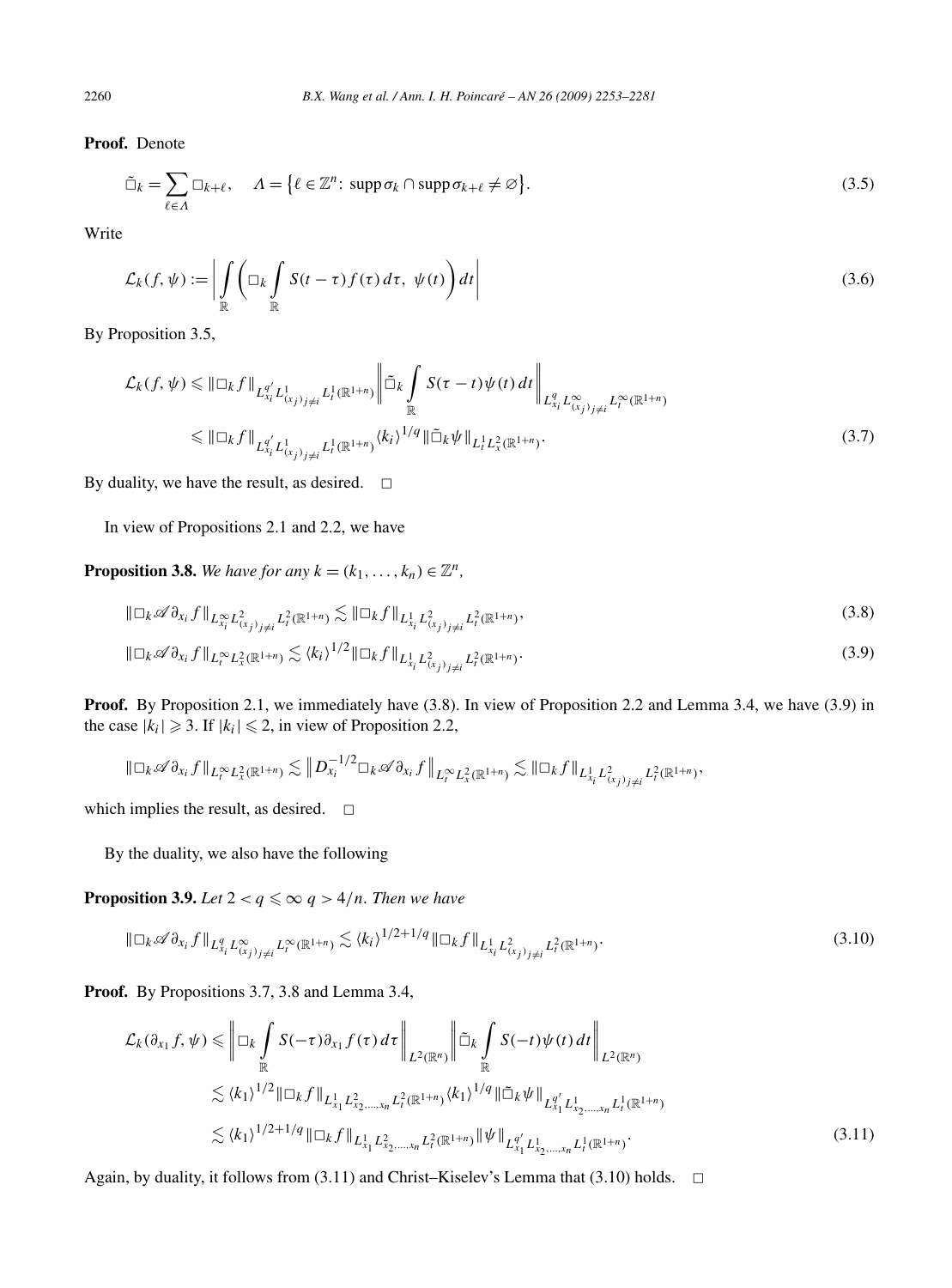**Proof.** Denote

$$\tilde{\square}_k = \sum_{\ell \in \Lambda} \square_{k+\ell}, \quad \Lambda = \{\ell \in \mathbb{Z}^n \colon \operatorname{supp} \sigma_k \cap \operatorname{supp} \sigma_{k+\ell} \neq \varnothing\}. \tag{3.5}$$

Write

$$\mathcal{L}_k(f, \psi) := \left| \int_{\mathbb{R}} \left( \square_k \int_{\mathbb{R}} S(t-\tau) f(\tau)\, d\tau,\ \psi(t) \right) dt \right| \tag{3.6}$$

By Proposition 3.5,

$$\begin{aligned}
\mathcal{L}_k(f, \psi) &\leqslant \|\square_k f\|_{L^{q'}_{x_i} L^1_{(x_j)_{j \neq i}} L^1_t(\mathbb{R}^{1+n})} \left\| \tilde{\square}_k \int_{\mathbb{R}} S(\tau - t) \psi(t)\, dt \right\|_{L^q_{x_i} L^\infty_{(x_j)_{j \neq i}} L^\infty_t(\mathbb{R}^{1+n})} \\
&\leqslant \|\square_k f\|_{L^{q'}_{x_i} L^1_{(x_j)_{j \neq i}} L^1_t(\mathbb{R}^{1+n})} \langle k_i \rangle^{1/q} \|\tilde{\square}_k \psi\|_{L^1_t L^2_x(\mathbb{R}^{1+n})}.
\end{aligned} \tag{3.7}$$

By duality, we have the result, as desired. $\square$

In view of Propositions 2.1 and 2.2, we have

**Proposition 3.8.** *We have for any $k = (k_1, \dots, k_n) \in \mathbb{Z}^n$,*

$$\|\square_k \mathscr{A} \partial_{x_i} f\|_{L^\infty_{x_i} L^2_{(x_j)_{j \neq i}} L^2_t(\mathbb{R}^{1+n})} \lesssim \|\square_k f\|_{L^1_{x_i} L^2_{(x_j)_{j \neq i}} L^2_t(\mathbb{R}^{1+n})}, \tag{3.8}$$

$$\|\square_k \mathscr{A} \partial_{x_i} f\|_{L^\infty_t L^2_x(\mathbb{R}^{1+n})} \lesssim \langle k_i \rangle^{1/2} \|\square_k f\|_{L^1_{x_i} L^2_{(x_j)_{j \neq i}} L^2_t(\mathbb{R}^{1+n})}. \tag{3.9}$$

**Proof.** By Proposition 2.1, we immediately have (3.8). In view of Proposition 2.2 and Lemma 3.4, we have (3.9) in the case $|k_i| \geqslant 3$. If $|k_i| \leqslant 2$, in view of Proposition 2.2,

$$\|\square_k \mathscr{A} \partial_{x_i} f\|_{L^\infty_t L^2_x(\mathbb{R}^{1+n})} \lesssim \left\| D^{-1/2}_{x_i} \square_k \mathscr{A} \partial_{x_i} f \right\|_{L^\infty_t L^2_x(\mathbb{R}^{1+n})} \lesssim \|\square_k f\|_{L^1_{x_i} L^2_{(x_j)_{j \neq i}} L^2_t(\mathbb{R}^{1+n})},$$

which implies the result, as desired. $\square$

By the duality, we also have the following

**Proposition 3.9.** *Let $2 < q \leqslant \infty$ $q > 4/n$. Then we have*

$$\|\square_k \mathscr{A} \partial_{x_i} f\|_{L^q_{x_i} L^\infty_{(x_j)_{j \neq i}} L^\infty_t(\mathbb{R}^{1+n})} \lesssim \langle k_i \rangle^{1/2+1/q} \|\square_k f\|_{L^1_{x_i} L^2_{(x_j)_{j \neq i}} L^2_t(\mathbb{R}^{1+n})}. \tag{3.10}$$

**Proof.** By Propositions 3.7, 3.8 and Lemma 3.4,

$$\begin{aligned}
\mathcal{L}_k(\partial_{x_1} f, \psi) &\leqslant \left\| \square_k \int_{\mathbb{R}} S(-\tau) \partial_{x_1} f(\tau)\, d\tau \right\|_{L^2(\mathbb{R}^n)} \left\| \tilde{\square}_k \int_{\mathbb{R}} S(-t) \psi(t)\, dt \right\|_{L^2(\mathbb{R}^n)} \\
&\lesssim \langle k_1 \rangle^{1/2} \|\square_k f\|_{L^1_{x_1} L^2_{x_2, \dots, x_n} L^2_t(\mathbb{R}^{1+n})} \langle k_1 \rangle^{1/q} \|\tilde{\square}_k \psi\|_{L^{q'}_{x_1} L^1_{x_2, \dots, x_n} L^1_t(\mathbb{R}^{1+n})} \\
&\lesssim \langle k_1 \rangle^{1/2+1/q} \|\square_k f\|_{L^1_{x_1} L^2_{x_2, \dots, x_n} L^2_t(\mathbb{R}^{1+n})} \|\psi\|_{L^{q'}_{x_1} L^1_{x_2, \dots, x_n} L^1_t(\mathbb{R}^{1+n})}.
\end{aligned} \tag{3.11}$$

Again, by duality, it follows from (3.11) and Christ–Kiselev's Lemma that (3.10) holds. $\square$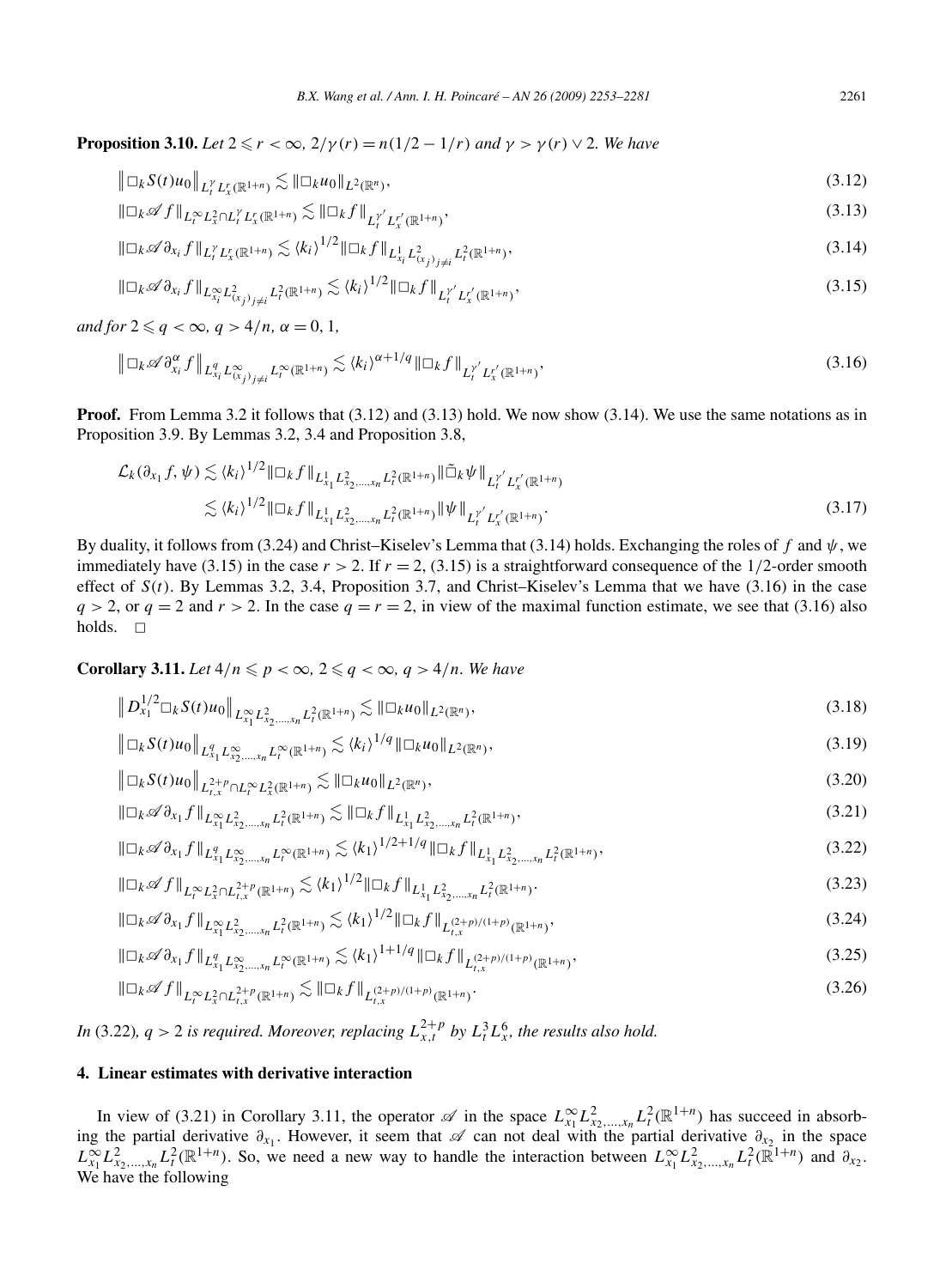**Proposition 3.10.** *Let $2 \leqslant r < \infty$, $2/\gamma(r) = n(1/2 - 1/r)$ and $\gamma > \gamma(r) \vee 2$. We have*

$$\big\| \Box_k S(t) u_0 \big\|_{L_t^\gamma L_x^r(\mathbb{R}^{1+n})} \lesssim \|\Box_k u_0\|_{L^2(\mathbb{R}^n)}, \tag{3.12}$$

$$\|\Box_k \mathscr{A} f\|_{L_t^\infty L_x^2 \cap L_t^\gamma L_x^r(\mathbb{R}^{1+n})} \lesssim \|\Box_k f\|_{L_t^{\gamma'} L_x^{r'}(\mathbb{R}^{1+n})}, \tag{3.13}$$

$$\|\Box_k \mathscr{A} \partial_{x_i} f\|_{L_t^\gamma L_x^r(\mathbb{R}^{1+n})} \lesssim \langle k_i \rangle^{1/2} \|\Box_k f\|_{L^1_{x_i} L^2_{(x_j)_{j\neq i}} L^2_t(\mathbb{R}^{1+n})}, \tag{3.14}$$

$$\|\Box_k \mathscr{A} \partial_{x_i} f\|_{L^\infty_{x_i} L^2_{(x_j)_{j\neq i}} L^2_t(\mathbb{R}^{1+n})} \lesssim \langle k_i \rangle^{1/2} \|\Box_k f\|_{L_t^{\gamma'} L_x^{r'}(\mathbb{R}^{1+n})}, \tag{3.15}$$

*and for $2 \leqslant q < \infty$, $q > 4/n$, $\alpha = 0, 1$,*

$$\big\| \Box_k \mathscr{A} \partial^\alpha_{x_i} f \big\|_{L^q_{x_i} L^\infty_{(x_j)_{j\neq i}} L^\infty_t(\mathbb{R}^{1+n})} \lesssim \langle k_i \rangle^{\alpha + 1/q} \|\Box_k f\|_{L_t^{\gamma'} L_x^{r'}(\mathbb{R}^{1+n})}, \tag{3.16}$$

**Proof.** From Lemma 3.2 it follows that (3.12) and (3.13) hold. We now show (3.14). We use the same notations as in Proposition 3.9. By Lemmas 3.2, 3.4 and Proposition 3.8,

$$\begin{aligned}
\mathcal{L}_k(\partial_{x_1} f, \psi) &\lesssim \langle k_i \rangle^{1/2} \|\Box_k f\|_{L^1_{x_1} L^2_{x_2,\dots,x_n} L^2_t(\mathbb{R}^{1+n})} \|\tilde{\Box}_k \psi\|_{L_t^{\gamma'} L_x^{r'}(\mathbb{R}^{1+n})} \\
&\lesssim \langle k_i \rangle^{1/2} \|\Box_k f\|_{L^1_{x_1} L^2_{x_2,\dots,x_n} L^2_t(\mathbb{R}^{1+n})} \|\psi\|_{L_t^{\gamma'} L_x^{r'}(\mathbb{R}^{1+n})}.
\end{aligned} \tag{3.17}$$

By duality, it follows from (3.24) and Christ–Kiselev's Lemma that (3.14) holds. Exchanging the roles of $f$ and $\psi$, we immediately have (3.15) in the case $r > 2$. If $r = 2$, (3.15) is a straightforward consequence of the 1/2-order smooth effect of $S(t)$. By Lemmas 3.2, 3.4, Proposition 3.7, and Christ–Kiselev's Lemma that we have (3.16) in the case $q > 2$, or $q = 2$ and $r > 2$. In the case $q = r = 2$, in view of the maximal function estimate, we see that (3.16) also holds. $\square$

**Corollary 3.11.** *Let $4/n \leqslant p < \infty$, $2 \leqslant q < \infty$, $q > 4/n$. We have*

$$\big\| D^{1/2}_{x_1} \Box_k S(t) u_0 \big\|_{L^\infty_{x_1} L^2_{x_2,\dots,x_n} L^2_t(\mathbb{R}^{1+n})} \lesssim \|\Box_k u_0\|_{L^2(\mathbb{R}^n)}, \tag{3.18}$$

$$\big\| \Box_k S(t) u_0 \big\|_{L^q_{x_1} L^\infty_{x_2,\dots,x_n} L^\infty_t(\mathbb{R}^{1+n})} \lesssim \langle k_i \rangle^{1/q} \|\Box_k u_0\|_{L^2(\mathbb{R}^n)}, \tag{3.19}$$

$$\big\| \Box_k S(t) u_0 \big\|_{L^{2+p}_{t,x} \cap L^\infty_t L^2_x(\mathbb{R}^{1+n})} \lesssim \|\Box_k u_0\|_{L^2(\mathbb{R}^n)}, \tag{3.20}$$

$$\|\Box_k \mathscr{A} \partial_{x_1} f\|_{L^\infty_{x_1} L^2_{x_2,\dots,x_n} L^2_t(\mathbb{R}^{1+n})} \lesssim \|\Box_k f\|_{L^1_{x_1} L^2_{x_2,\dots,x_n} L^2_t(\mathbb{R}^{1+n})}, \tag{3.21}$$

$$\|\Box_k \mathscr{A} \partial_{x_1} f\|_{L^q_{x_1} L^\infty_{x_2,\dots,x_n} L^\infty_t(\mathbb{R}^{1+n})} \lesssim \langle k_1 \rangle^{1/2 + 1/q} \|\Box_k f\|_{L^1_{x_1} L^2_{x_2,\dots,x_n} L^2_t(\mathbb{R}^{1+n})}, \tag{3.22}$$

$$\|\Box_k \mathscr{A} f\|_{L^\infty_t L^2_x \cap L^{2+p}_{t,x}(\mathbb{R}^{1+n})} \lesssim \langle k_1 \rangle^{1/2} \|\Box_k f\|_{L^1_{x_1} L^2_{x_2,\dots,x_n} L^2_t(\mathbb{R}^{1+n})}. \tag{3.23}$$

$$\|\Box_k \mathscr{A} \partial_{x_1} f\|_{L^\infty_{x_1} L^2_{x_2,\dots,x_n} L^2_t(\mathbb{R}^{1+n})} \lesssim \langle k_1 \rangle^{1/2} \|\Box_k f\|_{L^{(2+p)/(1+p)}_{t,x}(\mathbb{R}^{1+n})}, \tag{3.24}$$

$$\|\Box_k \mathscr{A} \partial_{x_1} f\|_{L^q_{x_1} L^\infty_{x_2,\dots,x_n} L^\infty_t(\mathbb{R}^{1+n})} \lesssim \langle k_1 \rangle^{1 + 1/q} \|\Box_k f\|_{L^{(2+p)/(1+p)}_{t,x}(\mathbb{R}^{1+n})}, \tag{3.25}$$

$$\|\Box_k \mathscr{A} f\|_{L^\infty_t L^2_x \cap L^{2+p}_{t,x}(\mathbb{R}^{1+n})} \lesssim \|\Box_k f\|_{L^{(2+p)/(1+p)}_{t,x}(\mathbb{R}^{1+n})}. \tag{3.26}$$

*In* (3.22)*, $q > 2$ is required. Moreover, replacing $L^{2+p}_{x,t}$ by $L^3_t L^6_x$, the results also hold.*

## 4. Linear estimates with derivative interaction

In view of (3.21) in Corollary 3.11, the operator $\mathscr{A}$ in the space $L^\infty_{x_1} L^2_{x_2,\dots,x_n} L^2_t(\mathbb{R}^{1+n})$ has succeed in absorbing the partial derivative $\partial_{x_1}$. However, it seem that $\mathscr{A}$ can not deal with the partial derivative $\partial_{x_2}$ in the space $L^\infty_{x_1} L^2_{x_2,\dots,x_n} L^2_t(\mathbb{R}^{1+n})$. So, we need a new way to handle the interaction between $L^\infty_{x_1} L^2_{x_2,\dots,x_n} L^2_t(\mathbb{R}^{1+n})$ and $\partial_{x_2}$. We have the following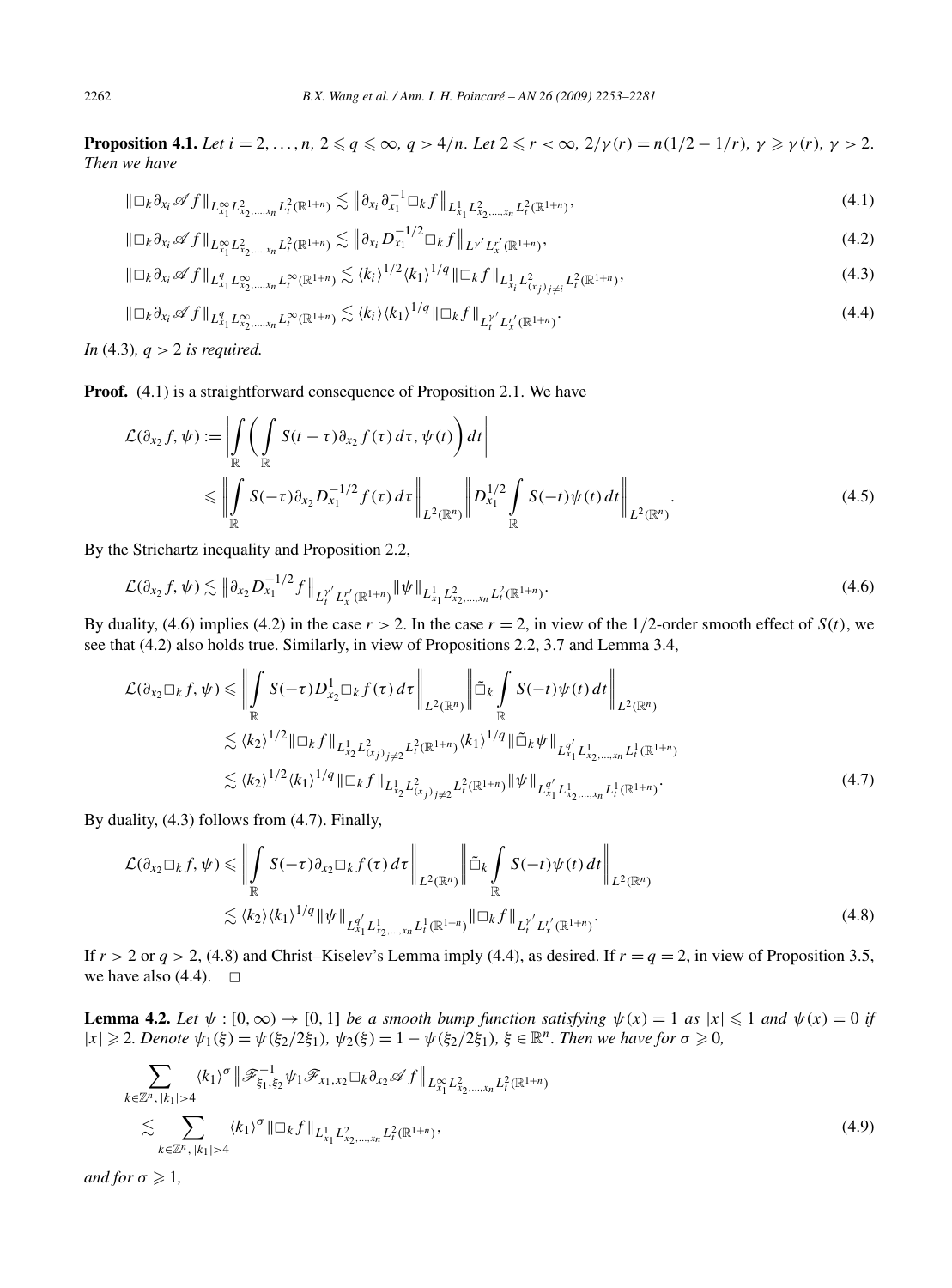**Proposition 4.1.** *Let $i = 2, \ldots, n$, $2 \leqslant q \leqslant \infty$, $q > 4/n$. Let $2 \leqslant r < \infty$, $2/\gamma(r) = n(1/2 - 1/r)$, $\gamma \geqslant \gamma(r)$, $\gamma > 2$. Then we have*

$$\|\Box_k \partial_{x_i} \mathscr{A} f\|_{L^\infty_{x_1} L^2_{x_2,\ldots,x_n} L^2_t(\mathbb{R}^{1+n})} \lesssim \big\|\partial_{x_i} \partial_{x_1}^{-1} \Box_k f\big\|_{L^1_{x_1} L^2_{x_2,\ldots,x_n} L^2_t(\mathbb{R}^{1+n})}, \tag{4.1}$$

$$\|\Box_k \partial_{x_i} \mathscr{A} f\|_{L^\infty_{x_1} L^2_{x_2,\ldots,x_n} L^2_t(\mathbb{R}^{1+n})} \lesssim \big\|\partial_{x_i} D_{x_1}^{-1/2} \Box_k f\big\|_{L^{\gamma'} L^{r'}_x(\mathbb{R}^{1+n})}, \tag{4.2}$$

$$\|\Box_k \partial_{x_i} \mathscr{A} f\|_{L^q_{x_1} L^\infty_{x_2,\ldots,x_n} L^\infty_t(\mathbb{R}^{1+n})} \lesssim \langle k_i\rangle^{1/2} \langle k_1\rangle^{1/q} \|\Box_k f\|_{L^1_{x_i} L^2_{(x_j)_{j\neq i}} L^2_t(\mathbb{R}^{1+n})}, \tag{4.3}$$

$$\|\Box_k \partial_{x_i} \mathscr{A} f\|_{L^q_{x_1} L^\infty_{x_2,\ldots,x_n} L^\infty_t(\mathbb{R}^{1+n})} \lesssim \langle k_i\rangle \langle k_1\rangle^{1/q} \|\Box_k f\|_{L^{\gamma'}_t L^{r'}_x(\mathbb{R}^{1+n})}. \tag{4.4}$$

*In* (4.3)*, $q > 2$ is required.*

**Proof.** (4.1) is a straightforward consequence of Proposition 2.1. We have

$$\begin{aligned}
\mathcal{L}(\partial_{x_2} f, \psi) &:= \left| \int_{\mathbb{R}} \left( \int_{\mathbb{R}} S(t-\tau)\partial_{x_2} f(\tau)\, d\tau, \psi(t) \right) dt \right| \\
&\leqslant \left\| \int_{\mathbb{R}} S(-\tau)\partial_{x_2} D_{x_1}^{-1/2} f(\tau)\, d\tau \right\|_{L^2(\mathbb{R}^n)} \left\| D_{x_1}^{1/2} \int_{\mathbb{R}} S(-t)\psi(t)\, dt \right\|_{L^2(\mathbb{R}^n)}.
\end{aligned} \tag{4.5}$$

By the Strichartz inequality and Proposition 2.2,

$$\mathcal{L}(\partial_{x_2} f, \psi) \lesssim \big\|\partial_{x_2} D_{x_1}^{-1/2} f\big\|_{L^{\gamma'}_t L^{r'}_x(\mathbb{R}^{1+n})} \|\psi\|_{L^1_{x_1} L^2_{x_2,\ldots,x_n} L^2_t(\mathbb{R}^{1+n})}. \tag{4.6}$$

By duality, (4.6) implies (4.2) in the case $r > 2$. In the case $r = 2$, in view of the 1/2-order smooth effect of $S(t)$, we see that (4.2) also holds true. Similarly, in view of Propositions 2.2, 3.7 and Lemma 3.4,

$$\begin{aligned}
\mathcal{L}(\partial_{x_2} \Box_k f, \psi) &\leqslant \left\| \int_{\mathbb{R}} S(-\tau) D^1_{x_2} \Box_k f(\tau)\, d\tau \right\|_{L^2(\mathbb{R}^n)} \left\| \tilde{\Box}_k \int_{\mathbb{R}} S(-t)\psi(t)\, dt \right\|_{L^2(\mathbb{R}^n)} \\
&\lesssim \langle k_2\rangle^{1/2} \|\Box_k f\|_{L^1_{x_2} L^2_{(x_j)_{j\neq 2}} L^2_t(\mathbb{R}^{1+n})} \langle k_1\rangle^{1/q} \|\tilde{\Box}_k \psi\|_{L^{q'}_{x_1} L^1_{x_2,\ldots,x_n} L^1_t(\mathbb{R}^{1+n})} \\
&\lesssim \langle k_2\rangle^{1/2} \langle k_1\rangle^{1/q} \|\Box_k f\|_{L^1_{x_2} L^2_{(x_j)_{j\neq 2}} L^2_t(\mathbb{R}^{1+n})} \|\psi\|_{L^{q'}_{x_1} L^1_{x_2,\ldots,x_n} L^1_t(\mathbb{R}^{1+n})}.
\end{aligned} \tag{4.7}$$

By duality, (4.3) follows from (4.7). Finally,

$$\begin{aligned}
\mathcal{L}(\partial_{x_2} \Box_k f, \psi) &\leqslant \left\| \int_{\mathbb{R}} S(-\tau)\partial_{x_2} \Box_k f(\tau)\, d\tau \right\|_{L^2(\mathbb{R}^n)} \left\| \tilde{\Box}_k \int_{\mathbb{R}} S(-t)\psi(t)\, dt \right\|_{L^2(\mathbb{R}^n)} \\
&\lesssim \langle k_2\rangle \langle k_1\rangle^{1/q} \|\psi\|_{L^{q'}_{x_1} L^1_{x_2,\ldots,x_n} L^1_t(\mathbb{R}^{1+n})} \|\Box_k f\|_{L^{\gamma'}_t L^{r'}_x(\mathbb{R}^{1+n})}.
\end{aligned} \tag{4.8}$$

If $r > 2$ or $q > 2$, (4.8) and Christ–Kiselev's Lemma imply (4.4), as desired. If $r = q = 2$, in view of Proposition 3.5, we have also (4.4). $\square$

**Lemma 4.2.** *Let $\psi : [0,\infty) \to [0,1]$ be a smooth bump function satisfying $\psi(x) = 1$ as $|x| \leqslant 1$ and $\psi(x) = 0$ if $|x| \geqslant 2$. Denote $\psi_1(\xi) = \psi(\xi_2/2\xi_1)$, $\psi_2(\xi) = 1 - \psi(\xi_2/2\xi_1)$, $\xi \in \mathbb{R}^n$. Then we have for $\sigma \geqslant 0$,*

$$\begin{aligned}
&\sum_{k\in\mathbb{Z}^n,\, |k_1|>4} \langle k_1\rangle^\sigma \big\|\mathscr{F}^{-1}_{\xi_1,\xi_2} \psi_1 \mathscr{F}_{x_1,x_2} \Box_k \partial_{x_2} \mathscr{A} f\big\|_{L^\infty_{x_1} L^2_{x_2,\ldots,x_n} L^2_t(\mathbb{R}^{1+n})} \\
&\quad \lesssim \sum_{k\in\mathbb{Z}^n,\, |k_1|>4} \langle k_1\rangle^\sigma \|\Box_k f\|_{L^1_{x_1} L^2_{x_2,\ldots,x_n} L^2_t(\mathbb{R}^{1+n})},
\end{aligned} \tag{4.9}$$

*and for $\sigma \geqslant 1$,*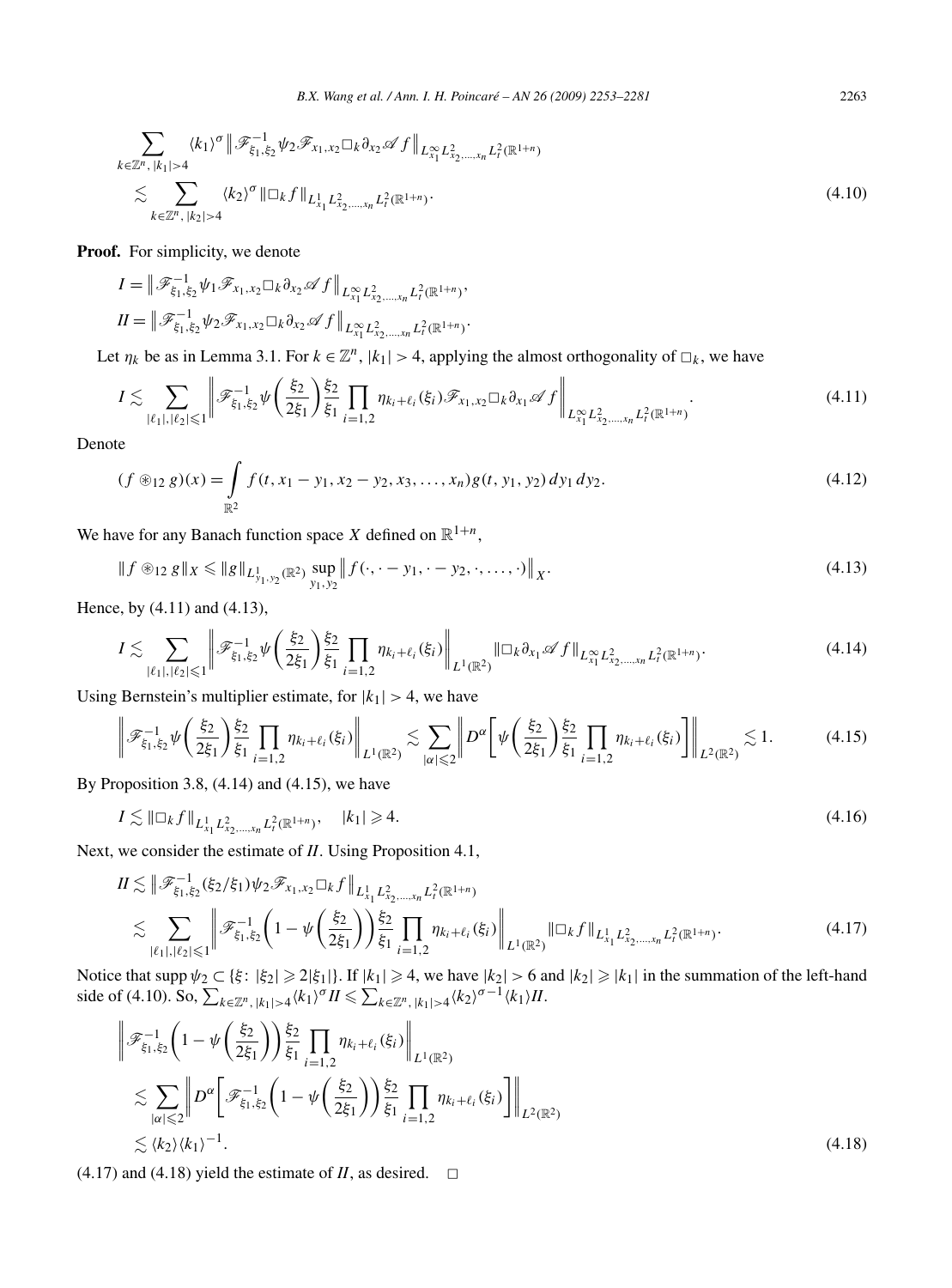$$\sum_{k\in\mathbb{Z}^n,\,|k_1|>4} \langle k_1\rangle^\sigma \left\| \mathscr{F}^{-1}_{\xi_1,\xi_2}\psi_2\mathscr{F}_{x_1,x_2}\Box_k\partial_{x_2}\mathscr{A} f\right\|_{L^\infty_{x_1}L^2_{x_2,\dots,x_n}L^2_t(\mathbb{R}^{1+n})}$$
$$\lesssim \sum_{k\in\mathbb{Z}^n,\,|k_2|>4} \langle k_2\rangle^\sigma \|\Box_k f\|_{L^1_{x_1}L^2_{x_2,\dots,x_n}L^2_t(\mathbb{R}^{1+n})}. \tag{4.10}$$

**Proof.** For simplicity, we denote

$$I = \left\| \mathscr{F}^{-1}_{\xi_1,\xi_2}\psi_1\mathscr{F}_{x_1,x_2}\Box_k\partial_{x_2}\mathscr{A} f\right\|_{L^\infty_{x_1}L^2_{x_2,\dots,x_n}L^2_t(\mathbb{R}^{1+n})},$$
$$II = \left\| \mathscr{F}^{-1}_{\xi_1,\xi_2}\psi_2\mathscr{F}_{x_1,x_2}\Box_k\partial_{x_2}\mathscr{A} f\right\|_{L^\infty_{x_1}L^2_{x_2,\dots,x_n}L^2_t(\mathbb{R}^{1+n})}.$$

Let $\eta_k$ be as in Lemma 3.1. For $k\in\mathbb{Z}^n$, $|k_1|>4$, applying the almost orthogonality of $\Box_k$, we have

$$I \lesssim \sum_{|\ell_1|,|\ell_2|\leqslant 1} \left\| \mathscr{F}^{-1}_{\xi_1,\xi_2}\psi\left(\frac{\xi_2}{2\xi_1}\right)\frac{\xi_2}{\xi_1}\prod_{i=1,2}\eta_{k_i+\ell_i}(\xi_i)\mathscr{F}_{x_1,x_2}\Box_k\partial_{x_1}\mathscr{A} f\right\|_{L^\infty_{x_1}L^2_{x_2,\dots,x_n}L^2_t(\mathbb{R}^{1+n})}. \tag{4.11}$$

Denote

$$(f\circledast_{12} g)(x) = \int_{\mathbb{R}^2} f(t, x_1-y_1, x_2-y_2, x_3,\dots,x_n)g(t,y_1,y_2)\,dy_1\,dy_2. \tag{4.12}$$

We have for any Banach function space $X$ defined on $\mathbb{R}^{1+n}$,

$$\|f\circledast_{12} g\|_X \leqslant \|g\|_{L^1_{y_1,y_2}(\mathbb{R}^2)}\sup_{y_1,y_2}\left\|f(\cdot,\cdot-y_1,\cdot-y_2,\cdot,\dots,\cdot)\right\|_X. \tag{4.13}$$

Hence, by (4.11) and (4.13),

$$I \lesssim \sum_{|\ell_1|,|\ell_2|\leqslant 1} \left\| \mathscr{F}^{-1}_{\xi_1,\xi_2}\psi\left(\frac{\xi_2}{2\xi_1}\right)\frac{\xi_2}{\xi_1}\prod_{i=1,2}\eta_{k_i+\ell_i}(\xi_i)\right\|_{L^1(\mathbb{R}^2)}\|\Box_k\partial_{x_1}\mathscr{A} f\|_{L^\infty_{x_1}L^2_{x_2,\dots,x_n}L^2_t(\mathbb{R}^{1+n})}. \tag{4.14}$$

Using Bernstein's multiplier estimate, for $|k_1|>4$, we have

$$\left\| \mathscr{F}^{-1}_{\xi_1,\xi_2}\psi\left(\frac{\xi_2}{2\xi_1}\right)\frac{\xi_2}{\xi_1}\prod_{i=1,2}\eta_{k_i+\ell_i}(\xi_i)\right\|_{L^1(\mathbb{R}^2)} \lesssim \sum_{|\alpha|\leqslant 2}\left\| D^\alpha\left[\psi\left(\frac{\xi_2}{2\xi_1}\right)\frac{\xi_2}{\xi_1}\prod_{i=1,2}\eta_{k_i+\ell_i}(\xi_i)\right]\right\|_{L^2(\mathbb{R}^2)} \lesssim 1. \tag{4.15}$$

By Proposition 3.8, (4.14) and (4.15), we have

$$I \lesssim \|\Box_k f\|_{L^1_{x_1}L^2_{x_2,\dots,x_n}L^2_t(\mathbb{R}^{1+n})}, \quad |k_1|\geqslant 4. \tag{4.16}$$

Next, we consider the estimate of $II$. Using Proposition 4.1,

$$II \lesssim \left\| \mathscr{F}^{-1}_{\xi_1,\xi_2}(\xi_2/\xi_1)\psi_2\mathscr{F}_{x_1,x_2}\Box_k f\right\|_{L^1_{x_1}L^2_{x_2,\dots,x_n}L^2_t(\mathbb{R}^{1+n})}$$
$$\lesssim \sum_{|\ell_1|,|\ell_2|\leqslant 1} \left\| \mathscr{F}^{-1}_{\xi_1,\xi_2}\left(1-\psi\left(\frac{\xi_2}{2\xi_1}\right)\right)\frac{\xi_2}{\xi_1}\prod_{i=1,2}\eta_{k_i+\ell_i}(\xi_i)\right\|_{L^1(\mathbb{R}^2)}\|\Box_k f\|_{L^1_{x_1}L^2_{x_2,\dots,x_n}L^2_t(\mathbb{R}^{1+n})}. \tag{4.17}$$

Notice that $\operatorname{supp}\psi_2\subset\{\xi\colon |\xi_2|\geqslant 2|\xi_1|\}$. If $|k_1|\geqslant 4$, we have $|k_2|>6$ and $|k_2|\geqslant|k_1|$ in the summation of the left-hand side of (4.10). So, $\sum_{k\in\mathbb{Z}^n,\,|k_1|>4}\langle k_1\rangle^\sigma II\leqslant\sum_{k\in\mathbb{Z}^n,\,|k_1|>4}\langle k_2\rangle^{\sigma-1}\langle k_1\rangle II$.

$$\left\| \mathscr{F}^{-1}_{\xi_1,\xi_2}\left(1-\psi\left(\frac{\xi_2}{2\xi_1}\right)\right)\frac{\xi_2}{\xi_1}\prod_{i=1,2}\eta_{k_i+\ell_i}(\xi_i)\right\|_{L^1(\mathbb{R}^2)}$$
$$\lesssim \sum_{|\alpha|\leqslant 2}\left\| D^\alpha\left[\mathscr{F}^{-1}_{\xi_1,\xi_2}\left(1-\psi\left(\frac{\xi_2}{2\xi_1}\right)\right)\frac{\xi_2}{\xi_1}\prod_{i=1,2}\eta_{k_i+\ell_i}(\xi_i)\right]\right\|_{L^2(\mathbb{R}^2)}$$
$$\lesssim \langle k_2\rangle\langle k_1\rangle^{-1}. \tag{4.18}$$

(4.17) and (4.18) yield the estimate of $II$, as desired. $\square$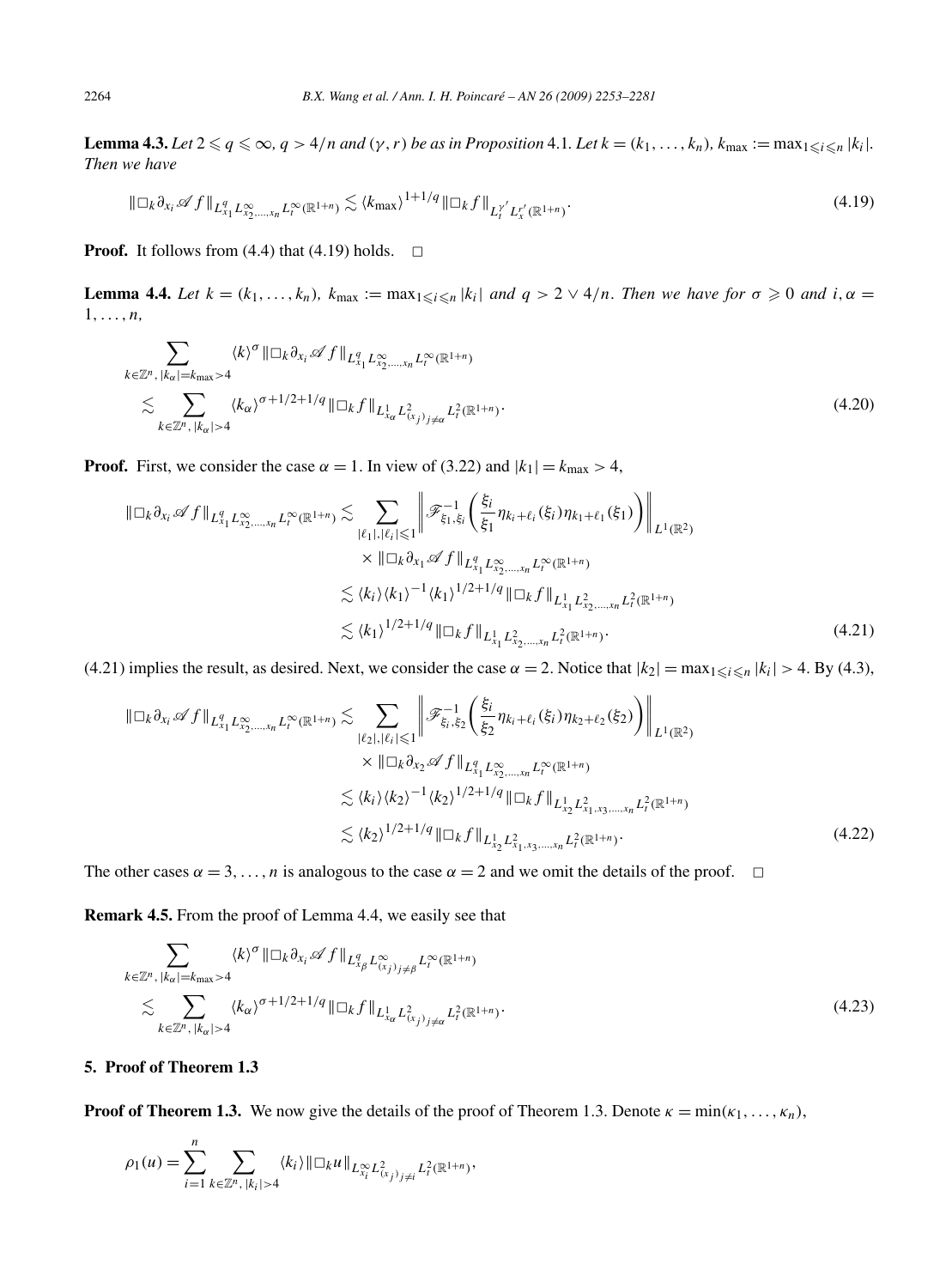**Lemma 4.3.** *Let $2 \leqslant q \leqslant \infty$, $q > 4/n$ and $(\gamma, r)$ be as in Proposition* 4.1. *Let $k = (k_1, \dots, k_n)$, $k_{\max} := \max_{1 \leqslant i \leqslant n} |k_i|$. Then we have*

$$\|\Box_k \partial_{x_i} \mathscr{A} f\|_{L^q_{x_1} L^\infty_{x_2,\dots,x_n} L^\infty_t(\mathbb{R}^{1+n})} \lesssim \langle k_{\max}\rangle^{1+1/q} \|\Box_k f\|_{L^{\gamma'}_t L^{r'}_x(\mathbb{R}^{1+n})}. \tag{4.19}$$

**Proof.** It follows from (4.4) that (4.19) holds. $\square$

**Lemma 4.4.** *Let $k = (k_1, \dots, k_n)$, $k_{\max} := \max_{1 \leqslant i \leqslant n} |k_i|$ and $q > 2 \vee 4/n$. Then we have for $\sigma \geqslant 0$ and $i, \alpha = 1, \dots, n$,*

$$\begin{aligned}
&\sum_{k \in \mathbb{Z}^n,\, |k_\alpha| = k_{\max} > 4} \langle k\rangle^\sigma \|\Box_k \partial_{x_i} \mathscr{A} f\|_{L^q_{x_1} L^\infty_{x_2,\dots,x_n} L^\infty_t(\mathbb{R}^{1+n})} \\
&\quad \lesssim \sum_{k \in \mathbb{Z}^n,\, |k_\alpha| > 4} \langle k_\alpha\rangle^{\sigma + 1/2 + 1/q} \|\Box_k f\|_{L^1_{x_\alpha} L^2_{(x_j)_{j \neq \alpha}} L^2_t(\mathbb{R}^{1+n})}.
\end{aligned} \tag{4.20}$$

**Proof.** First, we consider the case $\alpha = 1$. In view of (3.22) and $|k_1| = k_{\max} > 4$,

$$\begin{aligned}
\|\Box_k \partial_{x_i} \mathscr{A} f\|_{L^q_{x_1} L^\infty_{x_2,\dots,x_n} L^\infty_t(\mathbb{R}^{1+n})} &\lesssim \sum_{|\ell_1|, |\ell_i| \leqslant 1} \left\| \mathscr{F}^{-1}_{\xi_1, \xi_i} \left( \frac{\xi_i}{\xi_1} \eta_{k_i + \ell_i}(\xi_i) \eta_{k_1 + \ell_1}(\xi_1) \right) \right\|_{L^1(\mathbb{R}^2)} \\
&\quad \times \|\Box_k \partial_{x_1} \mathscr{A} f\|_{L^q_{x_1} L^\infty_{x_2,\dots,x_n} L^\infty_t(\mathbb{R}^{1+n})} \\
&\lesssim \langle k_i\rangle \langle k_1\rangle^{-1} \langle k_1\rangle^{1/2 + 1/q} \|\Box_k f\|_{L^1_{x_1} L^2_{x_2,\dots,x_n} L^2_t(\mathbb{R}^{1+n})} \\
&\lesssim \langle k_1\rangle^{1/2 + 1/q} \|\Box_k f\|_{L^1_{x_1} L^2_{x_2,\dots,x_n} L^2_t(\mathbb{R}^{1+n})}.
\end{aligned} \tag{4.21}$$

(4.21) implies the result, as desired. Next, we consider the case $\alpha = 2$. Notice that $|k_2| = \max_{1 \leqslant i \leqslant n} |k_i| > 4$. By (4.3),

$$\begin{aligned}
\|\Box_k \partial_{x_i} \mathscr{A} f\|_{L^q_{x_1} L^\infty_{x_2,\dots,x_n} L^\infty_t(\mathbb{R}^{1+n})} &\lesssim \sum_{|\ell_2|, |\ell_i| \leqslant 1} \left\| \mathscr{F}^{-1}_{\xi_i, \xi_2} \left( \frac{\xi_i}{\xi_2} \eta_{k_i + \ell_i}(\xi_i) \eta_{k_2 + \ell_2}(\xi_2) \right) \right\|_{L^1(\mathbb{R}^2)} \\
&\quad \times \|\Box_k \partial_{x_2} \mathscr{A} f\|_{L^q_{x_1} L^\infty_{x_2,\dots,x_n} L^\infty_t(\mathbb{R}^{1+n})} \\
&\lesssim \langle k_i\rangle \langle k_2\rangle^{-1} \langle k_2\rangle^{1/2 + 1/q} \|\Box_k f\|_{L^1_{x_2} L^2_{x_1, x_3,\dots,x_n} L^2_t(\mathbb{R}^{1+n})} \\
&\lesssim \langle k_2\rangle^{1/2 + 1/q} \|\Box_k f\|_{L^1_{x_2} L^2_{x_1, x_3,\dots,x_n} L^2_t(\mathbb{R}^{1+n})}.
\end{aligned} \tag{4.22}$$

The other cases $\alpha = 3, \dots, n$ is analogous to the case $\alpha = 2$ and we omit the details of the proof. $\square$

**Remark 4.5.** From the proof of Lemma 4.4, we easily see that

$$\begin{aligned}
&\sum_{k \in \mathbb{Z}^n,\, |k_\alpha| = k_{\max} > 4} \langle k\rangle^\sigma \|\Box_k \partial_{x_i} \mathscr{A} f\|_{L^q_{x_\beta} L^\infty_{(x_j)_{j \neq \beta}} L^\infty_t(\mathbb{R}^{1+n})} \\
&\quad \lesssim \sum_{k \in \mathbb{Z}^n,\, |k_\alpha| > 4} \langle k_\alpha\rangle^{\sigma + 1/2 + 1/q} \|\Box_k f\|_{L^1_{x_\alpha} L^2_{(x_j)_{j \neq \alpha}} L^2_t(\mathbb{R}^{1+n})}.
\end{aligned} \tag{4.23}$$

## 5. Proof of Theorem 1.3

**Proof of Theorem 1.3.** We now give the details of the proof of Theorem 1.3. Denote $\kappa = \min(\kappa_1, \dots, \kappa_n)$,

$$\rho_1(u) = \sum_{i=1}^n \sum_{k \in \mathbb{Z}^n,\, |k_i| > 4} \langle k_i\rangle \|\Box_k u\|_{L^\infty_{x_i} L^2_{(x_j)_{j \neq i}} L^2_t(\mathbb{R}^{1+n})},$$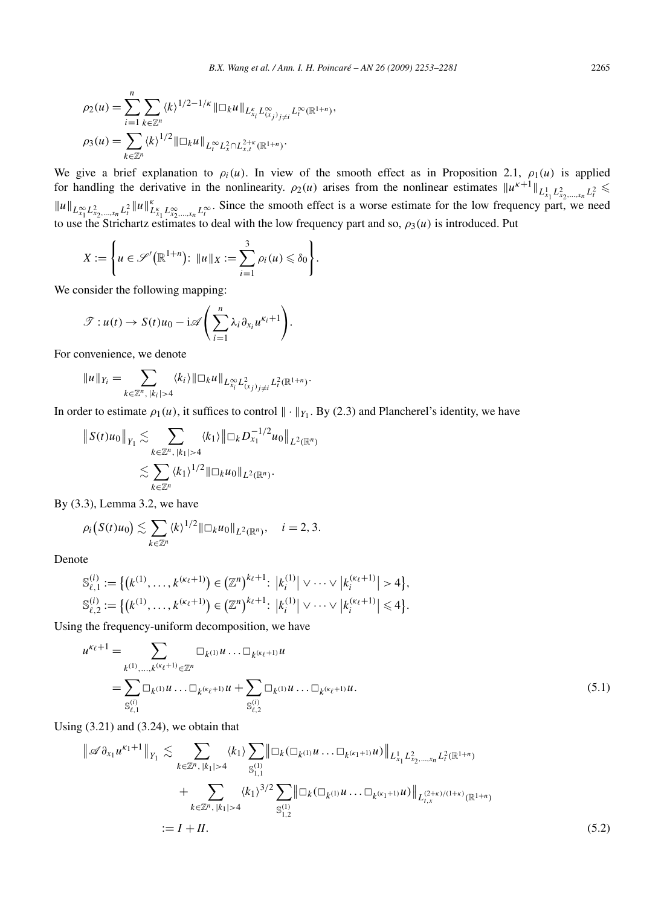$$\rho_2(u) = \sum_{i=1}^{n} \sum_{k\in\mathbb{Z}^n} \langle k\rangle^{1/2-1/\kappa} \|\Box_k u\|_{L^{\kappa}_{x_i} L^{\infty}_{(x_j)_{j\neq i}} L^{\infty}_t(\mathbb{R}^{1+n})},$$

$$\rho_3(u) = \sum_{k\in\mathbb{Z}^n} \langle k\rangle^{1/2} \|\Box_k u\|_{L^{\infty}_t L^2_x \cap L^{2+\kappa}_{x,t}(\mathbb{R}^{1+n})}.$$

We give a brief explanation to $\rho_i(u)$. In view of the smooth effect as in Proposition 2.1, $\rho_1(u)$ is applied for handling the derivative in the nonlinearity. $\rho_2(u)$ arises from the nonlinear estimates $\|u^{\kappa+1}\|_{L^1_{x_1} L^2_{x_2,\dots,x_n} L^2_t} \leqslant \|u\|_{L^{\infty}_{x_1} L^2_{x_2,\dots,x_n} L^2_t} \|u\|^{\kappa}_{L^{\kappa}_{x_1} L^{\infty}_{x_2,\dots,x_n} L^{\infty}_t}$. Since the smooth effect is a worse estimate for the low frequency part, we need to use the Strichartz estimates to deal with the low frequency part and so, $\rho_3(u)$ is introduced. Put

$$X := \left\{ u \in \mathscr{S}'\big(\mathbb{R}^{1+n}\big):\ \|u\|_X := \sum_{i=1}^{3} \rho_i(u) \leqslant \delta_0 \right\}.$$

We consider the following mapping:

$$\mathscr{T} : u(t) \to S(t)u_0 - \mathrm{i}\mathscr{A}\left( \sum_{i=1}^{n} \lambda_i \partial_{x_i} u^{\kappa_i+1} \right).$$

For convenience, we denote

$$\|u\|_{Y_i} = \sum_{k\in\mathbb{Z}^n,\, |k_i|>4} \langle k_i\rangle \|\Box_k u\|_{L^{\infty}_{x_i} L^2_{(x_j)_{j\neq i}} L^2_t(\mathbb{R}^{1+n})}.$$

In order to estimate $\rho_1(u)$, it suffices to control $\|\cdot\|_{Y_1}$. By (2.3) and Plancherel's identity, we have

$$\begin{aligned}
\big\| S(t)u_0 \big\|_{Y_1} &\lesssim \sum_{k\in\mathbb{Z}^n,\, |k_1|>4} \langle k_1\rangle \big\| \Box_k D^{-1/2}_{x_1} u_0 \big\|_{L^2(\mathbb{R}^n)} \\
&\lesssim \sum_{k\in\mathbb{Z}^n} \langle k_1\rangle^{1/2} \|\Box_k u_0\|_{L^2(\mathbb{R}^n)}.
\end{aligned}$$

By (3.3), Lemma 3.2, we have

$$\rho_i\big(S(t)u_0\big) \lesssim \sum_{k\in\mathbb{Z}^n} \langle k\rangle^{1/2} \|\Box_k u_0\|_{L^2(\mathbb{R}^n)}, \quad i = 2, 3.$$

Denote

$$\mathbb{S}^{(i)}_{\ell,1} := \big\{ \big(k^{(1)}, \dots, k^{(\kappa_\ell+1)}\big) \in \big(\mathbb{Z}^n\big)^{k_\ell+1}:\ \big|k^{(1)}_i\big| \vee \dots \vee \big|k^{(\kappa_\ell+1)}_i\big| > 4 \big\},$$

$$\mathbb{S}^{(i)}_{\ell,2} := \big\{ \big(k^{(1)}, \dots, k^{(\kappa_\ell+1)}\big) \in \big(\mathbb{Z}^n\big)^{k_\ell+1}:\ \big|k^{(1)}_i\big| \vee \dots \vee \big|k^{(\kappa_\ell+1)}_i\big| \leqslant 4 \big\}.$$

Using the frequency-uniform decomposition, we have

$$\begin{aligned}
u^{\kappa_\ell+1} &= \sum_{k^{(1)},\dots,k^{(\kappa_\ell+1)}\in\mathbb{Z}^n} \Box_{k^{(1)}} u \dots \Box_{k^{(\kappa_\ell+1)}} u \\
&= \sum_{\mathbb{S}^{(i)}_{\ell,1}} \Box_{k^{(1)}} u \dots \Box_{k^{(\kappa_\ell+1)}} u + \sum_{\mathbb{S}^{(i)}_{\ell,2}} \Box_{k^{(1)}} u \dots \Box_{k^{(\kappa_\ell+1)}} u.
\end{aligned} \tag{5.1}$$

Using (3.21) and (3.24), we obtain that

$$\begin{aligned}
\big\| \mathscr{A} \partial_{x_1} u^{\kappa_1+1} \big\|_{Y_1} &\lesssim \sum_{k\in\mathbb{Z}^n,\, |k_1|>4} \langle k_1\rangle \sum_{\mathbb{S}^{(1)}_{1,1}} \big\| \Box_k (\Box_{k^{(1)}} u \dots \Box_{k^{(\kappa_1+1)}} u) \big\|_{L^1_{x_1} L^2_{x_2,\dots,x_n} L^2_t(\mathbb{R}^{1+n})} \\
&\quad + \sum_{k\in\mathbb{Z}^n,\, |k_1|>4} \langle k_1\rangle^{3/2} \sum_{\mathbb{S}^{(1)}_{1,2}} \big\| \Box_k (\Box_{k^{(1)}} u \dots \Box_{k^{(\kappa_1+1)}} u) \big\|_{L^{(2+\kappa)/(1+\kappa)}_{t,x}(\mathbb{R}^{1+n})} \\
&:= I + II.
\end{aligned} \tag{5.2}$$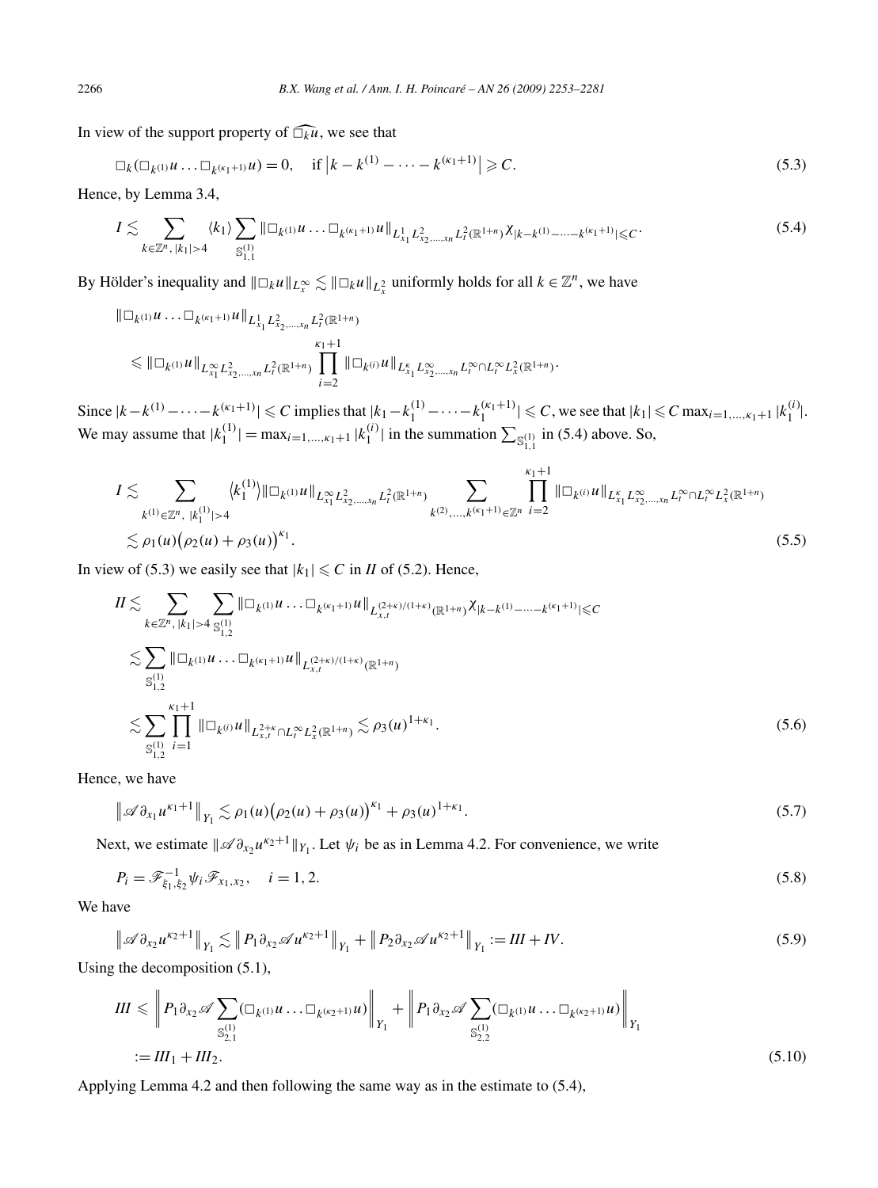In view of the support property of $\widehat{\Box_k u}$, we see that

$$\Box_k(\Box_{k^{(1)}} u \dots \Box_{k^{(\kappa_1+1)}} u) = 0, \quad \text{if } \left|k - k^{(1)} - \dots - k^{(\kappa_1+1)}\right| \geqslant C. \tag{5.3}$$

Hence, by Lemma 3.4,

$$I \lesssim \sum_{k\in\mathbb{Z}^n,\, |k_1|>4} \langle k_1 \rangle \sum_{\mathbb{S}^{(1)}_{1,1}} \|\Box_{k^{(1)}} u \dots \Box_{k^{(\kappa_1+1)}} u\|_{L^1_{x_1} L^2_{x_2,\dots,x_n} L^2_t(\mathbb{R}^{1+n})} \chi_{|k-k^{(1)}-\dots-k^{(\kappa_1+1)}|\leqslant C}. \tag{5.4}$$

By Hölder's inequality and $\|\Box_k u\|_{L^\infty_x} \lesssim \|\Box_k u\|_{L^2_x}$ uniformly holds for all $k \in \mathbb{Z}^n$, we have

$$\begin{aligned}
&\|\Box_{k^{(1)}} u \dots \Box_{k^{(\kappa_1+1)}} u\|_{L^1_{x_1} L^2_{x_2,\dots,x_n} L^2_t(\mathbb{R}^{1+n})} \\
&\quad \leqslant \|\Box_{k^{(1)}} u\|_{L^\infty_{x_1} L^2_{x_2,\dots,x_n} L^2_t(\mathbb{R}^{1+n})} \prod_{i=2}^{\kappa_1+1} \|\Box_{k^{(i)}} u\|_{L^\kappa_{x_1} L^\infty_{x_2,\dots,x_n} L^\infty_t \cap L^\infty_t L^2_x(\mathbb{R}^{1+n})}.
\end{aligned}$$

Since $|k-k^{(1)}-\dots-k^{(\kappa_1+1)}| \leqslant C$ implies that $|k_1-k_1^{(1)}-\dots-k_1^{(\kappa_1+1)}| \leqslant C$, we see that $|k_1| \leqslant C\max_{i=1,\dots,\kappa_1+1} |k_1^{(i)}|$. We may assume that $|k_1^{(1)}| = \max_{i=1,\dots,\kappa_1+1} |k_1^{(i)}|$ in the summation $\sum_{\mathbb{S}^{(1)}_{1,1}}$ in (5.4) above. So,

$$\begin{aligned}
I &\lesssim \sum_{k^{(1)}\in\mathbb{Z}^n,\ |k_1^{(1)}|>4} \langle k_1^{(1)} \rangle \|\Box_{k^{(1)}} u\|_{L^\infty_{x_1} L^2_{x_2,\dots,x_n} L^2_t(\mathbb{R}^{1+n})} \sum_{k^{(2)},\dots,k^{(\kappa_1+1)}\in\mathbb{Z}^n} \prod_{i=2}^{\kappa_1+1} \|\Box_{k^{(i)}} u\|_{L^\kappa_{x_1} L^\infty_{x_2,\dots,x_n} L^\infty_t \cap L^\infty_t L^2_x(\mathbb{R}^{1+n})} \\
&\lesssim \rho_1(u)\big(\rho_2(u) + \rho_3(u)\big)^{\kappa_1}.
\end{aligned} \tag{5.5}$$

In view of (5.3) we easily see that $|k_1| \leqslant C$ in $II$ of (5.2). Hence,

$$\begin{aligned}
II &\lesssim \sum_{k\in\mathbb{Z}^n,\, |k_1|>4} \sum_{\mathbb{S}^{(1)}_{1,2}} \|\Box_{k^{(1)}} u \dots \Box_{k^{(\kappa_1+1)}} u\|_{L^{(2+\kappa)/(1+\kappa)}_{x,t}(\mathbb{R}^{1+n})} \chi_{|k-k^{(1)}-\dots-k^{(\kappa_1+1)}|\leqslant C} \\
&\lesssim \sum_{\mathbb{S}^{(1)}_{1,2}} \|\Box_{k^{(1)}} u \dots \Box_{k^{(\kappa_1+1)}} u\|_{L^{(2+\kappa)/(1+\kappa)}_{x,t}(\mathbb{R}^{1+n})} \\
&\lesssim \sum_{\mathbb{S}^{(1)}_{1,2}} \prod_{i=1}^{\kappa_1+1} \|\Box_{k^{(i)}} u\|_{L^{2+\kappa}_{x,t} \cap L^\infty_t L^2_x(\mathbb{R}^{1+n})} \lesssim \rho_3(u)^{1+\kappa_1}.
\end{aligned} \tag{5.6}$$

Hence, we have

$$\left\|\mathscr{A}\partial_{x_1} u^{\kappa_1+1}\right\|_{Y_1} \lesssim \rho_1(u)\big(\rho_2(u)+\rho_3(u)\big)^{\kappa_1} + \rho_3(u)^{1+\kappa_1}. \tag{5.7}$$

Next, we estimate $\|\mathscr{A}\partial_{x_2} u^{\kappa_2+1}\|_{Y_1}$. Let $\psi_i$ be as in Lemma 4.2. For convenience, we write

$$P_i = \mathscr{F}^{-1}_{\xi_1,\xi_2} \psi_i \mathscr{F}_{x_1,x_2}, \quad i = 1, 2. \tag{5.8}$$

We have

$$\left\|\mathscr{A}\partial_{x_2} u^{\kappa_2+1}\right\|_{Y_1} \lesssim \left\|P_1\partial_{x_2}\mathscr{A} u^{\kappa_2+1}\right\|_{Y_1} + \left\|P_2\partial_{x_2}\mathscr{A} u^{\kappa_2+1}\right\|_{Y_1} := III + IV. \tag{5.9}$$

Using the decomposition (5.1),

$$\begin{aligned}
III &\leqslant \left\|P_1\partial_{x_2}\mathscr{A}\sum_{\mathbb{S}^{(1)}_{2,1}} (\Box_{k^{(1)}} u \dots \Box_{k^{(\kappa_2+1)}} u)\right\|_{Y_1} + \left\|P_1\partial_{x_2}\mathscr{A}\sum_{\mathbb{S}^{(1)}_{2,2}} (\Box_{k^{(1)}} u \dots \Box_{k^{(\kappa_2+1)}} u)\right\|_{Y_1} \\
&:= III_1 + III_2.
\end{aligned} \tag{5.10}$$

Applying Lemma 4.2 and then following the same way as in the estimate to (5.4),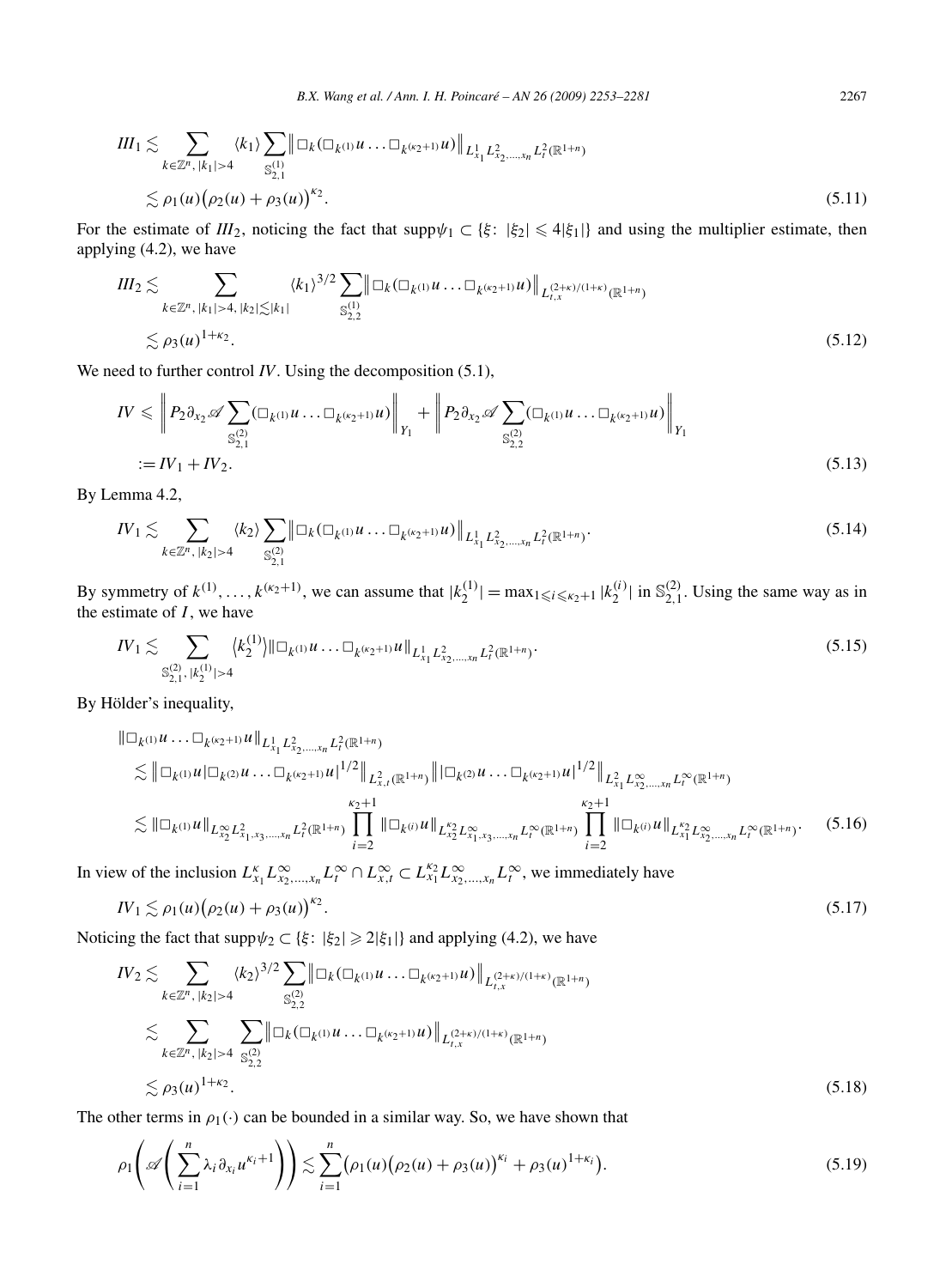$$
\begin{aligned}
III_1 &\lesssim \sum_{k\in\mathbb{Z}^n,\,|k_1|>4} \langle k_1\rangle \sum_{\mathbb{S}^{(1)}_{2,1}} \big\| \Box_k(\Box_{k^{(1)}}u\ldots\Box_{k^{(\kappa_2+1)}}u)\big\|_{L^1_{x_1}L^2_{x_2,\ldots,x_n}L^2_t(\mathbb{R}^{1+n})} \\
&\lesssim \rho_1(u)\big(\rho_2(u)+\rho_3(u)\big)^{\kappa_2}. 
\end{aligned} \tag{5.11}
$$

For the estimate of $III_2$, noticing the fact that $\mathrm{supp}\,\psi_1 \subset \{\xi\colon\ |\xi_2| \leqslant 4|\xi_1|\}$ and using the multiplier estimate, then applying (4.2), we have

$$
\begin{aligned}
III_2 &\lesssim \sum_{k\in\mathbb{Z}^n,\,|k_1|>4,\,|k_2|\lesssim|k_1|} \langle k_1\rangle^{3/2} \sum_{\mathbb{S}^{(1)}_{2,2}} \big\| \Box_k(\Box_{k^{(1)}}u\ldots\Box_{k^{(\kappa_2+1)}}u)\big\|_{L^{(2+\kappa)/(1+\kappa)}_{t,x}(\mathbb{R}^{1+n})} \\
&\lesssim \rho_3(u)^{1+\kappa_2}. 
\end{aligned} \tag{5.12}
$$

We need to further control $IV$. Using the decomposition (5.1),

$$
\begin{aligned}
IV &\leqslant \bigg\| P_2\partial_{x_2}\mathscr{A}\sum_{\mathbb{S}^{(2)}_{2,1}}(\Box_{k^{(1)}}u\ldots\Box_{k^{(\kappa_2+1)}}u)\bigg\|_{Y_1} + \bigg\| P_2\partial_{x_2}\mathscr{A}\sum_{\mathbb{S}^{(2)}_{2,2}}(\Box_{k^{(1)}}u\ldots\Box_{k^{(\kappa_2+1)}}u)\bigg\|_{Y_1} \\
&:= IV_1 + IV_2. 
\end{aligned} \tag{5.13}
$$

By Lemma 4.2,

$$
IV_1 \lesssim \sum_{k\in\mathbb{Z}^n,\,|k_2|>4} \langle k_2\rangle \sum_{\mathbb{S}^{(2)}_{2,1}} \big\| \Box_k(\Box_{k^{(1)}}u\ldots\Box_{k^{(\kappa_2+1)}}u)\big\|_{L^1_{x_1}L^2_{x_2,\ldots,x_n}L^2_t(\mathbb{R}^{1+n})}. \tag{5.14}
$$

By symmetry of $k^{(1)},\ldots,k^{(\kappa_2+1)}$, we can assume that $|k_2^{(1)}| = \max_{1\leqslant i\leqslant \kappa_2+1}|k_2^{(i)}|$ in $\mathbb{S}^{(2)}_{2,1}$. Using the same way as in the estimate of $I$, we have

$$
IV_1 \lesssim \sum_{\mathbb{S}^{(2)}_{2,1},\,|k_2^{(1)}|>4} \big\langle k_2^{(1)}\big\rangle \|\Box_{k^{(1)}}u\ldots\Box_{k^{(\kappa_2+1)}}u\|_{L^1_{x_1}L^2_{x_2,\ldots,x_n}L^2_t(\mathbb{R}^{1+n})}. \tag{5.15}
$$

By Hölder's inequality,

$$
\begin{aligned}
&\|\Box_{k^{(1)}}u\ldots\Box_{k^{(\kappa_2+1)}}u\|_{L^1_{x_1}L^2_{x_2,\ldots,x_n}L^2_t(\mathbb{R}^{1+n})} \\
&\quad\lesssim \big\|\Box_{k^{(1)}}u|\Box_{k^{(2)}}u\ldots\Box_{k^{(\kappa_2+1)}}u|^{1/2}\big\|_{L^2_{x,t}(\mathbb{R}^{1+n})} \big\||\Box_{k^{(2)}}u\ldots\Box_{k^{(\kappa_2+1)}}u|^{1/2}\big\|_{L^2_{x_1}L^\infty_{x_2,\ldots,x_n}L^\infty_t(\mathbb{R}^{1+n})} \\
&\quad\lesssim \|\Box_{k^{(1)}}u\|_{L^\infty_{x_2}L^2_{x_1,x_3,\ldots,x_n}L^2_t(\mathbb{R}^{1+n})} \prod_{i=2}^{\kappa_2+1}\|\Box_{k^{(i)}}u\|_{L^{\kappa_2}_{x_2}L^\infty_{x_1,x_3,\ldots,x_n}L^\infty_t(\mathbb{R}^{1+n})} \prod_{i=2}^{\kappa_2+1}\|\Box_{k^{(i)}}u\|_{L^{\kappa_2}_{x_1}L^\infty_{x_2,\ldots,x_n}L^\infty_t(\mathbb{R}^{1+n})}. 
\end{aligned} \tag{5.16}
$$

In view of the inclusion $L^\kappa_{x_1}L^\infty_{x_2,\ldots,x_n}L^\infty_t \cap L^\infty_{x,t} \subset L^{\kappa_2}_{x_1}L^\infty_{x_2,\ldots,x_n}L^\infty_t$, we immediately have

$$
IV_1 \lesssim \rho_1(u)\big(\rho_2(u)+\rho_3(u)\big)^{\kappa_2}. \tag{5.17}
$$

Noticing the fact that $\mathrm{supp}\,\psi_2 \subset \{\xi\colon\ |\xi_2| \geqslant 2|\xi_1|\}$ and applying (4.2), we have

$$
\begin{aligned}
IV_2 &\lesssim \sum_{k\in\mathbb{Z}^n,\,|k_2|>4} \langle k_2\rangle^{3/2} \sum_{\mathbb{S}^{(2)}_{2,2}} \big\| \Box_k(\Box_{k^{(1)}}u\ldots\Box_{k^{(\kappa_2+1)}}u)\big\|_{L^{(2+\kappa)/(1+\kappa)}_{t,x}(\mathbb{R}^{1+n})} \\
&\lesssim \sum_{k\in\mathbb{Z}^n,\,|k_2|>4} \sum_{\mathbb{S}^{(2)}_{2,2}} \big\| \Box_k(\Box_{k^{(1)}}u\ldots\Box_{k^{(\kappa_2+1)}}u)\big\|_{L^{(2+\kappa)/(1+\kappa)}_{t,x}(\mathbb{R}^{1+n})} \\
&\lesssim \rho_3(u)^{1+\kappa_2}. 
\end{aligned} \tag{5.18}
$$

The other terms in $\rho_1(\cdot)$ can be bounded in a similar way. So, we have shown that

$$
\rho_1\Bigg(\mathscr{A}\Bigg(\sum_{i=1}^n \lambda_i\partial_{x_i}u^{\kappa_i+1}\Bigg)\Bigg) \lesssim \sum_{i=1}^n \big(\rho_1(u)\big(\rho_2(u)+\rho_3(u)\big)^{\kappa_i} + \rho_3(u)^{1+\kappa_i}\big). \tag{5.19}
$$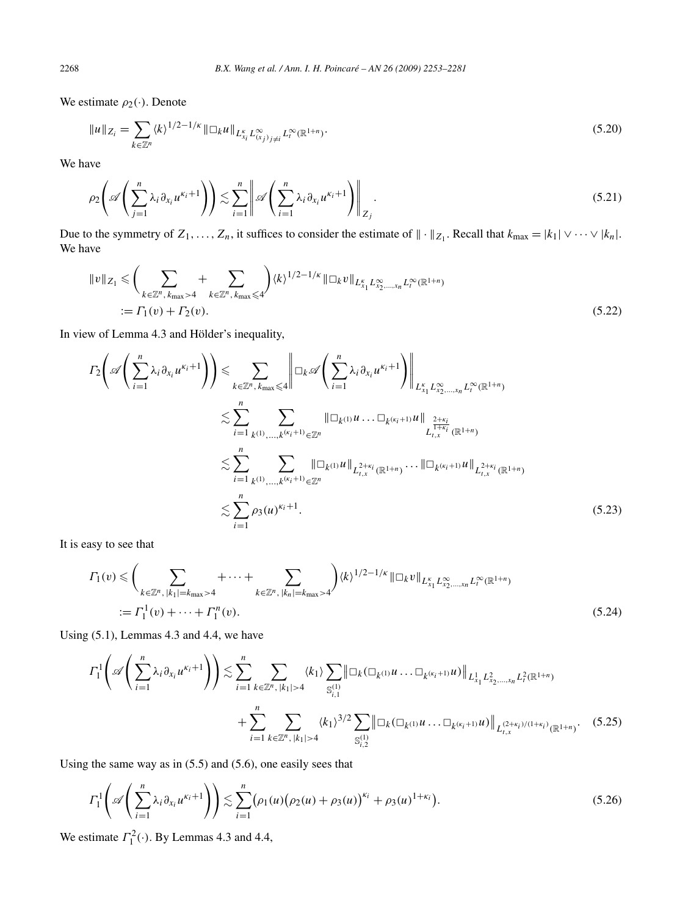We estimate $\rho_2(\cdot)$. Denote

$$\|u\|_{Z_i} = \sum_{k\in\mathbb{Z}^n} \langle k\rangle^{1/2-1/\kappa} \|\Box_k u\|_{L^\kappa_{x_i} L^\infty_{(x_j)_{j\neq i}} L^\infty_t(\mathbb{R}^{1+n})}. \tag{5.20}$$

We have

$$\rho_2\left(\mathscr{A}\left(\sum_{j=1}^n \lambda_i \partial_{x_i} u^{\kappa_i+1}\right)\right) \lesssim \sum_{i=1}^n \left\| \mathscr{A}\left(\sum_{i=1}^n \lambda_i \partial_{x_i} u^{\kappa_i+1}\right)\right\|_{Z_j}. \tag{5.21}$$

Due to the symmetry of $Z_1,\dots,Z_n$, it suffices to consider the estimate of $\|\cdot\|_{Z_1}$. Recall that $k_{\max} = |k_1| \vee \cdots \vee |k_n|$. We have

$$\begin{aligned}\|v\|_{Z_1} &\leqslant \left(\sum_{k\in\mathbb{Z}^n,\, k_{\max}>4} + \sum_{k\in\mathbb{Z}^n,\, k_{\max}\leqslant 4}\right) \langle k\rangle^{1/2-1/\kappa} \|\Box_k v\|_{L^\kappa_{x_1} L^\infty_{x_2,\dots,x_n} L^\infty_t(\mathbb{R}^{1+n})} \\ &:= \Gamma_1(v) + \Gamma_2(v). \end{aligned}\tag{5.22}$$

In view of Lemma 4.3 and Hölder's inequality,

$$\begin{aligned}\Gamma_2\left(\mathscr{A}\left(\sum_{i=1}^n \lambda_i \partial_{x_i} u^{\kappa_i+1}\right)\right) &\leqslant \sum_{k\in\mathbb{Z}^n,\, k_{\max}\leqslant 4} \left\|\Box_k \mathscr{A}\left(\sum_{i=1}^n \lambda_i \partial_{x_i} u^{\kappa_i+1}\right)\right\|_{L^\kappa_{x_1} L^\infty_{x_2,\dots,x_n} L^\infty_t(\mathbb{R}^{1+n})} \\ &\lesssim \sum_{i=1}^n \sum_{k^{(1)},\dots,k^{(\kappa_i+1)}\in\mathbb{Z}^n} \|\Box_{k^{(1)}} u \dots \Box_{k^{(\kappa_i+1)}} u\|_{L_{t,x}^{\frac{2+\kappa_i}{1+\kappa_i}}(\mathbb{R}^{1+n})} \\ &\lesssim \sum_{i=1}^n \sum_{k^{(1)},\dots,k^{(\kappa_i+1)}\in\mathbb{Z}^n} \|\Box_{k^{(1)}} u\|_{L^{2+\kappa_i}_{t,x}(\mathbb{R}^{1+n})} \dots \|\Box_{k^{(\kappa_i+1)}} u\|_{L^{2+\kappa_i}_{t,x}(\mathbb{R}^{1+n})} \\ &\lesssim \sum_{i=1}^n \rho_3(u)^{\kappa_i+1}. \end{aligned}\tag{5.23}$$

It is easy to see that

$$\begin{aligned}\Gamma_1(v) &\leqslant \left(\sum_{k\in\mathbb{Z}^n,\, |k_1|=k_{\max}>4} + \cdots + \sum_{k\in\mathbb{Z}^n,\, |k_n|=k_{\max}>4}\right) \langle k\rangle^{1/2-1/\kappa} \|\Box_k v\|_{L^\kappa_{x_1} L^\infty_{x_2,\dots,x_n} L^\infty_t(\mathbb{R}^{1+n})} \\ &:= \Gamma_1^1(v) + \cdots + \Gamma_1^n(v). \end{aligned}\tag{5.24}$$

Using (5.1), Lemmas 4.3 and 4.4, we have

$$\begin{aligned}\Gamma_1^1\left(\mathscr{A}\left(\sum_{i=1}^n \lambda_i \partial_{x_i} u^{\kappa_i+1}\right)\right) &\lesssim \sum_{i=1}^n \sum_{k\in\mathbb{Z}^n,\, |k_1|>4} \langle k_1\rangle \sum_{\mathbb{S}^{(1)}_{i,1}} \left\|\Box_k(\Box_{k^{(1)}} u \dots \Box_{k^{(\kappa_i+1)}} u)\right\|_{L^1_{x_1} L^2_{x_2,\dots,x_n} L^2_t(\mathbb{R}^{1+n})} \\ &\quad + \sum_{i=1}^n \sum_{k\in\mathbb{Z}^n,\, |k_1|>4} \langle k_1\rangle^{3/2} \sum_{\mathbb{S}^{(1)}_{i,2}} \left\|\Box_k(\Box_{k^{(1)}} u \dots \Box_{k^{(\kappa_i+1)}} u)\right\|_{L^{(2+\kappa_i)/(1+\kappa_i)}_{t,x}(\mathbb{R}^{1+n})}. \end{aligned}\tag{5.25}$$

Using the same way as in (5.5) and (5.6), one easily sees that

$$\Gamma_1^1\left(\mathscr{A}\left(\sum_{i=1}^n \lambda_i \partial_{x_i} u^{\kappa_i+1}\right)\right) \lesssim \sum_{i=1}^n \left(\rho_1(u)\big(\rho_2(u)+\rho_3(u)\big)^{\kappa_i} + \rho_3(u)^{1+\kappa_i}\right). \tag{5.26}$$

We estimate $\Gamma_1^2(\cdot)$. By Lemmas 4.3 and 4.4,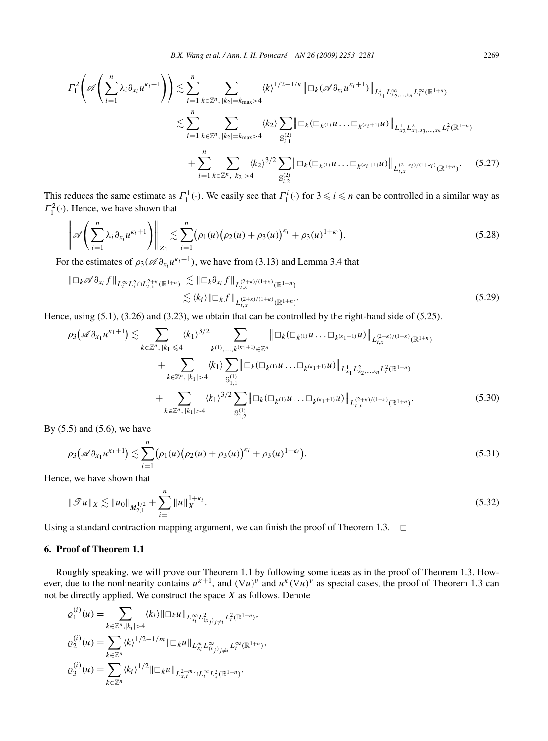$$
\begin{aligned}
\Gamma_1^2\left(\mathscr{A}\left(\sum_{i=1}^n \lambda_i \partial_{x_i} u^{\kappa_i+1}\right)\right) \lesssim & \sum_{i=1}^n \sum_{k\in\mathbb{Z}^n,\,|k_2|=k_{\max}>4} \langle k\rangle^{1/2-1/\kappa} \left\|\Box_k(\mathscr{A}\partial_{x_i} u^{\kappa_i+1})\right\|_{L^\kappa_{x_1} L^\infty_{x_2,\dots,x_n} L^\infty_t(\mathbb{R}^{1+n})} \\
\lesssim & \sum_{i=1}^n \sum_{k\in\mathbb{Z}^n,\,|k_2|=k_{\max}>4} \langle k_2\rangle \sum_{\mathbb{S}^{(2)}_{i,1}} \left\|\Box_k(\Box_{k^{(1)}} u \dots \Box_{k^{(\kappa_i+1)}} u)\right\|_{L^1_{x_2} L^2_{x_1,x_3,\dots,x_n} L^2_t(\mathbb{R}^{1+n})} \\
& + \sum_{i=1}^n \sum_{k\in\mathbb{Z}^n,\,|k_2|>4} \langle k_2\rangle^{3/2} \sum_{\mathbb{S}^{(2)}_{i,2}} \left\|\Box_k(\Box_{k^{(1)}} u \dots \Box_{k^{(\kappa_i+1)}} u)\right\|_{L^{(2+\kappa_i)/(1+\kappa_i)}_{t,x}(\mathbb{R}^{1+n})}. \qquad (5.27)
\end{aligned}
$$

This reduces the same estimate as $\Gamma_1^1(\cdot)$. We easily see that $\Gamma_1^i(\cdot)$ for $3 \leqslant i \leqslant n$ can be controlled in a similar way as $\Gamma_1^2(\cdot)$. Hence, we have shown that

$$
\left\|\mathscr{A}\left(\sum_{i=1}^n \lambda_i \partial_{x_i} u^{\kappa_i+1}\right)\right\|_{Z_1} \lesssim \sum_{i=1}^n \left(\rho_1(u)\left(\rho_2(u)+\rho_3(u)\right)^{\kappa_i} + \rho_3(u)^{1+\kappa_i}\right). \qquad (5.28)
$$

For the estimates of $\rho_3(\mathscr{A}\partial_{x_i} u^{\kappa_i+1})$, we have from (3.13) and Lemma 3.4 that

$$
\begin{aligned}
\|\Box_k \mathscr{A}\partial_{x_i} f\|_{L^\infty_t L^2_x \cap L^{2+\kappa}_{t,x}(\mathbb{R}^{1+n})} & \lesssim \|\Box_k \partial_{x_i} f\|_{L^{(2+\kappa)/(1+\kappa)}_{t,x}(\mathbb{R}^{1+n})} \\
& \lesssim \langle k_i\rangle \|\Box_k f\|_{L^{(2+\kappa)/(1+\kappa)}_{t,x}(\mathbb{R}^{1+n})}. \qquad (5.29)
\end{aligned}
$$

Hence, using (5.1), (3.26) and (3.23), we obtain that can be controlled by the right-hand side of (5.25).

$$
\begin{aligned}
\rho_3\left(\mathscr{A}\partial_{x_1} u^{\kappa_1+1}\right) \lesssim & \sum_{k\in\mathbb{Z}^n,\,|k_1|\leqslant 4} \langle k_1\rangle^{3/2} \sum_{k^{(1)},\dots,k^{(\kappa_1+1)}\in\mathbb{Z}^n} \left\|\Box_k(\Box_{k^{(1)}} u \dots \Box_{k^{(\kappa_1+1)}} u)\right\|_{L^{(2+\kappa)/(1+\kappa)}_{t,x}(\mathbb{R}^{1+n})} \\
& + \sum_{k\in\mathbb{Z}^n,\,|k_1|>4} \langle k_1\rangle \sum_{\mathbb{S}^{(1)}_{1,1}} \left\|\Box_k(\Box_{k^{(1)}} u \dots \Box_{k^{(\kappa_1+1)}} u)\right\|_{L^1_{x_1} L^2_{x_2,\dots,x_n} L^2_t(\mathbb{R}^{1+n})} \\
& + \sum_{k\in\mathbb{Z}^n,\,|k_1|>4} \langle k_1\rangle^{3/2} \sum_{\mathbb{S}^{(1)}_{1,2}} \left\|\Box_k(\Box_{k^{(1)}} u \dots \Box_{k^{(\kappa_1+1)}} u)\right\|_{L^{(2+\kappa)/(1+\kappa)}_{t,x}(\mathbb{R}^{1+n})}. \qquad (5.30)
\end{aligned}
$$

By (5.5) and (5.6), we have

$$
\rho_3\left(\mathscr{A}\partial_{x_1} u^{\kappa_1+1}\right) \lesssim \sum_{i=1}^n \left(\rho_1(u)\left(\rho_2(u)+\rho_3(u)\right)^{\kappa_i} + \rho_3(u)^{1+\kappa_i}\right). \qquad (5.31)
$$

Hence, we have shown that

$$
\|\mathscr{T}u\|_X \lesssim \|u_0\|_{M^{1/2}_{2,1}} + \sum_{i=1}^n \|u\|_X^{1+\kappa_i}. \qquad (5.32)
$$

Using a standard contraction mapping argument, we can finish the proof of Theorem 1.3. $\square$

## 6. Proof of Theorem 1.1

Roughly speaking, we will prove our Theorem 1.1 by following some ideas as in the proof of Theorem 1.3. However, due to the nonlinearity contains $u^{\kappa+1}$, and $(\nabla u)^\nu$ and $u^\kappa(\nabla u)^\nu$ as special cases, the proof of Theorem 1.3 can not be directly applied. We construct the space $X$ as follows. Denote

$$
\begin{aligned}
\varrho_1^{(i)}(u) &= \sum_{k\in\mathbb{Z}^n,|k_i|>4} \langle k_i\rangle \|\Box_k u\|_{L^\infty_{x_i} L^2_{(x_j)_{j\neq i}} L^2_t(\mathbb{R}^{1+n})}, \\
\varrho_2^{(i)}(u) &= \sum_{k\in\mathbb{Z}^n} \langle k\rangle^{1/2-1/m} \|\Box_k u\|_{L^m_{x_i} L^\infty_{(x_j)_{j\neq i}} L^\infty_t(\mathbb{R}^{1+n})}, \\
\varrho_3^{(i)}(u) &= \sum_{k\in\mathbb{Z}^n} \langle k_i\rangle^{1/2} \|\Box_k u\|_{L^{2+m}_{x,t} \cap L^\infty_t L^2_x(\mathbb{R}^{1+n})}.
\end{aligned}
$$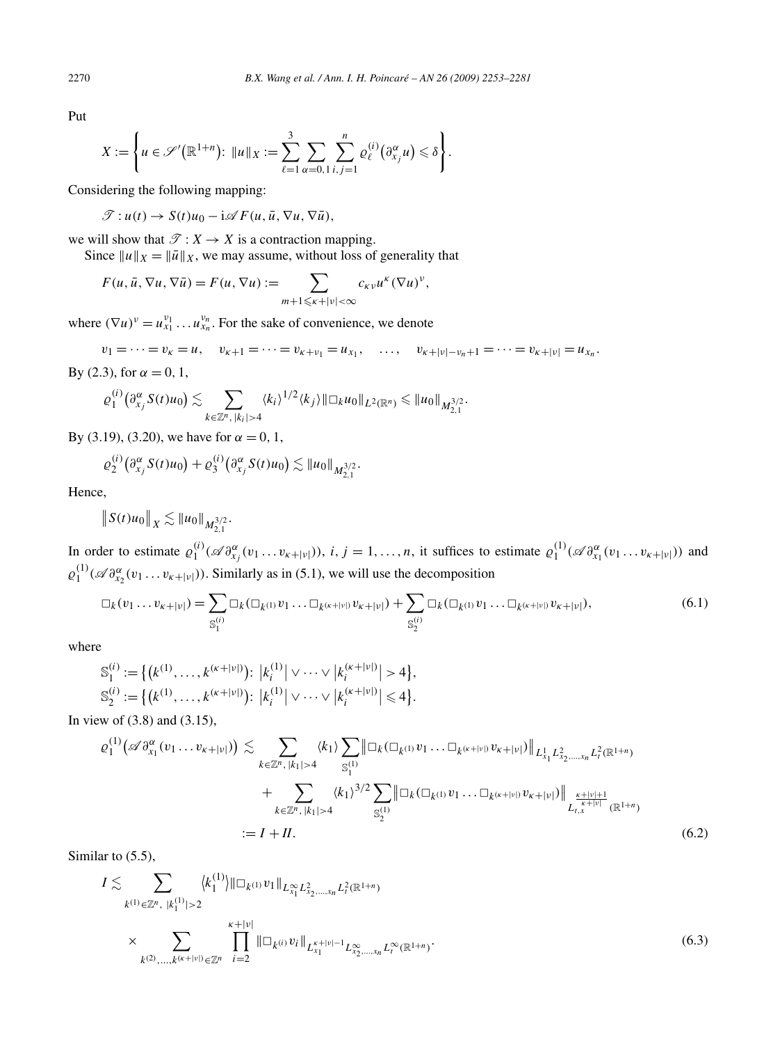Put

$$X := \left\{ u \in \mathscr{S}'(\mathbb{R}^{1+n}) \colon \|u\|_X := \sum_{\ell=1}^{3} \sum_{\alpha=0,1} \sum_{i,j=1}^{n} \varrho_\ell^{(i)}\big(\partial_{x_j}^\alpha u\big) \leqslant \delta \right\}.$$

Considering the following mapping:

$$\mathscr{T} : u(t) \to S(t)u_0 - \mathrm{i}\mathscr{A} F(u, \bar{u}, \nabla u, \nabla \bar{u}),$$

we will show that $\mathscr{T} : X \to X$ is a contraction mapping.

Since $\|u\|_X = \|\bar{u}\|_X$, we may assume, without loss of generality that

$$F(u, \bar{u}, \nabla u, \nabla \bar{u}) = F(u, \nabla u) := \sum_{m+1 \leqslant \kappa + |\nu| < \infty} c_{\kappa\nu} u^\kappa (\nabla u)^\nu,$$

where $(\nabla u)^\nu = u_{x_1}^{\nu_1} \dots u_{x_n}^{\nu_n}$. For the sake of convenience, we denote

$$v_1 = \dots = v_\kappa = u, \quad v_{\kappa+1} = \dots = v_{\kappa+\nu_1} = u_{x_1}, \quad \dots, \quad v_{\kappa+|\nu|-\nu_n+1} = \dots = v_{\kappa+|\nu|} = u_{x_n}.$$

By (2.3), for $\alpha = 0, 1$,

$$\varrho_1^{(i)}\big(\partial_{x_j}^\alpha S(t)u_0\big) \lesssim \sum_{k \in \mathbb{Z}^n, |k_i| > 4} \langle k_i \rangle^{1/2} \langle k_j \rangle \|\Box_k u_0\|_{L^2(\mathbb{R}^n)} \leqslant \|u_0\|_{M_{2,1}^{3/2}}.$$

By (3.19), (3.20), we have for $\alpha = 0, 1$,

$$\varrho_2^{(i)}\big(\partial_{x_j}^\alpha S(t)u_0\big) + \varrho_3^{(i)}\big(\partial_{x_j}^\alpha S(t)u_0\big) \lesssim \|u_0\|_{M_{2,1}^{3/2}}.$$

Hence,

$$\big\|S(t)u_0\big\|_X \lesssim \|u_0\|_{M_{2,1}^{3/2}}.$$

In order to estimate $\varrho_1^{(i)}(\mathscr{A}\partial_{x_j}^\alpha(v_1 \dots v_{\kappa+|\nu|}))$, $i, j = 1, \dots, n$, it suffices to estimate $\varrho_1^{(1)}(\mathscr{A}\partial_{x_1}^\alpha(v_1 \dots v_{\kappa+|\nu|}))$ and $\varrho_1^{(1)}(\mathscr{A}\partial_{x_2}^\alpha(v_1 \dots v_{\kappa+|\nu|}))$. Similarly as in (5.1), we will use the decomposition

$$\Box_k(v_1 \dots v_{\kappa+|\nu|}) = \sum_{\mathbb{S}_1^{(i)}} \Box_k(\Box_{k^{(1)}} v_1 \dots \Box_{k^{(\kappa+|\nu|)}} v_{\kappa+|\nu|}) + \sum_{\mathbb{S}_2^{(i)}} \Box_k(\Box_{k^{(1)}} v_1 \dots \Box_{k^{(\kappa+|\nu|)}} v_{\kappa+|\nu|}), \tag{6.1}$$

where

$$\mathbb{S}_1^{(i)} := \big\{\big(k^{(1)}, \dots, k^{(\kappa+|\nu|)}\big) \colon \big|k_i^{(1)}\big| \vee \dots \vee \big|k_i^{(\kappa+|\nu|)}\big| > 4\big\},$$
$$\mathbb{S}_2^{(i)} := \big\{\big(k^{(1)}, \dots, k^{(\kappa+|\nu|)}\big) \colon \big|k_i^{(1)}\big| \vee \dots \vee \big|k_i^{(\kappa+|\nu|)}\big| \leqslant 4\big\}.$$

In view of (3.8) and (3.15),

$$\begin{aligned}
\varrho_1^{(1)}\big(\mathscr{A}\partial_{x_1}^\alpha(v_1 \dots v_{\kappa+|\nu|})\big) &\lesssim \sum_{k \in \mathbb{Z}^n, |k_1| > 4} \langle k_1 \rangle \sum_{\mathbb{S}_1^{(1)}} \big\|\Box_k(\Box_{k^{(1)}} v_1 \dots \Box_{k^{(\kappa+|\nu|)}} v_{\kappa+|\nu|})\big\|_{L_{x_1}^1 L_{x_2,\dots,x_n}^2 L_t^2(\mathbb{R}^{1+n})} \\
&\quad + \sum_{k \in \mathbb{Z}^n, |k_1| > 4} \langle k_1 \rangle^{3/2} \sum_{\mathbb{S}_2^{(1)}} \big\|\Box_k(\Box_{k^{(1)}} v_1 \dots \Box_{k^{(\kappa+|\nu|)}} v_{\kappa+|\nu|})\big\|_{L_{t,x}^{\frac{\kappa+|\nu|+1}{\kappa+|\nu|}}(\mathbb{R}^{1+n})} \\
&:= I + II.
\end{aligned} \tag{6.2}$$

Similar to (5.5),

$$\begin{aligned}
I &\lesssim \sum_{k^{(1)} \in \mathbb{Z}^n, |k_1^{(1)}| > 2} \big\langle k_1^{(1)} \big\rangle \|\Box_{k^{(1)}} v_1\|_{L_{x_1}^\infty L_{x_2,\dots,x_n}^2 L_t^2(\mathbb{R}^{1+n})} \\
&\quad \times \sum_{k^{(2)}, \dots, k^{(\kappa+|\nu|)} \in \mathbb{Z}^n} \prod_{i=2}^{\kappa+|\nu|} \|\Box_{k^{(i)}} v_i\|_{L_{x_1}^{\kappa+|\nu|-1} L_{x_2,\dots,x_n}^\infty L_t^\infty(\mathbb{R}^{1+n})}.
\end{aligned} \tag{6.3}$$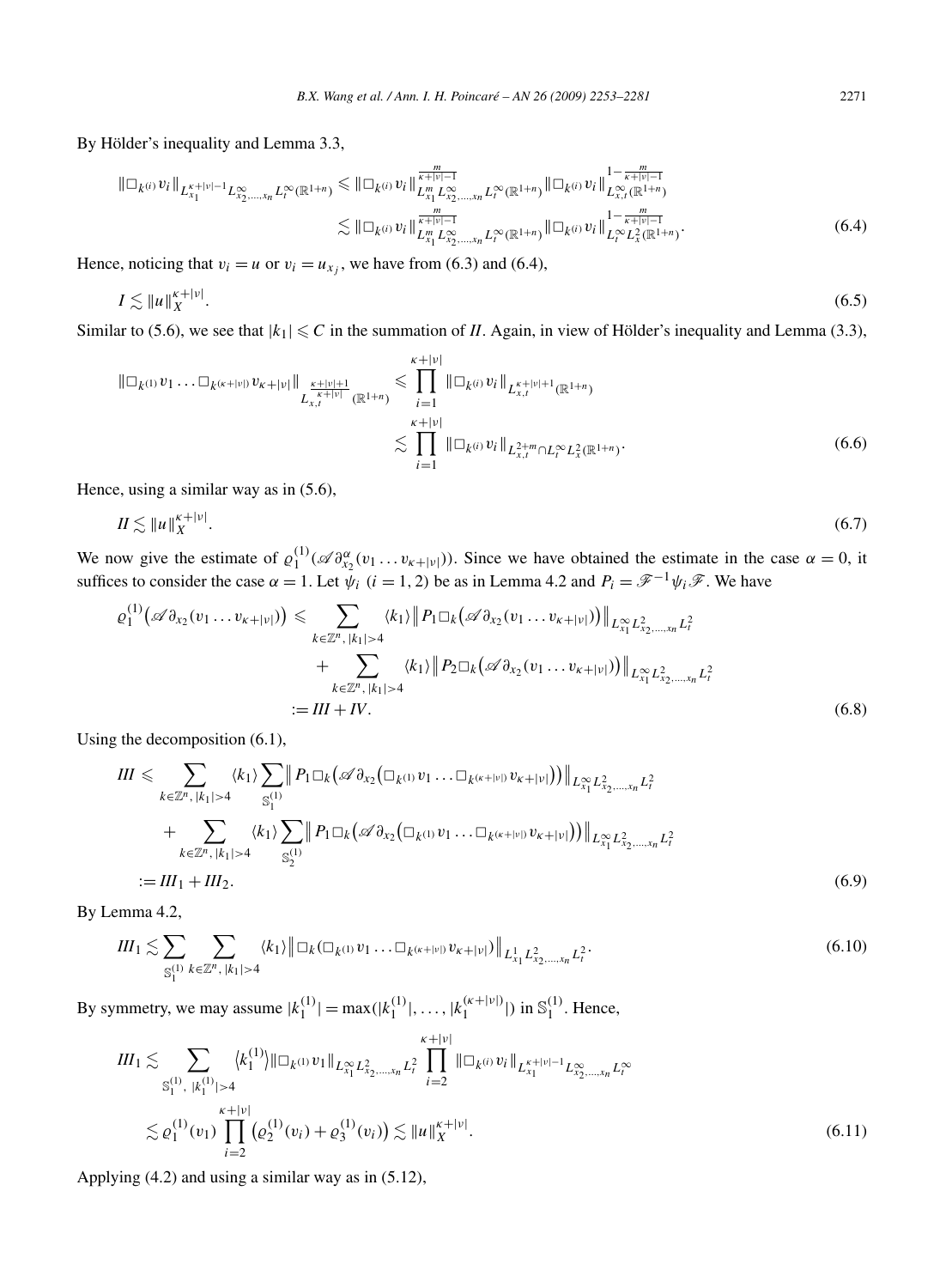By Hölder's inequality and Lemma 3.3,

$$\|\Box_{k^{(i)}} v_i\|_{L_{x_1}^{\kappa+|\nu|-1} L^\infty_{x_2,\dots,x_n} L^\infty_t(\mathbb{R}^{1+n})} \leqslant \|\Box_{k^{(i)}} v_i\|^{\frac{m}{\kappa+|\nu|-1}}_{L^m_{x_1} L^\infty_{x_2,\dots,x_n} L^\infty_t(\mathbb{R}^{1+n})} \|\Box_{k^{(i)}} v_i\|^{1-\frac{m}{\kappa+|\nu|-1}}_{L^\infty_{x,t}(\mathbb{R}^{1+n})}$$
$$\lesssim \|\Box_{k^{(i)}} v_i\|^{\frac{m}{\kappa+|\nu|-1}}_{L^m_{x_1} L^\infty_{x_2,\dots,x_n} L^\infty_t(\mathbb{R}^{1+n})} \|\Box_{k^{(i)}} v_i\|^{1-\frac{m}{\kappa+|\nu|-1}}_{L^\infty_t L^2_x(\mathbb{R}^{1+n})}. \tag{6.4}$$

Hence, noticing that $v_i = u$ or $v_i = u_{x_j}$, we have from (6.3) and (6.4),

$$I \lesssim \|u\|_X^{\kappa+|\nu|}. \tag{6.5}$$

Similar to (5.6), we see that $|k_1| \leqslant C$ in the summation of $II$. Again, in view of Hölder's inequality and Lemma (3.3),

$$\|\Box_{k^{(1)}} v_1 \dots \Box_{k^{(\kappa+|\nu|)}} v_{\kappa+|\nu|}\|_{L_{x,t}^{\frac{\kappa+|\nu|+1}{\kappa+|\nu|}}(\mathbb{R}^{1+n})} \leqslant \prod_{i=1}^{\kappa+|\nu|} \|\Box_{k^{(i)}} v_i\|_{L_{x,t}^{\kappa+|\nu|+1}(\mathbb{R}^{1+n})}$$
$$\lesssim \prod_{i=1}^{\kappa+|\nu|} \|\Box_{k^{(i)}} v_i\|_{L^{2+m}_{x,t} \cap L^\infty_t L^2_x(\mathbb{R}^{1+n})}. \tag{6.6}$$

Hence, using a similar way as in (5.6),

$$II \lesssim \|u\|_X^{\kappa+|\nu|}. \tag{6.7}$$

We now give the estimate of $\varrho_1^{(1)}(\mathscr{A}\partial^\alpha_{x_2}(v_1 \dots v_{\kappa+|\nu|}))$. Since we have obtained the estimate in the case $\alpha = 0$, it suffices to consider the case $\alpha = 1$. Let $\psi_i$ $(i = 1, 2)$ be as in Lemma 4.2 and $P_i = \mathscr{F}^{-1}\psi_i\mathscr{F}$. We have

$$\varrho_1^{(1)}\big(\mathscr{A}\partial_{x_2}(v_1 \dots v_{\kappa+|\nu|})\big) \leqslant \sum_{k\in\mathbb{Z}^n,\, |k_1|>4} \langle k_1\rangle \big\| P_1 \Box_k \big(\mathscr{A}\partial_{x_2}(v_1 \dots v_{\kappa+|\nu|})\big)\big\|_{L^\infty_{x_1} L^2_{x_2,\dots,x_n} L^2_t}$$
$$+ \sum_{k\in\mathbb{Z}^n,\, |k_1|>4} \langle k_1\rangle \big\| P_2 \Box_k \big(\mathscr{A}\partial_{x_2}(v_1 \dots v_{\kappa+|\nu|})\big)\big\|_{L^\infty_{x_1} L^2_{x_2,\dots,x_n} L^2_t}$$
$$:= III + IV. \tag{6.8}$$

Using the decomposition (6.1),

$$III \leqslant \sum_{k\in\mathbb{Z}^n,\, |k_1|>4} \langle k_1\rangle \sum_{\mathbb{S}_1^{(1)}} \big\| P_1 \Box_k \big(\mathscr{A}\partial_{x_2}\big(\Box_{k^{(1)}} v_1 \dots \Box_{k^{(\kappa+|\nu|)}} v_{\kappa+|\nu|}\big)\big)\big\|_{L^\infty_{x_1} L^2_{x_2,\dots,x_n} L^2_t}$$
$$+ \sum_{k\in\mathbb{Z}^n,\, |k_1|>4} \langle k_1\rangle \sum_{\mathbb{S}_2^{(1)}} \big\| P_1 \Box_k \big(\mathscr{A}\partial_{x_2}\big(\Box_{k^{(1)}} v_1 \dots \Box_{k^{(\kappa+|\nu|)}} v_{\kappa+|\nu|}\big)\big)\big\|_{L^\infty_{x_1} L^2_{x_2,\dots,x_n} L^2_t}$$
$$:= III_1 + III_2. \tag{6.9}$$

By Lemma 4.2,

$$III_1 \lesssim \sum_{\mathbb{S}_1^{(1)}} \sum_{k\in\mathbb{Z}^n,\, |k_1|>4} \langle k_1\rangle \big\| \Box_k (\Box_{k^{(1)}} v_1 \dots \Box_{k^{(\kappa+|\nu|)}} v_{\kappa+|\nu|})\big\|_{L^1_{x_1} L^2_{x_2,\dots,x_n} L^2_t}. \tag{6.10}$$

By symmetry, we may assume $|k_1^{(1)}| = \max(|k_1^{(1)}|, \dots, |k_1^{(\kappa+|\nu|)}|)$ in $\mathbb{S}_1^{(1)}$. Hence,

$$III_1 \lesssim \sum_{\mathbb{S}_1^{(1)},\, |k_1^{(1)}|>4} \big\langle k_1^{(1)}\big\rangle \|\Box_{k^{(1)}} v_1\|_{L^\infty_{x_1} L^2_{x_2,\dots,x_n} L^2_t} \prod_{i=2}^{\kappa+|\nu|} \|\Box_{k^{(i)}} v_i\|_{L_{x_1}^{\kappa+|\nu|-1} L^\infty_{x_2,\dots,x_n} L^\infty_t}$$
$$\lesssim \varrho_1^{(1)}(v_1) \prod_{i=2}^{\kappa+|\nu|} \big(\varrho_2^{(1)}(v_i) + \varrho_3^{(1)}(v_i)\big) \lesssim \|u\|_X^{\kappa+|\nu|}. \tag{6.11}$$

Applying (4.2) and using a similar way as in (5.12),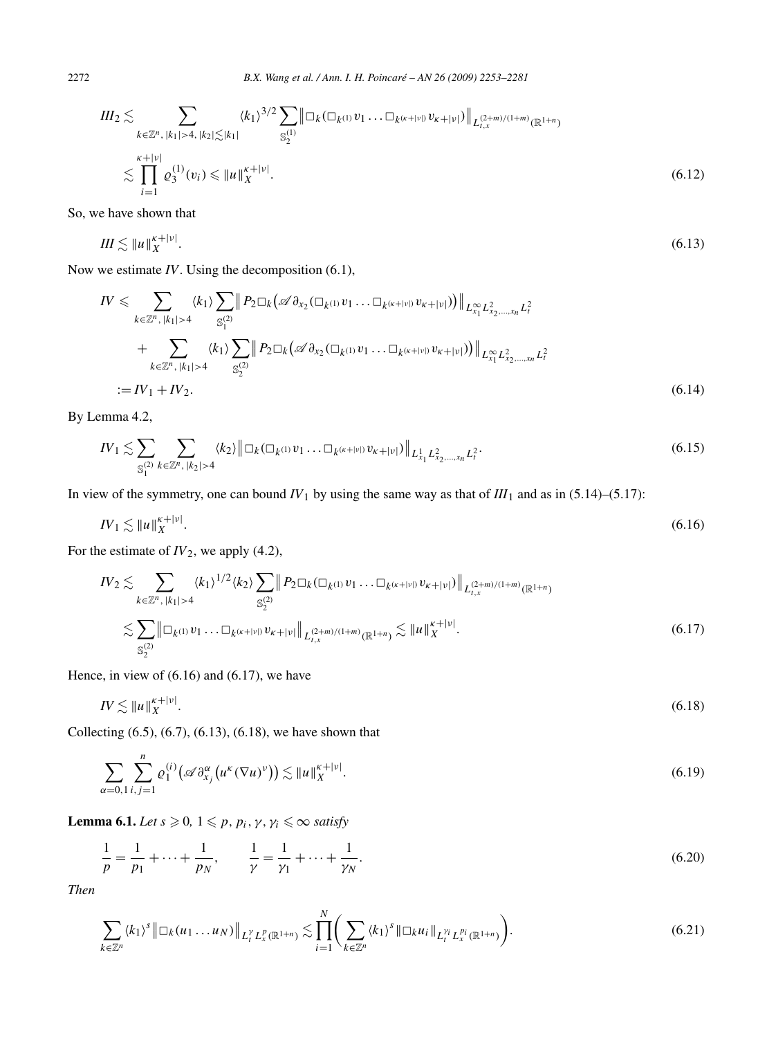$$III_2 \lesssim \sum_{k\in\mathbb{Z}^n,\,|k_1|>4,\,|k_2|\lesssim|k_1|} \langle k_1\rangle^{3/2} \sum_{\mathbb{S}_2^{(1)}} \big\|\Box_k(\Box_{k^{(1)}} v_1 \ldots \Box_{k^{(\kappa+|\nu|)}} v_{\kappa+|\nu|})\big\|_{L_{t,x}^{(2+m)/(1+m)}(\mathbb{R}^{1+n})}$$

$$\lesssim \prod_{i=1}^{\kappa+|\nu|} \varrho_3^{(1)}(v_i) \leqslant \|u\|_X^{\kappa+|\nu|}. \tag{6.12}$$

So, we have shown that

$$III \lesssim \|u\|_X^{\kappa+|\nu|}. \tag{6.13}$$

Now we estimate $IV$. Using the decomposition (6.1),

$$IV \leqslant \sum_{k\in\mathbb{Z}^n,\,|k_1|>4} \langle k_1\rangle \sum_{\mathbb{S}_1^{(2)}} \big\| P_2\Box_k\big(\mathscr{A}\,\partial_{x_2}(\Box_{k^{(1)}} v_1 \ldots \Box_{k^{(\kappa+|\nu|)}} v_{\kappa+|\nu|})\big)\big\|_{L^\infty_{x_1} L^2_{x_2,\ldots,x_n} L^2_t}$$

$$+ \sum_{k\in\mathbb{Z}^n,\,|k_1|>4} \langle k_1\rangle \sum_{\mathbb{S}_2^{(2)}} \big\| P_2\Box_k\big(\mathscr{A}\,\partial_{x_2}(\Box_{k^{(1)}} v_1 \ldots \Box_{k^{(\kappa+|\nu|)}} v_{\kappa+|\nu|})\big)\big\|_{L^\infty_{x_1} L^2_{x_2,\ldots,x_n} L^2_t}$$

$$:= IV_1 + IV_2. \tag{6.14}$$

By Lemma 4.2,

$$IV_1 \lesssim \sum_{\mathbb{S}_1^{(2)}} \sum_{k\in\mathbb{Z}^n,\,|k_2|>4} \langle k_2\rangle \big\|\Box_k(\Box_{k^{(1)}} v_1 \ldots \Box_{k^{(\kappa+|\nu|)}} v_{\kappa+|\nu|})\big\|_{L^1_{x_1} L^2_{x_2,\ldots,x_n} L^2_t}. \tag{6.15}$$

In view of the symmetry, one can bound $IV_1$ by using the same way as that of $III_1$ and as in (5.14)–(5.17):

$$IV_1 \lesssim \|u\|_X^{\kappa+|\nu|}. \tag{6.16}$$

For the estimate of $IV_2$, we apply (4.2),

$$IV_2 \lesssim \sum_{k\in\mathbb{Z}^n,\,|k_1|>4} \langle k_1\rangle^{1/2} \langle k_2\rangle \sum_{\mathbb{S}_2^{(2)}} \big\| P_2\Box_k(\Box_{k^{(1)}} v_1 \ldots \Box_{k^{(\kappa+|\nu|)}} v_{\kappa+|\nu|})\big\|_{L_{t,x}^{(2+m)/(1+m)}(\mathbb{R}^{1+n})}$$

$$\lesssim \sum_{\mathbb{S}_2^{(2)}} \big\|\Box_{k^{(1)}} v_1 \ldots \Box_{k^{(\kappa+|\nu|)}} v_{\kappa+|\nu|}\big\|_{L_{t,x}^{(2+m)/(1+m)}(\mathbb{R}^{1+n})} \lesssim \|u\|_X^{\kappa+|\nu|}. \tag{6.17}$$

Hence, in view of (6.16) and (6.17), we have

$$IV \lesssim \|u\|_X^{\kappa+|\nu|}. \tag{6.18}$$

Collecting (6.5), (6.7), (6.13), (6.18), we have shown that

$$\sum_{\alpha=0,1} \sum_{i,j=1}^{n} \varrho_1^{(i)}\big(\mathscr{A}\,\partial^\alpha_{x_j}\big(u^\kappa(\nabla u)^\nu\big)\big) \lesssim \|u\|_X^{\kappa+|\nu|}. \tag{6.19}$$

**Lemma 6.1.** *Let $s \geqslant 0$, $1 \leqslant p, p_i, \gamma, \gamma_i \leqslant \infty$ satisfy*

$$\frac{1}{p} = \frac{1}{p_1} + \cdots + \frac{1}{p_N}, \qquad \frac{1}{\gamma} = \frac{1}{\gamma_1} + \cdots + \frac{1}{\gamma_N}. \tag{6.20}$$

*Then*

$$\sum_{k\in\mathbb{Z}^n} \langle k_1\rangle^s \big\|\Box_k(u_1 \ldots u_N)\big\|_{L^\gamma_t L^p_x(\mathbb{R}^{1+n})} \lesssim \prod_{i=1}^{N} \bigg( \sum_{k\in\mathbb{Z}^n} \langle k_1\rangle^s \|\Box_k u_i\|_{L^{\gamma_i}_t L^{p_i}_x(\mathbb{R}^{1+n})} \bigg). \tag{6.21}$$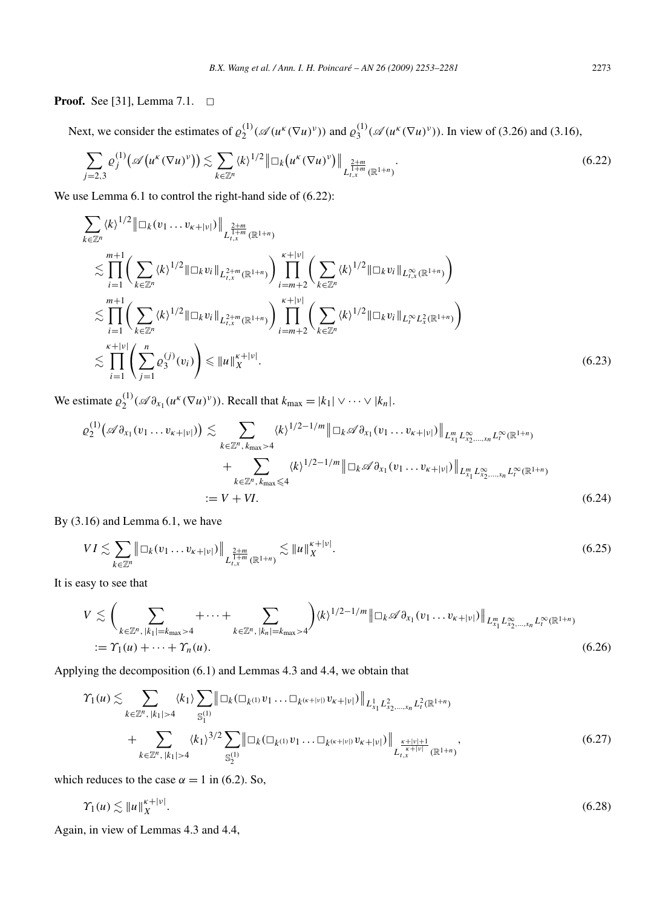**Proof.** See [31], Lemma 7.1. $\square$

Next, we consider the estimates of $\varrho_2^{(1)}(\mathscr{A}(u^\kappa(\nabla u)^\nu))$ and $\varrho_3^{(1)}(\mathscr{A}(u^\kappa(\nabla u)^\nu))$. In view of (3.26) and (3.16),

$$\sum_{j=2,3}\varrho_j^{(1)}\big(\mathscr{A}\big(u^\kappa(\nabla u)^\nu\big)\big)\lesssim\sum_{k\in\mathbb{Z}^n}\langle k\rangle^{1/2}\big\|\Box_k\big(u^\kappa(\nabla u)^\nu\big)\big\|_{L_{t,x}^{\frac{2+m}{1+m}}(\mathbb{R}^{1+n})}. \tag{6.22}$$

We use Lemma 6.1 to control the right-hand side of (6.22):

$$\begin{aligned}
&\sum_{k\in\mathbb{Z}^n}\langle k\rangle^{1/2}\big\|\Box_k(v_1\dots v_{\kappa+|\nu|})\big\|_{L_{t,x}^{\frac{2+m}{1+m}}(\mathbb{R}^{1+n})}\\
&\quad\lesssim\prod_{i=1}^{m+1}\bigg(\sum_{k\in\mathbb{Z}^n}\langle k\rangle^{1/2}\|\Box_k v_i\|_{L_{t,x}^{2+m}(\mathbb{R}^{1+n})}\bigg)\prod_{i=m+2}^{\kappa+|\nu|}\bigg(\sum_{k\in\mathbb{Z}^n}\langle k\rangle^{1/2}\|\Box_k v_i\|_{L_{t,x}^{\infty}(\mathbb{R}^{1+n})}\bigg)\\
&\quad\lesssim\prod_{i=1}^{m+1}\bigg(\sum_{k\in\mathbb{Z}^n}\langle k\rangle^{1/2}\|\Box_k v_i\|_{L_{t,x}^{2+m}(\mathbb{R}^{1+n})}\bigg)\prod_{i=m+2}^{\kappa+|\nu|}\bigg(\sum_{k\in\mathbb{Z}^n}\langle k\rangle^{1/2}\|\Box_k v_i\|_{L_t^{\infty}L_x^2(\mathbb{R}^{1+n})}\bigg)\\
&\quad\lesssim\prod_{i=1}^{\kappa+|\nu|}\bigg(\sum_{j=1}^{n}\varrho_3^{(j)}(v_i)\bigg)\leqslant\|u\|_X^{\kappa+|\nu|}.
\end{aligned}\tag{6.23}$$

We estimate $\varrho_2^{(1)}(\mathscr{A}\partial_{x_1}(u^\kappa(\nabla u)^\nu))$. Recall that $k_{\max}=|k_1|\vee\dots\vee|k_n|$.

$$\begin{aligned}
\varrho_2^{(1)}\big(\mathscr{A}\partial_{x_1}(v_1\dots v_{\kappa+|\nu|})\big)&\lesssim\sum_{k\in\mathbb{Z}^n,\,k_{\max}>4}\langle k\rangle^{1/2-1/m}\big\|\Box_k\mathscr{A}\partial_{x_1}(v_1\dots v_{\kappa+|\nu|})\big\|_{L_{x_1}^mL_{x_2,\dots,x_n}^\infty L_t^\infty(\mathbb{R}^{1+n})}\\
&\quad+\sum_{k\in\mathbb{Z}^n,\,k_{\max}\leqslant4}\langle k\rangle^{1/2-1/m}\big\|\Box_k\mathscr{A}\partial_{x_1}(v_1\dots v_{\kappa+|\nu|})\big\|_{L_{x_1}^mL_{x_2,\dots,x_n}^\infty L_t^\infty(\mathbb{R}^{1+n})}\\
&:=V+VI.
\end{aligned}\tag{6.24}$$

By (3.16) and Lemma 6.1, we have

$$VI\lesssim\sum_{k\in\mathbb{Z}^n}\big\|\Box_k(v_1\dots v_{\kappa+|\nu|})\big\|_{L_{t,x}^{\frac{2+m}{1+m}}(\mathbb{R}^{1+n})}\lesssim\|u\|_X^{\kappa+|\nu|}. \tag{6.25}$$

It is easy to see that

$$\begin{aligned}
V&\lesssim\bigg(\sum_{k\in\mathbb{Z}^n,\,|k_1|=k_{\max}>4}+\dots+\sum_{k\in\mathbb{Z}^n,\,|k_n|=k_{\max}>4}\bigg)\langle k\rangle^{1/2-1/m}\big\|\Box_k\mathscr{A}\partial_{x_1}(v_1\dots v_{\kappa+|\nu|})\big\|_{L_{x_1}^mL_{x_2,\dots,x_n}^\infty L_t^\infty(\mathbb{R}^{1+n})}\\
&:=\Upsilon_1(u)+\dots+\Upsilon_n(u).
\end{aligned}\tag{6.26}$$

Applying the decomposition (6.1) and Lemmas 4.3 and 4.4, we obtain that

$$\begin{aligned}
\Upsilon_1(u)&\lesssim\sum_{k\in\mathbb{Z}^n,\,|k_1|>4}\langle k_1\rangle\sum_{\mathbb{S}_1^{(1)}}\big\|\Box_k(\Box_{k^{(1)}}v_1\dots\Box_{k^{(\kappa+|\nu|)}}v_{\kappa+|\nu|})\big\|_{L_{x_1}^1L_{x_2,\dots,x_n}^2L_t^2(\mathbb{R}^{1+n})}\\
&\quad+\sum_{k\in\mathbb{Z}^n,\,|k_1|>4}\langle k_1\rangle^{3/2}\sum_{\mathbb{S}_2^{(1)}}\big\|\Box_k(\Box_{k^{(1)}}v_1\dots\Box_{k^{(\kappa+|\nu|)}}v_{\kappa+|\nu|})\big\|_{L_{t,x}^{\frac{\kappa+|\nu|+1}{\kappa+|\nu|}}(\mathbb{R}^{1+n})},
\end{aligned}\tag{6.27}$$

which reduces to the case $\alpha=1$ in (6.2). So,

$$\Upsilon_1(u)\lesssim\|u\|_X^{\kappa+|\nu|}. \tag{6.28}$$

Again, in view of Lemmas 4.3 and 4.4,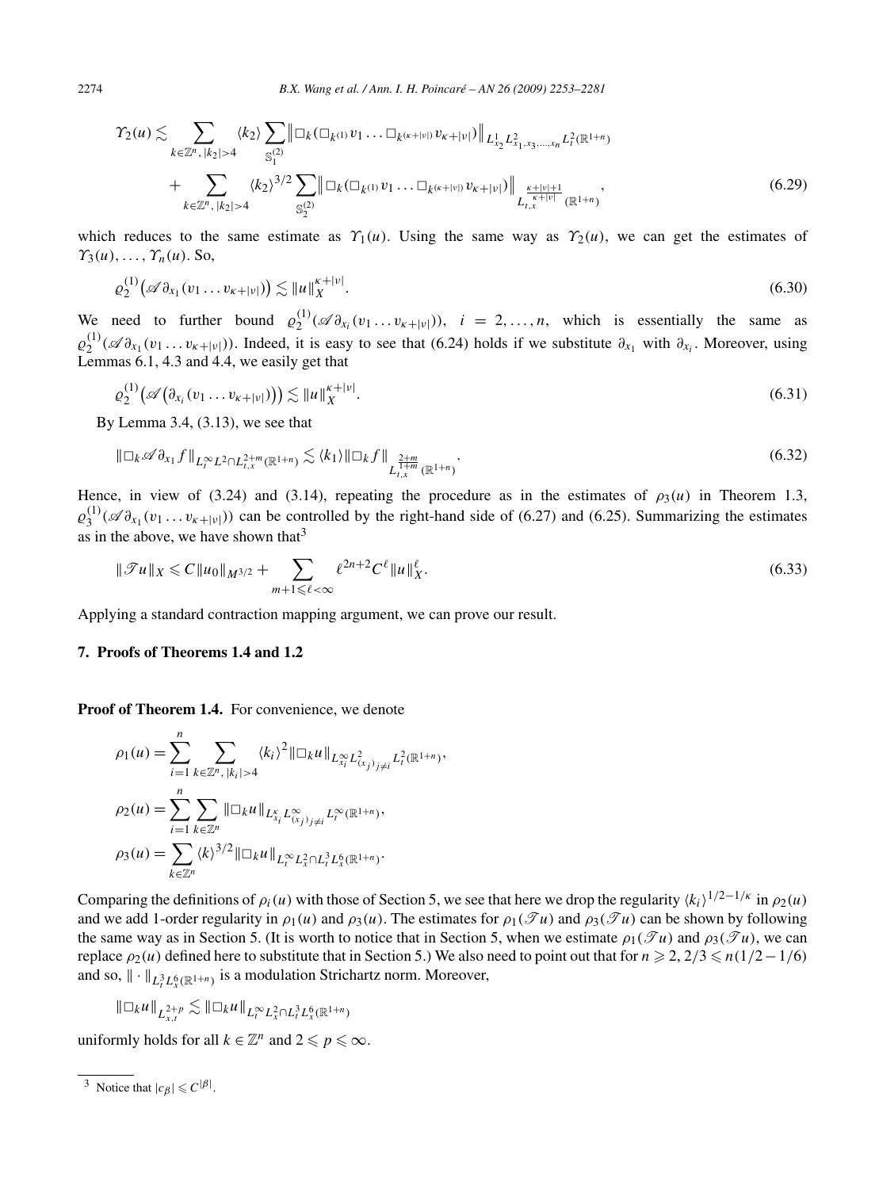$$
\Upsilon_2(u) \lesssim \sum_{k\in\mathbb{Z}^n,\,|k_2|>4} \langle k_2\rangle \sum_{\mathbb{S}_1^{(2)}} \big\| \Box_k(\Box_{k^{(1)}} v_1 \ldots \Box_{k^{(\kappa+|\nu|)}} v_{\kappa+|\nu|})\big\|_{L^1_{x_2} L^2_{x_1,x_3,\ldots,x_n} L^2_t(\mathbb{R}^{1+n})}
$$

$$
+ \sum_{k\in\mathbb{Z}^n,\,|k_2|>4} \langle k_2\rangle^{3/2} \sum_{\mathbb{S}_2^{(2)}} \big\| \Box_k(\Box_{k^{(1)}} v_1 \ldots \Box_{k^{(\kappa+|\nu|)}} v_{\kappa+|\nu|})\big\|_{L_{t,x}^{\frac{\kappa+|\nu|+1}{\kappa+|\nu|}}(\mathbb{R}^{1+n})}, \tag{6.29}
$$

which reduces to the same estimate as $\Upsilon_1(u)$. Using the same way as $\Upsilon_2(u)$, we can get the estimates of $\Upsilon_3(u), \ldots, \Upsilon_n(u)$. So,

$$
\varrho_2^{(1)}\big(\mathscr{A}\partial_{x_1}(v_1 \ldots v_{\kappa+|\nu|})\big) \lesssim \|u\|_X^{\kappa+|\nu|}. \tag{6.30}
$$

We need to further bound $\varrho_2^{(1)}(\mathscr{A}\partial_{x_i}(v_1 \ldots v_{\kappa+|\nu|}))$, $i = 2, \ldots, n$, which is essentially the same as $\varrho_2^{(1)}(\mathscr{A}\partial_{x_1}(v_1 \ldots v_{\kappa+|\nu|}))$. Indeed, it is easy to see that (6.24) holds if we substitute $\partial_{x_1}$ with $\partial_{x_i}$. Moreover, using Lemmas 6.1, 4.3 and 4.4, we easily get that

$$
\varrho_2^{(1)}\big(\mathscr{A}\big(\partial_{x_i}(v_1 \ldots v_{\kappa+|\nu|})\big)\big) \lesssim \|u\|_X^{\kappa+|\nu|}. \tag{6.31}
$$

By Lemma 3.4, (3.13), we see that

$$
\|\Box_k \mathscr{A}\partial_{x_1} f\|_{L_t^\infty L^2 \cap L_{t,x}^{2+m}(\mathbb{R}^{1+n})} \lesssim \langle k_1\rangle \|\Box_k f\|_{L_{t,x}^{\frac{2+m}{1+m}}(\mathbb{R}^{1+n})}. \tag{6.32}
$$

Hence, in view of (3.24) and (3.14), repeating the procedure as in the estimates of $\rho_3(u)$ in Theorem 1.3, $\varrho_3^{(1)}(\mathscr{A}\partial_{x_1}(v_1 \ldots v_{\kappa+|\nu|}))$ can be controlled by the right-hand side of (6.27) and (6.25). Summarizing the estimates as in the above, we have shown that[3]

$$
\|\mathscr{T}u\|_X \leqslant C\|u_0\|_{M^{3/2}} + \sum_{m+1\leqslant \ell<\infty} \ell^{2n+2} C^\ell \|u\|_X^\ell. \tag{6.33}
$$

Applying a standard contraction mapping argument, we can prove our result.

## 7. Proofs of Theorems 1.4 and 1.2

**Proof of Theorem 1.4.** For convenience, we denote

$$
\rho_1(u) = \sum_{i=1}^n \sum_{k\in\mathbb{Z}^n,\,|k_i|>4} \langle k_i\rangle^2 \|\Box_k u\|_{L^\infty_{x_i} L^2_{(x_j)_{j\neq i}} L^2_t(\mathbb{R}^{1+n})},
$$

$$
\rho_2(u) = \sum_{i=1}^n \sum_{k\in\mathbb{Z}^n} \|\Box_k u\|_{L^\kappa_{x_i} L^\infty_{(x_j)_{j\neq i}} L^\infty_t(\mathbb{R}^{1+n})},
$$

$$
\rho_3(u) = \sum_{k\in\mathbb{Z}^n} \langle k\rangle^{3/2} \|\Box_k u\|_{L_t^\infty L_x^2 \cap L_t^3 L_x^6(\mathbb{R}^{1+n})}.
$$

Comparing the definitions of $\rho_i(u)$ with those of Section 5, we see that here we drop the regularity $\langle k_i\rangle^{1/2-1/\kappa}$ in $\rho_2(u)$ and we add 1-order regularity in $\rho_1(u)$ and $\rho_3(u)$. The estimates for $\rho_1(\mathscr{T}u)$ and $\rho_3(\mathscr{T}u)$ can be shown by following the same way as in Section 5. (It is worth to notice that in Section 5, when we estimate $\rho_1(\mathscr{T}u)$ and $\rho_3(\mathscr{T}u)$, we can replace $\rho_2(u)$ defined here to substitute that in Section 5.) We also need to point out that for $n \geqslant 2$, $2/3 \leqslant n(1/2 - 1/6)$ and so, $\|\cdot\|_{L_t^3 L_x^6(\mathbb{R}^{1+n})}$ is a modulation Strichartz norm. Moreover,

$$
\|\Box_k u\|_{L_{x,t}^{2+p}} \lesssim \|\Box_k u\|_{L_t^\infty L_x^2 \cap L_t^3 L_x^6(\mathbb{R}^{1+n})}
$$

uniformly holds for all $k \in \mathbb{Z}^n$ and $2 \leqslant p \leqslant \infty$.

[3] Notice that $|c_\beta| \leqslant C^{|\beta|}$.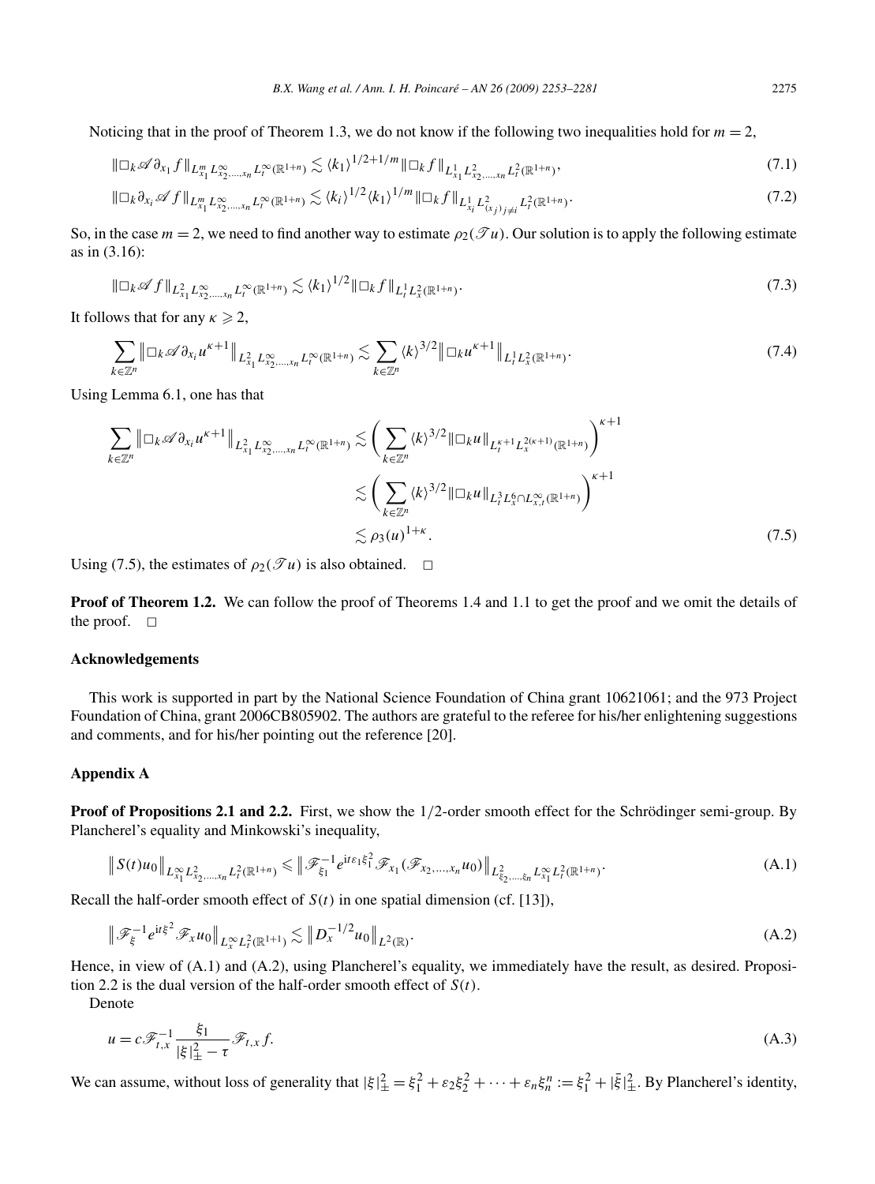Noticing that in the proof of Theorem 1.3, we do not know if the following two inequalities hold for $m = 2$,

$$\|\Box_k \mathscr{A} \partial_{x_1} f\|_{L^m_{x_1} L^\infty_{x_2,\dots,x_n} L^\infty_t(\mathbb{R}^{1+n})} \lesssim \langle k_1\rangle^{1/2+1/m} \|\Box_k f\|_{L^1_{x_1} L^2_{x_2,\dots,x_n} L^2_t(\mathbb{R}^{1+n})}, \tag{7.1}$$

$$\|\Box_k \partial_{x_i} \mathscr{A} f\|_{L^m_{x_1} L^\infty_{x_2,\dots,x_n} L^\infty_t(\mathbb{R}^{1+n})} \lesssim \langle k_i\rangle^{1/2} \langle k_1\rangle^{1/m} \|\Box_k f\|_{L^1_{x_i} L^2_{(x_j)_{j\neq i}} L^2_t(\mathbb{R}^{1+n})}. \tag{7.2}$$

So, in the case $m = 2$, we need to find another way to estimate $\rho_2(\mathscr{T} u)$. Our solution is to apply the following estimate as in (3.16):

$$\|\Box_k \mathscr{A} f\|_{L^2_{x_1} L^\infty_{x_2,\dots,x_n} L^\infty_t(\mathbb{R}^{1+n})} \lesssim \langle k_1\rangle^{1/2} \|\Box_k f\|_{L^1_t L^2_x(\mathbb{R}^{1+n})}. \tag{7.3}$$

It follows that for any $\kappa \geqslant 2$,

$$\sum_{k\in\mathbb{Z}^n} \left\|\Box_k \mathscr{A} \partial_{x_i} u^{\kappa+1}\right\|_{L^2_{x_1} L^\infty_{x_2,\dots,x_n} L^\infty_t(\mathbb{R}^{1+n})} \lesssim \sum_{k\in\mathbb{Z}^n} \langle k\rangle^{3/2} \left\|\Box_k u^{\kappa+1}\right\|_{L^1_t L^2_x(\mathbb{R}^{1+n})}. \tag{7.4}$$

Using Lemma 6.1, one has that

$$\begin{aligned}
\sum_{k\in\mathbb{Z}^n} \left\|\Box_k \mathscr{A} \partial_{x_i} u^{\kappa+1}\right\|_{L^2_{x_1} L^\infty_{x_2,\dots,x_n} L^\infty_t(\mathbb{R}^{1+n})} &\lesssim \left(\sum_{k\in\mathbb{Z}^n} \langle k\rangle^{3/2} \|\Box_k u\|_{L^{\kappa+1}_t L^{2(\kappa+1)}_x(\mathbb{R}^{1+n})}\right)^{\kappa+1} \\
&\lesssim \left(\sum_{k\in\mathbb{Z}^n} \langle k\rangle^{3/2} \|\Box_k u\|_{L^3_t L^6_x \cap L^\infty_{x,t}(\mathbb{R}^{1+n})}\right)^{\kappa+1} \\
&\lesssim \rho_3(u)^{1+\kappa}.
\end{aligned} \tag{7.5}$$

Using (7.5), the estimates of $\rho_2(\mathscr{T} u)$ is also obtained. $\square$

**Proof of Theorem 1.2.** We can follow the proof of Theorems 1.4 and 1.1 to get the proof and we omit the details of the proof. $\square$

## Acknowledgements

This work is supported in part by the National Science Foundation of China grant 10621061; and the 973 Project Foundation of China, grant 2006CB805902. The authors are grateful to the referee for his/her enlightening suggestions and comments, and for his/her pointing out the reference [20].

## Appendix A

**Proof of Propositions 2.1 and 2.2.** First, we show the 1/2-order smooth effect for the Schrödinger semi-group. By Plancherel's equality and Minkowski's inequality,

$$\left\|S(t)u_0\right\|_{L^\infty_{x_1} L^2_{x_2,\dots,x_n} L^2_t(\mathbb{R}^{1+n})} \leqslant \left\|\mathscr{F}^{-1}_{\xi_1} e^{it\varepsilon_1\xi_1^2} \mathscr{F}_{x_1}(\mathscr{F}_{x_2,\dots,x_n} u_0)\right\|_{L^2_{\xi_2,\dots,\xi_n} L^\infty_{x_1} L^2_t(\mathbb{R}^{1+n})}. \tag{A.1}$$

Recall the half-order smooth effect of $S(t)$ in one spatial dimension (cf. [13]),

$$\left\|\mathscr{F}^{-1}_\xi e^{it\xi^2} \mathscr{F}_x u_0\right\|_{L^\infty_x L^2_t(\mathbb{R}^{1+1})} \lesssim \left\|D_x^{-1/2} u_0\right\|_{L^2(\mathbb{R})}. \tag{A.2}$$

Hence, in view of (A.1) and (A.2), using Plancherel's equality, we immediately have the result, as desired. Proposition 2.2 is the dual version of the half-order smooth effect of $S(t)$.

Denote

$$u = c\mathscr{F}^{-1}_{t,x} \frac{\xi_1}{|\xi|^2_\pm - \tau} \mathscr{F}_{t,x} f. \tag{A.3}$$

We can assume, without loss of generality that $|\xi|^2_\pm = \xi_1^2 + \varepsilon_2\xi_2^2 + \dots + \varepsilon_n\xi_n^n := \xi_1^2 + |\bar{\xi}|^2_\pm$. By Plancherel's identity,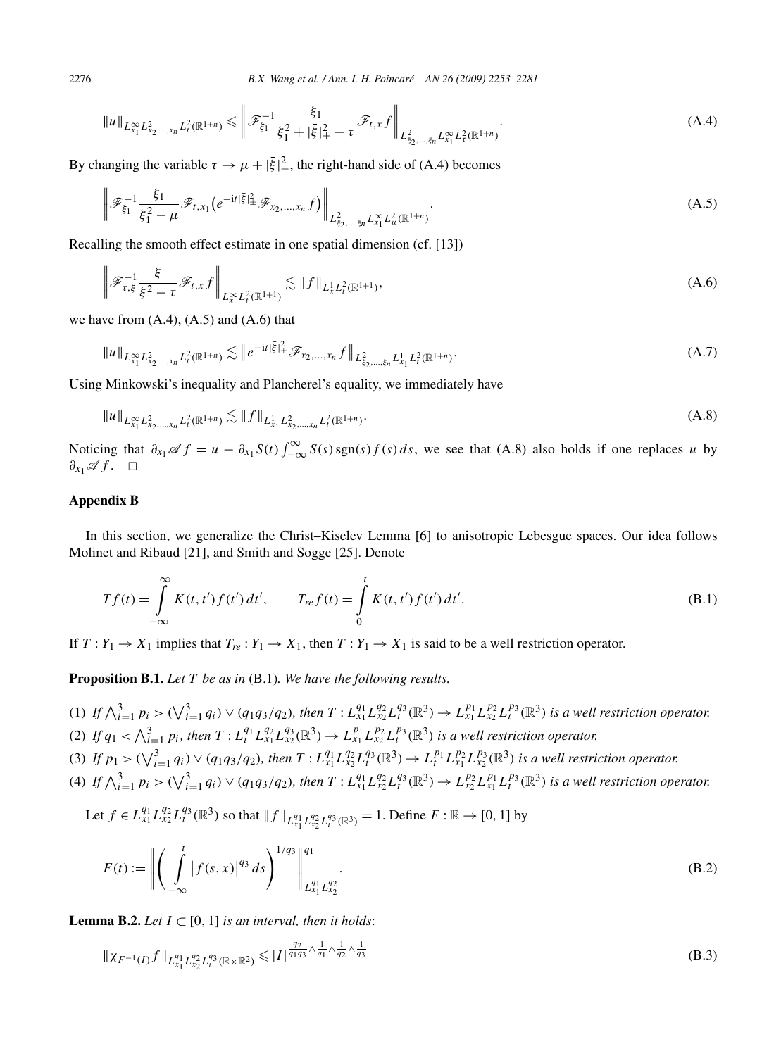$$\|u\|_{L^\infty_{x_1} L^2_{x_2,\dots,x_n} L^2_t(\mathbb{R}^{1+n})} \leqslant \left\| \mathscr{F}^{-1}_{\xi_1} \frac{\xi_1}{\xi_1^2 + |\bar{\xi}|^2_\pm - \tau} \mathscr{F}_{t,x} f \right\|_{L^2_{\xi_2,\dots,\xi_n} L^\infty_{x_1} L^2_\tau(\mathbb{R}^{1+n})}. \tag{A.4}$$

By changing the variable $\tau \to \mu + |\bar{\xi}|^2_\pm$, the right-hand side of (A.4) becomes

$$\left\| \mathscr{F}^{-1}_{\xi_1} \frac{\xi_1}{\xi_1^2 - \mu} \mathscr{F}_{t,x_1}\big(e^{-\mathrm{i}t|\bar{\xi}|^2_\pm} \mathscr{F}_{x_2,\dots,x_n} f\big) \right\|_{L^2_{\xi_2,\dots,\xi_n} L^\infty_{x_1} L^2_\mu(\mathbb{R}^{1+n})}. \tag{A.5}$$

Recalling the smooth effect estimate in one spatial dimension (cf. [13])

$$\left\| \mathscr{F}^{-1}_{\tau,\xi} \frac{\xi}{\xi^2 - \tau} \mathscr{F}_{t,x} f \right\|_{L^\infty_x L^2_t(\mathbb{R}^{1+1})} \lesssim \|f\|_{L^1_x L^2_t(\mathbb{R}^{1+1})}, \tag{A.6}$$

we have from (A.4), (A.5) and (A.6) that

$$\|u\|_{L^\infty_{x_1} L^2_{x_2,\dots,x_n} L^2_t(\mathbb{R}^{1+n})} \lesssim \big\| e^{-\mathrm{i}t|\bar{\xi}|^2_\pm} \mathscr{F}_{x_2,\dots,x_n} f \big\|_{L^2_{\xi_2,\dots,\xi_n} L^1_{x_1} L^2_t(\mathbb{R}^{1+n})}. \tag{A.7}$$

Using Minkowski's inequality and Plancherel's equality, we immediately have

$$\|u\|_{L^\infty_{x_1} L^2_{x_2,\dots,x_n} L^2_t(\mathbb{R}^{1+n})} \lesssim \|f\|_{L^1_{x_1} L^2_{x_2,\dots,x_n} L^2_t(\mathbb{R}^{1+n})}. \tag{A.8}$$

Noticing that $\partial_{x_1} \mathscr{A} f = u - \partial_{x_1} S(t) \int_{-\infty}^{\infty} S(s)\,\mathrm{sgn}(s) f(s)\,ds$, we see that (A.8) also holds if one replaces $u$ by $\partial_{x_1} \mathscr{A} f$. $\square$

## Appendix B

In this section, we generalize the Christ–Kiselev Lemma [6] to anisotropic Lebesgue spaces. Our idea follows Molinet and Ribaud [21], and Smith and Sogge [25]. Denote

$$Tf(t) = \int_{-\infty}^{\infty} K(t,t') f(t')\,dt', \qquad T_{re} f(t) = \int_0^t K(t,t') f(t')\,dt'. \tag{B.1}$$

If $T: Y_1 \to X_1$ implies that $T_{re}: Y_1 \to X_1$, then $T: Y_1 \to X_1$ is said to be a well restriction operator.

**Proposition B.1.** *Let $T$ be as in* (B.1)*. We have the following results.*

(1) *If $\bigwedge_{i=1}^3 p_i > (\bigvee_{i=1}^3 q_i) \vee (q_1 q_3/q_2)$, then $T: L^{q_1}_{x_1} L^{q_2}_{x_2} L^{q_3}_t(\mathbb{R}^3) \to L^{p_1}_{x_1} L^{p_2}_{x_2} L^{p_3}_t(\mathbb{R}^3)$ is a well restriction operator.*
(2) *If $q_1 < \bigwedge_{i=1}^3 p_i$, then $T: L^{q_1}_t L^{q_2}_{x_1} L^{q_3}_{x_2}(\mathbb{R}^3) \to L^{p_1}_{x_1} L^{p_2}_{x_2} L^{p_3}_t(\mathbb{R}^3)$ is a well restriction operator.*
(3) *If $p_1 > (\bigvee_{i=1}^3 q_i) \vee (q_1 q_3/q_2)$, then $T: L^{q_1}_{x_1} L^{q_2}_{x_2} L^{q_3}_t(\mathbb{R}^3) \to L^{p_1}_t L^{p_2}_{x_1} L^{p_3}_{x_2}(\mathbb{R}^3)$ is a well restriction operator.*
(4) *If $\bigwedge_{i=1}^3 p_i > (\bigvee_{i=1}^3 q_i) \vee (q_1 q_3/q_2)$, then $T: L^{q_1}_{x_1} L^{q_2}_{x_2} L^{q_3}_t(\mathbb{R}^3) \to L^{p_2}_{x_2} L^{p_1}_{x_1} L^{p_3}_t(\mathbb{R}^3)$ is a well restriction operator.*

Let $f \in L^{q_1}_{x_1} L^{q_2}_{x_2} L^{q_3}_t(\mathbb{R}^3)$ so that $\|f\|_{L^{q_1}_{x_1} L^{q_2}_{x_2} L^{q_3}_t(\mathbb{R}^3)} = 1$. Define $F: \mathbb{R} \to [0,1]$ by

$$F(t) := \left\| \left( \int_{-\infty}^t |f(s,x)|^{q_3}\,ds \right)^{1/q_3} \right\|^{q_1}_{L^{q_1}_{x_1} L^{q_2}_{x_2}}. \tag{B.2}$$

**Lemma B.2.** *Let $I \subset [0,1]$ is an interval, then it holds*:

$$\|\chi_{F^{-1}(I)} f\|_{L^{q_1}_{x_1} L^{q_2}_{x_2} L^{q_3}_t(\mathbb{R} \times \mathbb{R}^2)} \leqslant |I|^{\frac{q_2}{q_1 q_3} \wedge \frac{1}{q_1} \wedge \frac{1}{q_2} \wedge \frac{1}{q_3}} \tag{B.3}$$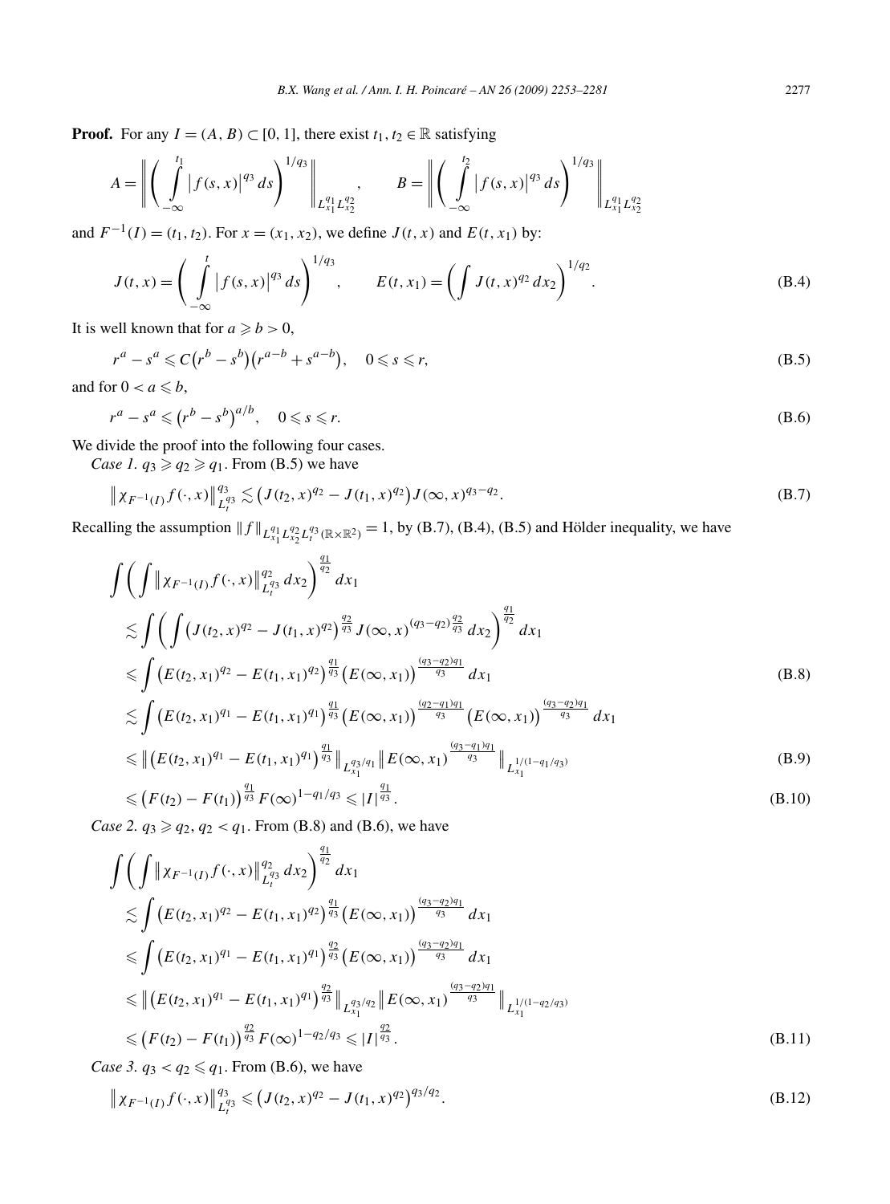**Proof.** For any $I = (A, B) \subset [0,1]$, there exist $t_1, t_2 \in \mathbb{R}$ satisfying

$$A = \left\| \left( \int_{-\infty}^{t_1} |f(s,x)|^{q_3}\, ds \right)^{1/q_3} \right\|_{L^{q_1}_{x_1} L^{q_2}_{x_2}}, \qquad B = \left\| \left( \int_{-\infty}^{t_2} |f(s,x)|^{q_3}\, ds \right)^{1/q_3} \right\|_{L^{q_1}_{x_1} L^{q_2}_{x_2}}$$

and $F^{-1}(I) = (t_1, t_2)$. For $x = (x_1, x_2)$, we define $J(t,x)$ and $E(t, x_1)$ by:

$$J(t,x) = \left( \int_{-\infty}^{t} |f(s,x)|^{q_3}\, ds \right)^{1/q_3}, \qquad E(t,x_1) = \left( \int J(t,x)^{q_2}\, dx_2 \right)^{1/q_2}. \tag{B.4}$$

It is well known that for $a \geqslant b > 0$,

$$r^a - s^a \leqslant C\big(r^b - s^b\big)\big(r^{a-b} + s^{a-b}\big), \quad 0 \leqslant s \leqslant r, \tag{B.5}$$

and for $0 < a \leqslant b$,

$$r^a - s^a \leqslant \big(r^b - s^b\big)^{a/b}, \quad 0 \leqslant s \leqslant r. \tag{B.6}$$

We divide the proof into the following four cases.

*Case 1.* $q_3 \geqslant q_2 \geqslant q_1$. From (B.5) we have

$$\big\| \chi_{F^{-1}(I)} f(\cdot, x) \big\|^{q_3}_{L^{q_3}_t} \lesssim \big(J(t_2,x)^{q_2} - J(t_1,x)^{q_2}\big) J(\infty, x)^{q_3 - q_2}. \tag{B.7}$$

Recalling the assumption $\|f\|_{L^{q_1}_{x_1} L^{q_2}_{x_2} L^{q_3}_t(\mathbb{R}\times\mathbb{R}^2)} = 1$, by (B.7), (B.4), (B.5) and Hölder inequality, we have

$$\begin{aligned}
&\int \left( \int \big\| \chi_{F^{-1}(I)} f(\cdot,x) \big\|^{q_2}_{L^{q_3}_t} dx_2 \right)^{\frac{q_1}{q_2}} dx_1 \\
&\quad\lesssim \int \left( \int \big(J(t_2,x)^{q_2} - J(t_1,x)^{q_2}\big)^{\frac{q_2}{q_3}} J(\infty,x)^{(q_3-q_2)\frac{q_2}{q_3}}\, dx_2 \right)^{\frac{q_1}{q_2}} dx_1 \\
&\quad\leqslant \int \big(E(t_2,x_1)^{q_2} - E(t_1,x_1)^{q_2}\big)^{\frac{q_1}{q_3}} \big(E(\infty,x_1)\big)^{\frac{(q_3-q_2)q_1}{q_3}}\, dx_1 \qquad\qquad (\text{B.8}) \\
&\quad\lesssim \int \big(E(t_2,x_1)^{q_1} - E(t_1,x_1)^{q_1}\big)^{\frac{q_1}{q_3}} \big(E(\infty,x_1)\big)^{\frac{(q_2-q_1)q_1}{q_3}} \big(E(\infty,x_1)\big)^{\frac{(q_3-q_2)q_1}{q_3}}\, dx_1 \\
&\quad\leqslant \Big\| \big(E(t_2,x_1)^{q_1} - E(t_1,x_1)^{q_1}\big)^{\frac{q_1}{q_3}} \Big\|_{L^{q_3/q_1}_{x_1}} \Big\| E(\infty,x_1)^{\frac{(q_3-q_1)q_1}{q_3}} \Big\|_{L^{1/(1-q_1/q_3)}_{x_1}} \qquad\qquad (\text{B.9}) \\
&\quad\leqslant \big(F(t_2) - F(t_1)\big)^{\frac{q_1}{q_3}} F(\infty)^{1-q_1/q_3} \leqslant |I|^{\frac{q_1}{q_3}}. \qquad\qquad (\text{B.10})
\end{aligned}$$

*Case 2.* $q_3 \geqslant q_2$, $q_2 < q_1$. From (B.8) and (B.6), we have

$$\begin{aligned}
&\int \left( \int \big\| \chi_{F^{-1}(I)} f(\cdot,x) \big\|^{q_2}_{L^{q_3}_t} dx_2 \right)^{\frac{q_1}{q_2}} dx_1 \\
&\quad\lesssim \int \big(E(t_2,x_1)^{q_2} - E(t_1,x_1)^{q_2}\big)^{\frac{q_1}{q_3}} \big(E(\infty,x_1)\big)^{\frac{(q_3-q_2)q_1}{q_3}}\, dx_1 \\
&\quad\leqslant \int \big(E(t_2,x_1)^{q_1} - E(t_1,x_1)^{q_1}\big)^{\frac{q_2}{q_3}} \big(E(\infty,x_1)\big)^{\frac{(q_3-q_2)q_1}{q_3}}\, dx_1 \\
&\quad\leqslant \Big\| \big(E(t_2,x_1)^{q_1} - E(t_1,x_1)^{q_1}\big)^{\frac{q_2}{q_3}} \Big\|_{L^{q_3/q_2}_{x_1}} \Big\| E(\infty,x_1)^{\frac{(q_3-q_2)q_1}{q_3}} \Big\|_{L^{1/(1-q_2/q_3)}_{x_1}} \\
&\quad\leqslant \big(F(t_2) - F(t_1)\big)^{\frac{q_2}{q_3}} F(\infty)^{1-q_2/q_3} \leqslant |I|^{\frac{q_2}{q_3}}. \qquad\qquad (\text{B.11})
\end{aligned}$$

*Case 3.* $q_3 < q_2 \leqslant q_1$. From (B.6), we have

$$\big\| \chi_{F^{-1}(I)} f(\cdot,x) \big\|^{q_3}_{L^{q_3}_t} \leqslant \big(J(t_2,x)^{q_2} - J(t_1,x)^{q_2}\big)^{q_3/q_2}. \tag{B.12}$$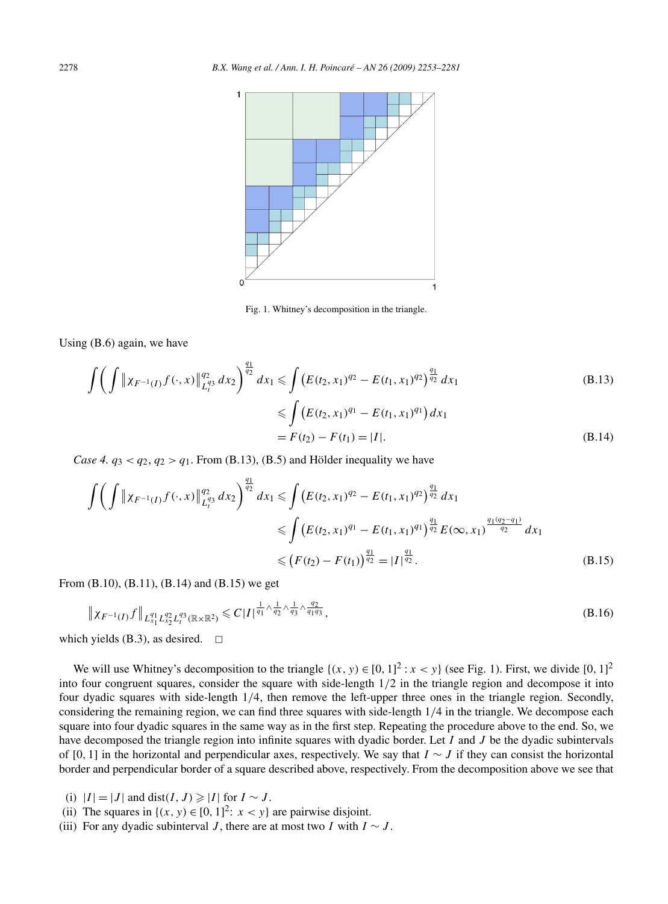Fig. 1. Whitney's decomposition in the triangle.

Using (B.6) again, we have

$$\int\bigg(\int\big\|\chi_{F^{-1}(I)}f(\cdot,x)\big\|_{L_t^{q_3}}^{q_2}\,dx_2\bigg)^{\frac{q_1}{q_2}}dx_1 \leqslant \int\big(E(t_2,x_1)^{q_2}-E(t_1,x_1)^{q_2}\big)^{\frac{q_1}{q_2}}\,dx_1 \tag{B.13}$$

$$\leqslant \int\big(E(t_2,x_1)^{q_1}-E(t_1,x_1)^{q_1}\big)\,dx_1$$

$$= F(t_2)-F(t_1)=|I|. \tag{B.14}$$

*Case 4.* $q_3<q_2$, $q_2>q_1$. From (B.13), (B.5) and Hölder inequality we have

$$\int\bigg(\int\big\|\chi_{F^{-1}(I)}f(\cdot,x)\big\|_{L_t^{q_3}}^{q_2}\,dx_2\bigg)^{\frac{q_1}{q_2}}dx_1 \leqslant \int\big(E(t_2,x_1)^{q_2}-E(t_1,x_1)^{q_2}\big)^{\frac{q_1}{q_2}}\,dx_1$$

$$\leqslant \int\big(E(t_2,x_1)^{q_1}-E(t_1,x_1)^{q_1}\big)^{\frac{q_1}{q_2}}E(\infty,x_1)^{\frac{q_1(q_2-q_1)}{q_2}}\,dx_1$$

$$\leqslant \big(F(t_2)-F(t_1)\big)^{\frac{q_1}{q_2}}=|I|^{\frac{q_1}{q_2}}. \tag{B.15}$$

From (B.10), (B.11), (B.14) and (B.15) we get

$$\big\|\chi_{F^{-1}(I)}f\big\|_{L_{x_1}^{q_1}L_{x_2}^{q_2}L_t^{q_3}(\mathbb{R}\times\mathbb{R}^2)} \leqslant C|I|^{\frac{1}{q_1}\wedge\frac{1}{q_2}\wedge\frac{1}{q_3}\wedge\frac{q_2}{q_1q_3}}, \tag{B.16}$$

which yields (B.3), as desired. $\square$

We will use Whitney's decomposition to the triangle $\{(x,y)\in[0,1]^2: x<y\}$ (see Fig. 1). First, we divide $[0,1]^2$ into four congruent squares, consider the square with side-length $1/2$ in the triangle region and decompose it into four dyadic squares with side-length $1/4$, then remove the left-upper three ones in the triangle region. Secondly, considering the remaining region, we can find three squares with side-length $1/4$ in the triangle. We decompose each square into four dyadic squares in the same way as in the first step. Repeating the procedure above to the end. So, we have decomposed the triangle region into infinite squares with dyadic border. Let $I$ and $J$ be the dyadic subintervals of $[0,1]$ in the horizontal and perpendicular axes, respectively. We say that $I\sim J$ if they can consist the horizontal border and perpendicular border of a square described above, respectively. From the decomposition above we see that

- (i) $|I|=|J|$ and $\mathrm{dist}(I,J)\geqslant |I|$ for $I\sim J$.
- (ii) The squares in $\{(x,y)\in[0,1]^2: x<y\}$ are pairwise disjoint.
- (iii) For any dyadic subinterval $J$, there are at most two $I$ with $I\sim J$.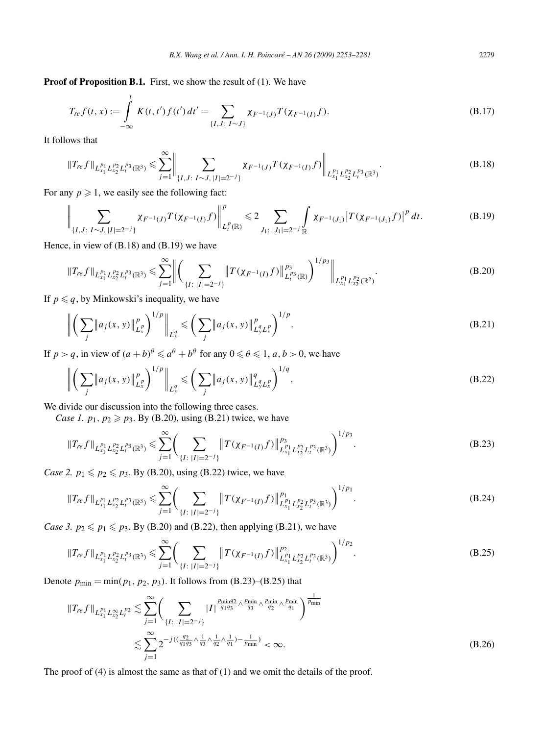**Proof of Proposition B.1.** First, we show the result of (1). We have

$$T_{re} f(t,x) := \int_{-\infty}^{t} K(t,t') f(t')\,dt' = \sum_{\{I,J:\ I\sim J\}} \chi_{F^{-1}(J)} T\big(\chi_{F^{-1}(I)} f\big). \tag{B.17}$$

It follows that

$$\|T_{re} f\|_{L^{p_1}_{x_1} L^{p_2}_{x_2} L^{p_3}_t(\mathbb{R}^3)} \leqslant \sum_{j=1}^{\infty} \bigg\| \sum_{\{I,J:\ I\sim J,\ |I|=2^{-j}\}} \chi_{F^{-1}(J)} T\big(\chi_{F^{-1}(I)} f\big) \bigg\|_{L^{p_1}_{x_1} L^{p_2}_{x_2} L^{p_3}_t(\mathbb{R}^3)}. \tag{B.18}$$

For any $p \geqslant 1$, we easily see the following fact:

$$\bigg\| \sum_{\{I,J:\ I\sim J,\ |I|=2^{-j}\}} \chi_{F^{-1}(J)} T\big(\chi_{F^{-1}(I)} f\big) \bigg\|^p_{L^p_t(\mathbb{R})} \leqslant 2 \sum_{J_1:\ |J_1|=2^{-j}} \int_{\mathbb{R}} \chi_{F^{-1}(J_1)} \big| T\big(\chi_{F^{-1}(J_1)} f\big)\big|^p\, dt. \tag{B.19}$$

Hence, in view of (B.18) and (B.19) we have

$$\|T_{re} f\|_{L^{p_1}_{x_1} L^{p_2}_{x_2} L^{p_3}_t(\mathbb{R}^3)} \leqslant \sum_{j=1}^{\infty} \bigg\| \bigg( \sum_{\{I:\ |I|=2^{-j}\}} \big\| T\big(\chi_{F^{-1}(I)} f\big)\big\|^{p_3}_{L^{p_3}_t(\mathbb{R})} \bigg)^{1/p_3} \bigg\|_{L^{p_1}_{x_1} L^{p_2}_{x_2}(\mathbb{R}^2)}. \tag{B.20}$$

If $p \leqslant q$, by Minkowski's inequality, we have

$$\bigg\| \bigg( \sum_j \big\| a_j(x,y)\big\|^p_{L^p_x} \bigg)^{1/p} \bigg\|_{L^q_y} \leqslant \bigg( \sum_j \big\| a_j(x,y)\big\|^p_{L^q_y L^p_x} \bigg)^{1/p}. \tag{B.21}$$

If $p > q$, in view of $(a+b)^\theta \leqslant a^\theta + b^\theta$ for any $0 \leqslant \theta \leqslant 1$, $a, b > 0$, we have

$$\bigg\| \bigg( \sum_j \big\| a_j(x,y)\big\|^p_{L^p_x} \bigg)^{1/p} \bigg\|_{L^q_y} \leqslant \bigg( \sum_j \big\| a_j(x,y)\big\|^q_{L^q_y L^p_x} \bigg)^{1/q}. \tag{B.22}$$

We divide our discussion into the following three cases.

*Case 1.* $p_1, p_2 \geqslant p_3$. By (B.20), using (B.21) twice, we have

$$\|T_{re} f\|_{L^{p_1}_{x_1} L^{p_2}_{x_2} L^{p_3}_t(\mathbb{R}^3)} \leqslant \sum_{j=1}^{\infty} \bigg( \sum_{\{I:\ |I|=2^{-j}\}} \big\| T\big(\chi_{F^{-1}(I)} f\big)\big\|^{p_3}_{L^{p_1}_{x_1} L^{p_2}_{x_2} L^{p_3}_t(\mathbb{R}^3)} \bigg)^{1/p_3}. \tag{B.23}$$

*Case 2.* $p_1 \leqslant p_2 \leqslant p_3$. By (B.20), using (B.22) twice, we have

$$\|T_{re} f\|_{L^{p_1}_{x_1} L^{p_2}_{x_2} L^{p_3}_t(\mathbb{R}^3)} \leqslant \sum_{j=1}^{\infty} \bigg( \sum_{\{I:\ |I|=2^{-j}\}} \big\| T\big(\chi_{F^{-1}(I)} f\big)\big\|^{p_1}_{L^{p_1}_{x_1} L^{p_2}_{x_2} L^{p_3}_t(\mathbb{R}^3)} \bigg)^{1/p_1}. \tag{B.24}$$

*Case 3.* $p_2 \leqslant p_1 \leqslant p_3$. By (B.20) and (B.22), then applying (B.21), we have

$$\|T_{re} f\|_{L^{p_1}_{x_1} L^{p_2}_{x_2} L^{p_3}_t(\mathbb{R}^3)} \leqslant \sum_{j=1}^{\infty} \bigg( \sum_{\{I:\ |I|=2^{-j}\}} \big\| T\big(\chi_{F^{-1}(I)} f\big)\big\|^{p_2}_{L^{p_1}_{x_1} L^{p_2}_{x_2} L^{p_3}_t(\mathbb{R}^3)} \bigg)^{1/p_2}. \tag{B.25}$$

Denote $p_{\min} = \min(p_1, p_2, p_3)$. It follows from (B.23)–(B.25) that

$$\begin{aligned}
\|T_{re} f\|_{L^{p_1}_{x_1} L^{\infty}_{x_2} L^{p_2}_t} &\lesssim \sum_{j=1}^{\infty} \bigg( \sum_{\{I:\ |I|=2^{-j}\}} |I|^{\frac{p_{\min} q_2}{q_1 q_3} \wedge \frac{p_{\min}}{q_3} \wedge \frac{p_{\min}}{q_2} \wedge \frac{p_{\min}}{q_1}} \bigg)^{\frac{1}{p_{\min}}} \\
&\lesssim \sum_{j=1}^{\infty} 2^{-j\left(\left(\frac{q_2}{q_1 q_3} \wedge \frac{1}{q_3} \wedge \frac{1}{q_2} \wedge \frac{1}{q_1}\right) - \frac{1}{p_{\min}}\right)} < \infty.
\end{aligned} \tag{B.26}$$

The proof of (4) is almost the same as that of (1) and we omit the details of the proof.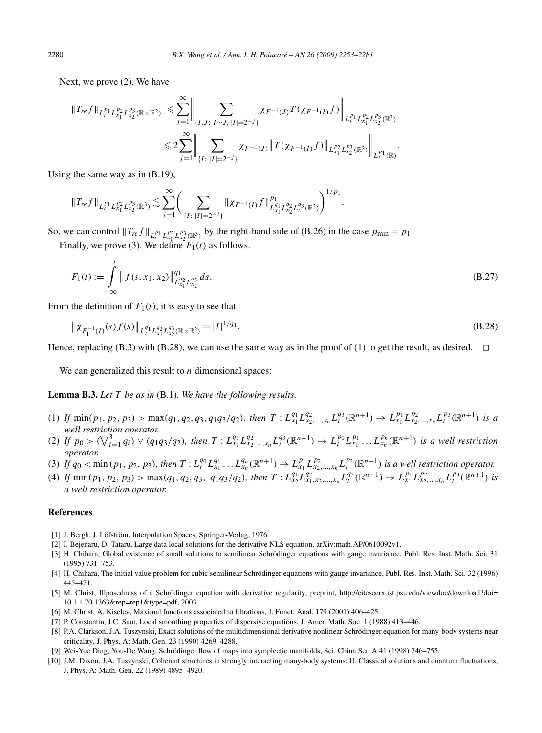Next, we prove (2). We have

$$
\begin{aligned}
\|T_{re} f\|_{L_t^{p_1} L_{x_1}^{p_2} L_{x_2}^{p_3}(\mathbb{R}\times\mathbb{R}^2)} &\leqslant \sum_{j=1}^{\infty} \Big\| \sum_{\{I,J:\ I\sim J,\ |I|=2^{-j}\}} \chi_{F^{-1}(J)} T(\chi_{F^{-1}(I)} f) \Big\|_{L_t^{p_1} L_{x_1}^{p_2} L_{x_2}^{p_3}(\mathbb{R}^3)} \\
&\leqslant 2 \sum_{j=1}^{\infty} \Big\| \sum_{\{I:\ |I|=2^{-j}\}} \chi_{F^{-1}(J)} \big\| T(\chi_{F^{-1}(I)} f) \big\|_{L_{x_1}^{p_2} L_{x_2}^{p_3}(\mathbb{R}^2)} \Big\|_{L_t^{p_1}(\mathbb{R})}.
\end{aligned}
$$

Using the same way as in (B.19),

$$
\|T_{re} f\|_{L_t^{p_1} L_{x_1}^{p_2} L_{x_2}^{p_3}(\mathbb{R}^3)} \lesssim \sum_{j=1}^{\infty} \bigg( \sum_{\{I:\ |I|=2^{-j}\}} \|\chi_{F^{-1}(I)} f\|^{p_1}_{L_{x_1}^{q_1} L_{x_2}^{q_2} L_t^{q_3}(\mathbb{R}^3)} \bigg)^{1/p_1},
$$

So, we can control $\|T_{re} f\|_{L_t^{p_1} L_{x_1}^{p_2} L_{x_2}^{p_3}(\mathbb{R}^3)}$ by the right-hand side of (B.26) in the case $p_{\min} = p_1$.

Finally, we prove (3). We define $F_1(t)$ as follows.

$$
F_1(t) := \int_{-\infty}^{t} \big\| f(s, x_1, x_2) \big\|^{q_1}_{L_{x_1}^{q_2} L_{x_2}^{q_3}} \, ds. \tag{B.27}
$$

From the definition of $F_1(t)$, it is easy to see that

$$
\big\| \chi_{F_1^{-1}(I)}(s) f(s) \big\|_{L_t^{q_1} L_{x_1}^{q_2} L_{x_2}^{q_3}(\mathbb{R}\times\mathbb{R}^2)} = |I|^{1/q_1}. \tag{B.28}
$$

Hence, replacing (B.3) with (B.28), we can use the same way as in the proof of (1) to get the result, as desired. $\square$

We can generalized this result to $n$ dimensional spaces:

**Lemma B.3.** *Let $T$ be as in* (B.1)*. We have the following results.*

(1) *If* $\min(p_1, p_2, p_3) > \max(q_1, q_2, q_3, q_1 q_3/q_2)$*, then* $T : L_{x_1}^{q_1} L_{x_2,\dots,x_n}^{q_2} L_t^{q_3}(\mathbb{R}^{n+1}) \to L_{x_1}^{p_1} L_{x_2,\dots,x_n}^{p_2} L_t^{p_3}(\mathbb{R}^{n+1})$ *is a well restriction operator.*

(2) *If* $p_0 > (\bigvee_{i=1}^{3} q_i) \vee (q_1 q_3/q_2)$*, then* $T : L_{x_1}^{q_1} L_{x_2,\dots,x_n}^{q_2} L_t^{q_3}(\mathbb{R}^{n+1}) \to L_t^{p_0} L_{x_1}^{p_1} \dots L_{x_n}^{p_n}(\mathbb{R}^{n+1})$ *is a well restriction operator.*

(3) *If* $q_0 < \min(p_1, p_2, p_3)$*, then* $T : L_t^{q_0} L_{x_1}^{q_1} \dots L_{x_n}^{q_n}(\mathbb{R}^{n+1}) \to L_{x_1}^{p_1} L_{x_2,\dots,x_n}^{p_2} L_t^{p_3}(\mathbb{R}^{n+1})$ *is a well restriction operator.*

(4) *If* $\min(p_1, p_2, p_3) > \max(q_1, q_2, q_3,\ q_1 q_3/q_2)$*, then* $T : L_{x_2}^{q_1} L_{x_1,x_3,\dots,x_n}^{q_2} L_t^{q_3}(\mathbb{R}^{n+1}) \to L_{x_1}^{p_1} L_{x_2,\dots,x_n}^{p_2} L_t^{p_3}(\mathbb{R}^{n+1})$ *is a well restriction operator.*

## References

[1] J. Bergh, J. Löfström, Interpolation Spaces, Springer-Verlag, 1976.

[2] I. Bejenaru, D. Tataru, Large data local solutions for the derivative NLS equation, arXiv:math.AP/0610092v1.

[3] H. Chihara, Global existence of small solutions to semilinear Schrödinger equations with gauge invariance, Publ. Res. Inst. Math. Sci. 31 (1995) 731–753.

[4] H. Chihara, The initial value problem for cubic semilinear Schrödinger equations with gauge invariance, Publ. Res. Inst. Math. Sci. 32 (1996) 445–471.

[5] M. Christ, Illposedness of a Schrödinger equation with derivative regularity, preprint, http://citeseerx.ist.psu.edu/viewdoc/download?doi=10.1.1.70.1363&rep=rep1&type=pdf, 2003.

[6] M. Christ, A. Kiselev, Maximal functions associated to filtrations, J. Funct. Anal. 179 (2001) 406–425.

[7] P. Constantin, J.C. Saut, Local smoothing properties of dispersive equations, J. Amer. Math. Soc. 1 (1988) 413–446.

[8] P.A. Clarkson, J.A. Tuszynski, Exact solutions of the multidimensional derivative nonlinear Schrödinger equation for many-body systems near criticality, J. Phys. A: Math. Gen. 23 (1990) 4269–4288.

[9] Wei-Yue Ding, You-De Wang, Schrödinger flow of maps into symplectic manifolds, Sci. China Ser. A 41 (1998) 746–755.

[10] J.M. Dixon, J.A. Tuszynski, Coherent structures in strongly interacting many-body systems: II. Classical solutions and quantum fluctuations, J. Phys. A: Math. Gen. 22 (1989) 4895–4920.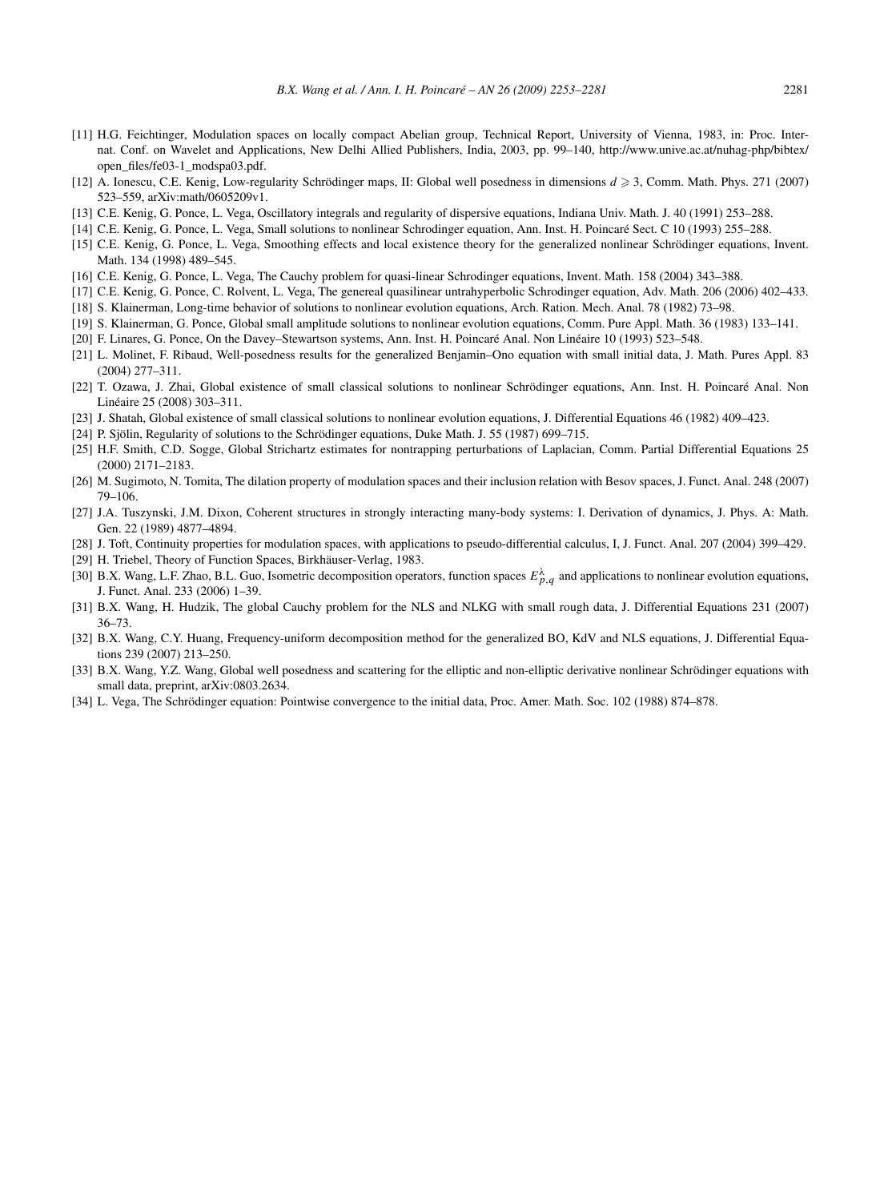[11] H.G. Feichtinger, Modulation spaces on locally compact Abelian group, Technical Report, University of Vienna, 1983, in: Proc. Internat. Conf. on Wavelet and Applications, New Delhi Allied Publishers, India, 2003, pp. 99–140, http://www.univie.ac.at/nuhag-php/bibtex/open_files/fe03-1_modspa03.pdf.

[12] A. Ionescu, C.E. Kenig, Low-regularity Schrödinger maps, II: Global well posedness in dimensions $d \geqslant 3$, Comm. Math. Phys. 271 (2007) 523–559, arXiv:math/0605209v1.

[13] C.E. Kenig, G. Ponce, L. Vega, Oscillatory integrals and regularity of dispersive equations, Indiana Univ. Math. J. 40 (1991) 253–288.

[14] C.E. Kenig, G. Ponce, L. Vega, Small solutions to nonlinear Schrodinger equation, Ann. Inst. H. Poincaré Sect. C 10 (1993) 255–288.

[15] C.E. Kenig, G. Ponce, L. Vega, Smoothing effects and local existence theory for the generalized nonlinear Schrödinger equations, Invent. Math. 134 (1998) 489–545.

[16] C.E. Kenig, G. Ponce, L. Vega, The Cauchy problem for quasi-linear Schrodinger equations, Invent. Math. 158 (2004) 343–388.

[17] C.E. Kenig, G. Ponce, C. Rolvent, L. Vega, The genereal quasilinear untrahyperbolic Schrodinger equation, Adv. Math. 206 (2006) 402–433.

[18] S. Klainerman, Long-time behavior of solutions to nonlinear evolution equations, Arch. Ration. Mech. Anal. 78 (1982) 73–98.

[19] S. Klainerman, G. Ponce, Global small amplitude solutions to nonlinear evolution equations, Comm. Pure Appl. Math. 36 (1983) 133–141.

[20] F. Linares, G. Ponce, On the Davey–Stewartson systems, Ann. Inst. H. Poincaré Anal. Non Linéaire 10 (1993) 523–548.

[21] L. Molinet, F. Ribaud, Well-posedness results for the generalized Benjamin–Ono equation with small initial data, J. Math. Pures Appl. 83 (2004) 277–311.

[22] T. Ozawa, J. Zhai, Global existence of small classical solutions to nonlinear Schrödinger equations, Ann. Inst. H. Poincaré Anal. Non Linéaire 25 (2008) 303–311.

[23] J. Shatah, Global existence of small classical solutions to nonlinear evolution equations, J. Differential Equations 46 (1982) 409–423.

[24] P. Sjölin, Regularity of solutions to the Schrödinger equations, Duke Math. J. 55 (1987) 699–715.

[25] H.F. Smith, C.D. Sogge, Global Strichartz estimates for nontrapping perturbations of Laplacian, Comm. Partial Differential Equations 25 (2000) 2171–2183.

[26] M. Sugimoto, N. Tomita, The dilation property of modulation spaces and their inclusion relation with Besov spaces, J. Funct. Anal. 248 (2007) 79–106.

[27] J.A. Tuszynski, J.M. Dixon, Coherent structures in strongly interacting many-body systems: I. Derivation of dynamics, J. Phys. A: Math. Gen. 22 (1989) 4877–4894.

[28] J. Toft, Continuity properties for modulation spaces, with applications to pseudo-differential calculus, I, J. Funct. Anal. 207 (2004) 399–429.

[29] H. Triebel, Theory of Function Spaces, Birkhäuser-Verlag, 1983.

[30] B.X. Wang, L.F. Zhao, B.L. Guo, Isometric decomposition operators, function spaces $E^{\lambda}_{p,q}$ and applications to nonlinear evolution equations, J. Funct. Anal. 233 (2006) 1–39.

[31] B.X. Wang, H. Hudzik, The global Cauchy problem for the NLS and NLKG with small rough data, J. Differential Equations 231 (2007) 36–73.

[32] B.X. Wang, C.Y. Huang, Frequency-uniform decomposition method for the generalized BO, KdV and NLS equations, J. Differential Equations 239 (2007) 213–250.

[33] B.X. Wang, Y.Z. Wang, Global well posedness and scattering for the elliptic and non-elliptic derivative nonlinear Schrödinger equations with small data, preprint, arXiv:0803.2634.

[34] L. Vega, The Schrödinger equation: Pointwise convergence to the initial data, Proc. Amer. Math. Soc. 102 (1988) 874–878.